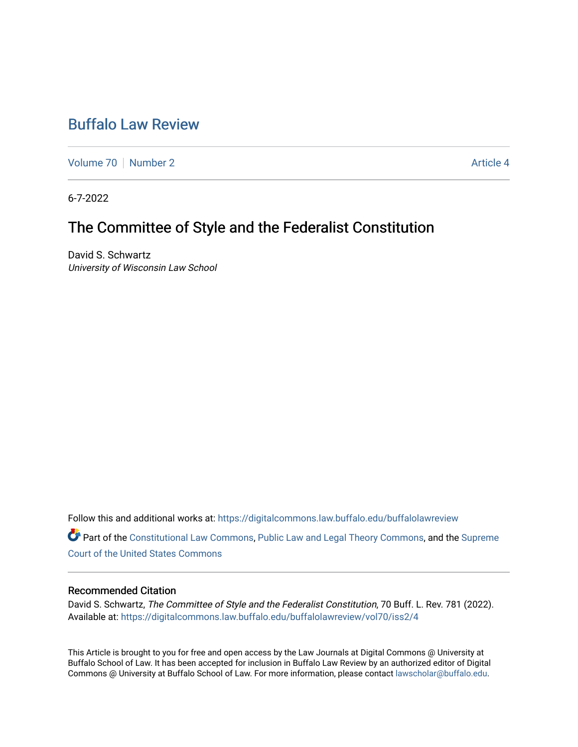# Buffalo Law Review

Volume 70 | Number 2 Article 4

6-7-2022

## The Committee of Style and the Federalist Constitution

David S. Schwartz
*University of Wisconsin Law School*

Follow this and additional works at: https://digitalcommons.law.buffalo.edu/buffalolawreview

Part of the Constitutional Law Commons, Public Law and Legal Theory Commons, and the Supreme Court of the United States Commons

### Recommended Citation

David S. Schwartz, *The Committee of Style and the Federalist Constitution*, 70 Buff. L. Rev. 781 (2022).
Available at: https://digitalcommons.law.buffalo.edu/buffalolawreview/vol70/iss2/4

This Article is brought to you for free and open access by the Law Journals at Digital Commons @ University at Buffalo School of Law. It has been accepted for inclusion in Buffalo Law Review by an authorized editor of Digital Commons @ University at Buffalo School of Law. For more information, please contact lawscholar@buffalo.edu.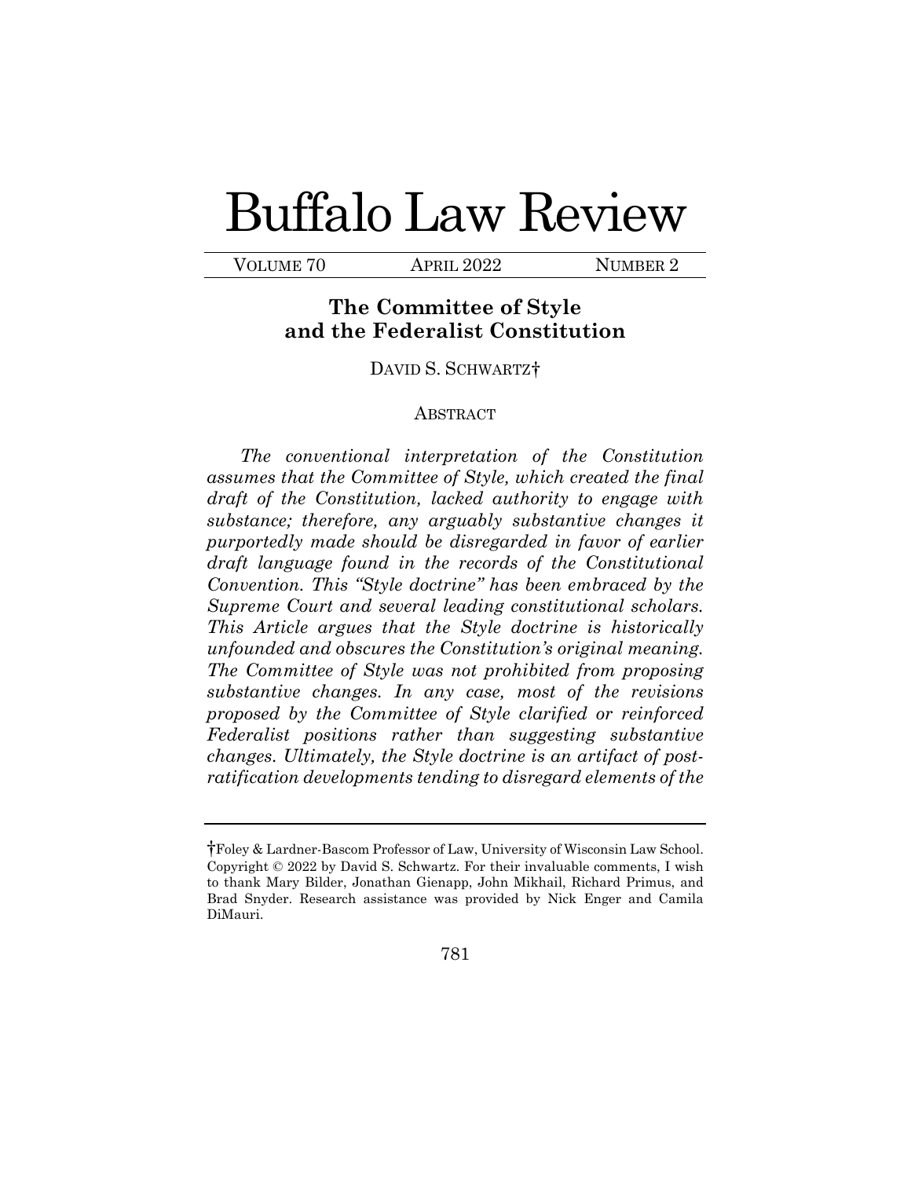# Buffalo Law Review

VOLUME 70 APRIL 2022 NUMBER 2

## The Committee of Style and the Federalist Constitution

DAVID S. SCHWARTZ†

### ABSTRACT

*The conventional interpretation of the Constitution assumes that the Committee of Style, which created the final draft of the Constitution, lacked authority to engage with substance; therefore, any arguably substantive changes it purportedly made should be disregarded in favor of earlier draft language found in the records of the Constitutional Convention. This "Style doctrine" has been embraced by the Supreme Court and several leading constitutional scholars. This Article argues that the Style doctrine is historically unfounded and obscures the Constitution's original meaning. The Committee of Style was not prohibited from proposing substantive changes. In any case, most of the revisions proposed by the Committee of Style clarified or reinforced Federalist positions rather than suggesting substantive changes. Ultimately, the Style doctrine is an artifact of post-ratification developments tending to disregard elements of the*

---

†Foley & Lardner-Bascom Professor of Law, University of Wisconsin Law School. Copyright © 2022 by David S. Schwartz. For their invaluable comments, I wish to thank Mary Bilder, Jonathan Gienapp, John Mikhail, Richard Primus, and Brad Snyder. Research assistance was provided by Nick Enger and Camila DiMauri.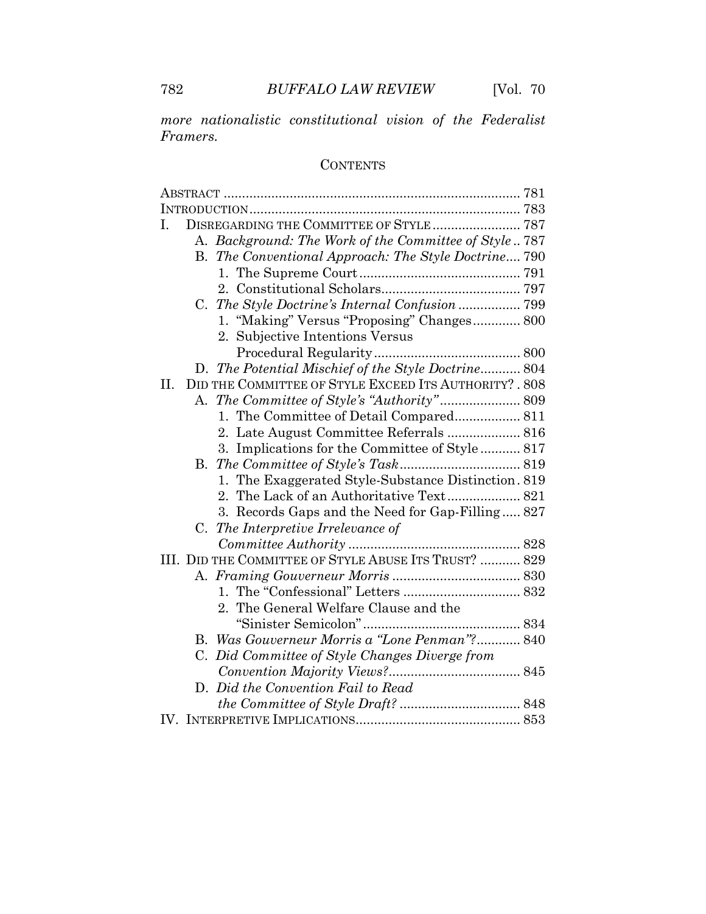*more nationalistic constitutional vision of the Federalist Framers.*

## CONTENTS

ABSTRACT ... 781
INTRODUCTION ... 783
I. DISREGARDING THE COMMITTEE OF STYLE ... 787
  A. *Background: The Work of the Committee of Style* ... 787
  B. *The Conventional Approach: The Style Doctrine* ... 790
    1. The Supreme Court ... 791
    2. Constitutional Scholars ... 797
  C. *The Style Doctrine's Internal Confusion* ... 799
    1. "Making" Versus "Proposing" Changes ... 800
    2. Subjective Intentions Versus Procedural Regularity ... 800
  D. *The Potential Mischief of the Style Doctrine* ... 804
II. DID THE COMMITTEE OF STYLE EXCEED ITS AUTHORITY? ... 808
  A. *The Committee of Style's "Authority"* ... 809
    1. The Committee of Detail Compared ... 811
    2. Late August Committee Referrals ... 816
    3. Implications for the Committee of Style ... 817
  B. *The Committee of Style's Task* ... 819
    1. The Exaggerated Style-Substance Distinction ... 819
    2. The Lack of an Authoritative Text ... 821
    3. Records Gaps and the Need for Gap-Filling ... 827
  C. *The Interpretive Irrelevance of Committee Authority* ... 828
III. DID THE COMMITTEE OF STYLE ABUSE ITS TRUST? ... 829
  A. *Framing Gouverneur Morris* ... 830
    1. The "Confessional" Letters ... 832
    2. The General Welfare Clause and the "Sinister Semicolon" ... 834
  B. *Was Gouverneur Morris a "Lone Penman"?* ... 840
  C. *Did Committee of Style Changes Diverge from Convention Majority Views?* ... 845
  D. *Did the Convention Fail to Read the Committee of Style Draft?* ... 848
IV. INTERPRETIVE IMPLICATIONS ... 853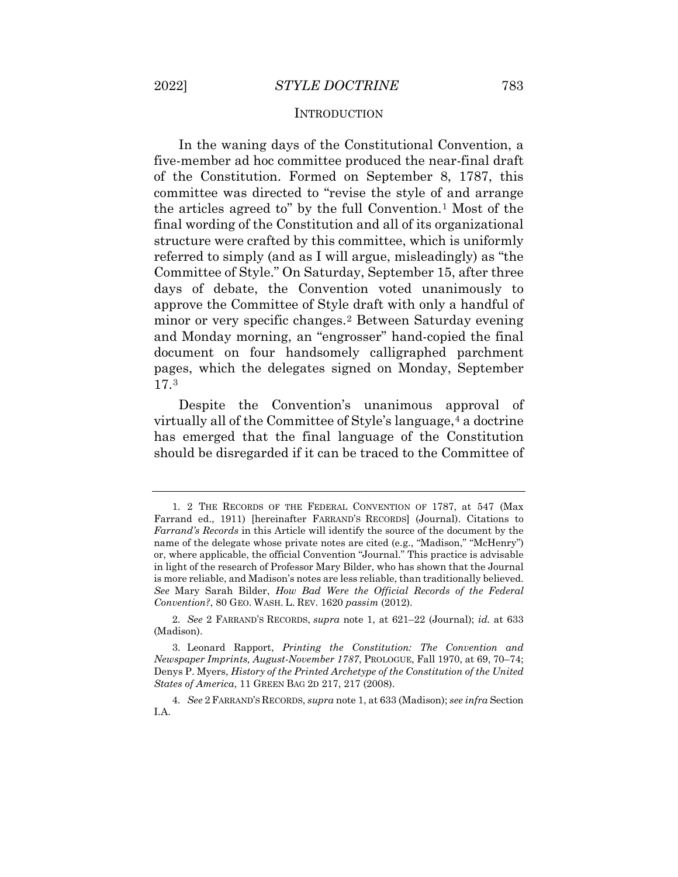## INTRODUCTION

In the waning days of the Constitutional Convention, a five-member ad hoc committee produced the near-final draft of the Constitution. Formed on September 8, 1787, this committee was directed to "revise the style of and arrange the articles agreed to" by the full Convention.[1] Most of the final wording of the Constitution and all of its organizational structure were crafted by this committee, which is uniformly referred to simply (and as I will argue, misleadingly) as "the Committee of Style." On Saturday, September 15, after three days of debate, the Convention voted unanimously to approve the Committee of Style draft with only a handful of minor or very specific changes.[2] Between Saturday evening and Monday morning, an "engrosser" hand-copied the final document on four handsomely calligraphed parchment pages, which the delegates signed on Monday, September 17.[3]

Despite the Convention's unanimous approval of virtually all of the Committee of Style's language,[4] a doctrine has emerged that the final language of the Constitution should be disregarded if it can be traced to the Committee of

---

1. 2 THE RECORDS OF THE FEDERAL CONVENTION OF 1787, at 547 (Max Farrand ed., 1911) [hereinafter FARRAND'S RECORDS] (Journal). Citations to *Farrand's Records* in this Article will identify the source of the document by the name of the delegate whose private notes are cited (e.g., "Madison," "McHenry") or, where applicable, the official Convention "Journal." This practice is advisable in light of the research of Professor Mary Bilder, who has shown that the Journal is more reliable, and Madison's notes are less reliable, than traditionally believed. *See* Mary Sarah Bilder, *How Bad Were the Official Records of the Federal Convention?*, 80 GEO. WASH. L. REV. 1620 *passim* (2012).

2. *See* 2 FARRAND'S RECORDS, *supra* note 1, at 621–22 (Journal); *id.* at 633 (Madison).

3. Leonard Rapport, *Printing the Constitution: The Convention and Newspaper Imprints, August-November 1787*, PROLOGUE, Fall 1970, at 69, 70–74; Denys P. Myers, *History of the Printed Archetype of the Constitution of the United States of America*, 11 GREEN BAG 2D 217, 217 (2008).

4. *See* 2 FARRAND'S RECORDS, *supra* note 1, at 633 (Madison); *see infra* Section I.A.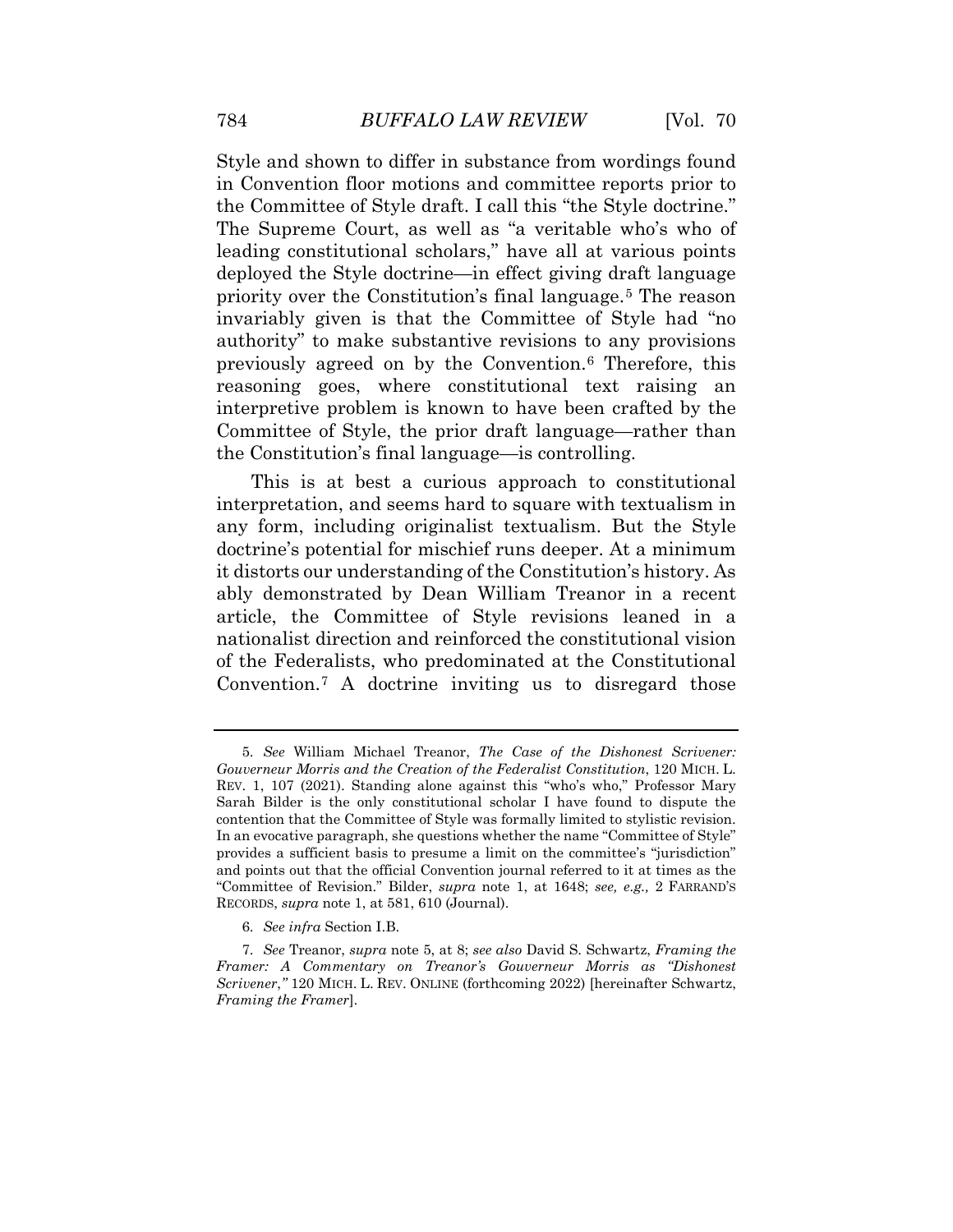Style and shown to differ in substance from wordings found in Convention floor motions and committee reports prior to the Committee of Style draft. I call this "the Style doctrine." The Supreme Court, as well as "a veritable who's who of leading constitutional scholars," have all at various points deployed the Style doctrine—in effect giving draft language priority over the Constitution's final language.[5] The reason invariably given is that the Committee of Style had "no authority" to make substantive revisions to any provisions previously agreed on by the Convention.[6] Therefore, this reasoning goes, where constitutional text raising an interpretive problem is known to have been crafted by the Committee of Style, the prior draft language—rather than the Constitution's final language—is controlling.

This is at best a curious approach to constitutional interpretation, and seems hard to square with textualism in any form, including originalist textualism. But the Style doctrine's potential for mischief runs deeper. At a minimum it distorts our understanding of the Constitution's history. As ably demonstrated by Dean William Treanor in a recent article, the Committee of Style revisions leaned in a nationalist direction and reinforced the constitutional vision of the Federalists, who predominated at the Constitutional Convention.[7] A doctrine inviting us to disregard those

---

5. *See* William Michael Treanor, *The Case of the Dishonest Scrivener: Gouverneur Morris and the Creation of the Federalist Constitution*, 120 MICH. L. REV. 1, 107 (2021). Standing alone against this "who's who," Professor Mary Sarah Bilder is the only constitutional scholar I have found to dispute the contention that the Committee of Style was formally limited to stylistic revision. In an evocative paragraph, she questions whether the name "Committee of Style" provides a sufficient basis to presume a limit on the committee's "jurisdiction" and points out that the official Convention journal referred to it at times as the "Committee of Revision." Bilder, *supra* note 1, at 1648; *see, e.g.,* 2 FARRAND'S RECORDS, *supra* note 1, at 581, 610 (Journal).

6. *See infra* Section I.B.

7. *See* Treanor, *supra* note 5, at 8; *see also* David S. Schwartz, *Framing the Framer: A Commentary on Treanor's Gouverneur Morris as "Dishonest Scrivener*,*"* 120 MICH. L. REV. ONLINE (forthcoming 2022) [hereinafter Schwartz, *Framing the Framer*].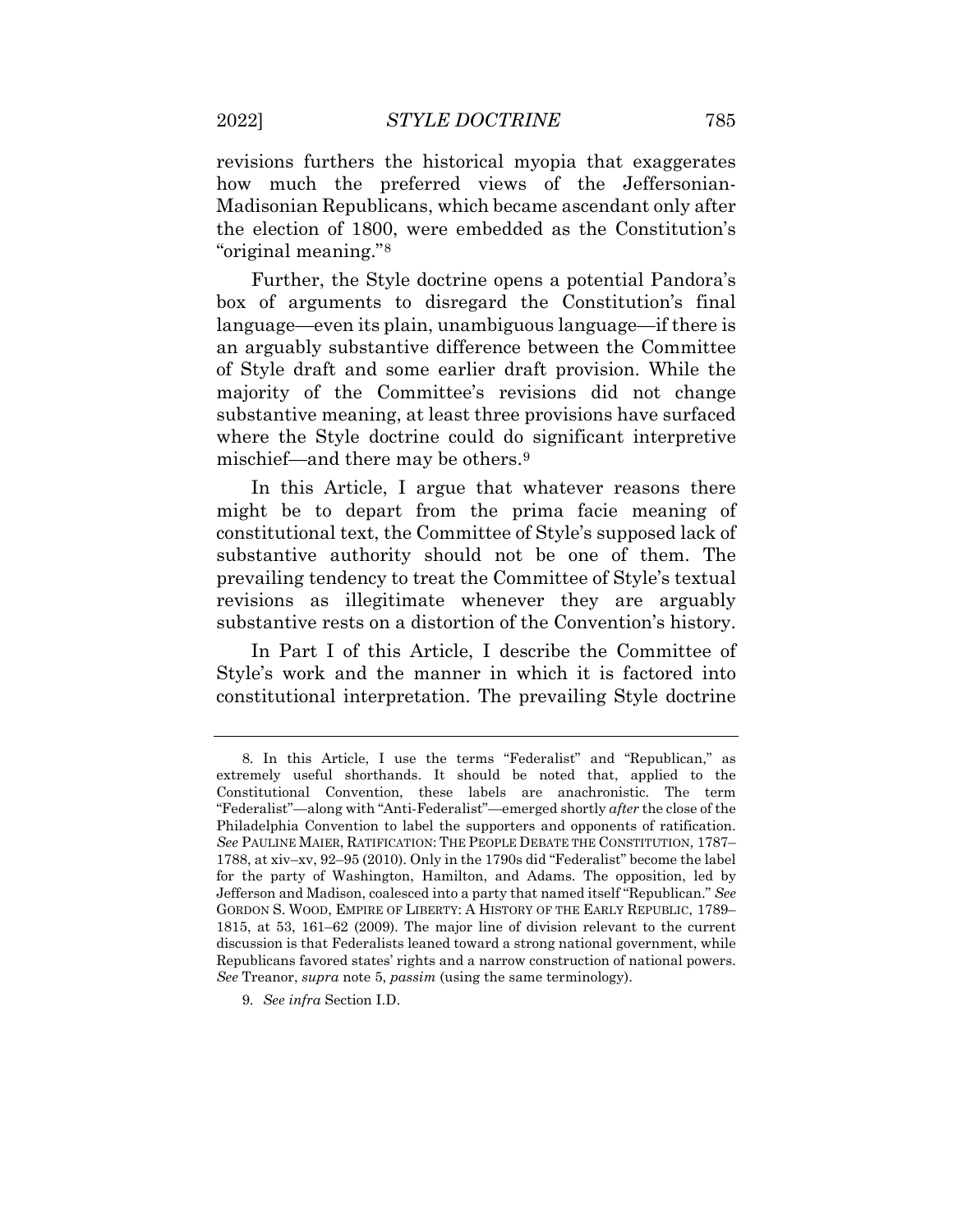revisions furthers the historical myopia that exaggerates how much the preferred views of the Jeffersonian-Madisonian Republicans, which became ascendant only after the election of 1800, were embedded as the Constitution's "original meaning."[8]

Further, the Style doctrine opens a potential Pandora's box of arguments to disregard the Constitution's final language—even its plain, unambiguous language—if there is an arguably substantive difference between the Committee of Style draft and some earlier draft provision. While the majority of the Committee's revisions did not change substantive meaning, at least three provisions have surfaced where the Style doctrine could do significant interpretive mischief—and there may be others.[9]

In this Article, I argue that whatever reasons there might be to depart from the prima facie meaning of constitutional text, the Committee of Style's supposed lack of substantive authority should not be one of them. The prevailing tendency to treat the Committee of Style's textual revisions as illegitimate whenever they are arguably substantive rests on a distortion of the Convention's history.

In Part I of this Article, I describe the Committee of Style's work and the manner in which it is factored into constitutional interpretation. The prevailing Style doctrine

---

8. In this Article, I use the terms "Federalist" and "Republican," as extremely useful shorthands. It should be noted that, applied to the Constitutional Convention, these labels are anachronistic. The term "Federalist"—along with "Anti-Federalist"—emerged shortly *after* the close of the Philadelphia Convention to label the supporters and opponents of ratification. *See* PAULINE MAIER, RATIFICATION: THE PEOPLE DEBATE THE CONSTITUTION, 1787–1788, at xiv–xv, 92–95 (2010). Only in the 1790s did "Federalist" become the label for the party of Washington, Hamilton, and Adams. The opposition, led by Jefferson and Madison, coalesced into a party that named itself "Republican." *See* GORDON S. WOOD, EMPIRE OF LIBERTY: A HISTORY OF THE EARLY REPUBLIC, 1789–1815, at 53, 161–62 (2009). The major line of division relevant to the current discussion is that Federalists leaned toward a strong national government, while Republicans favored states' rights and a narrow construction of national powers. *See* Treanor, *supra* note 5, *passim* (using the same terminology).

9. *See infra* Section I.D.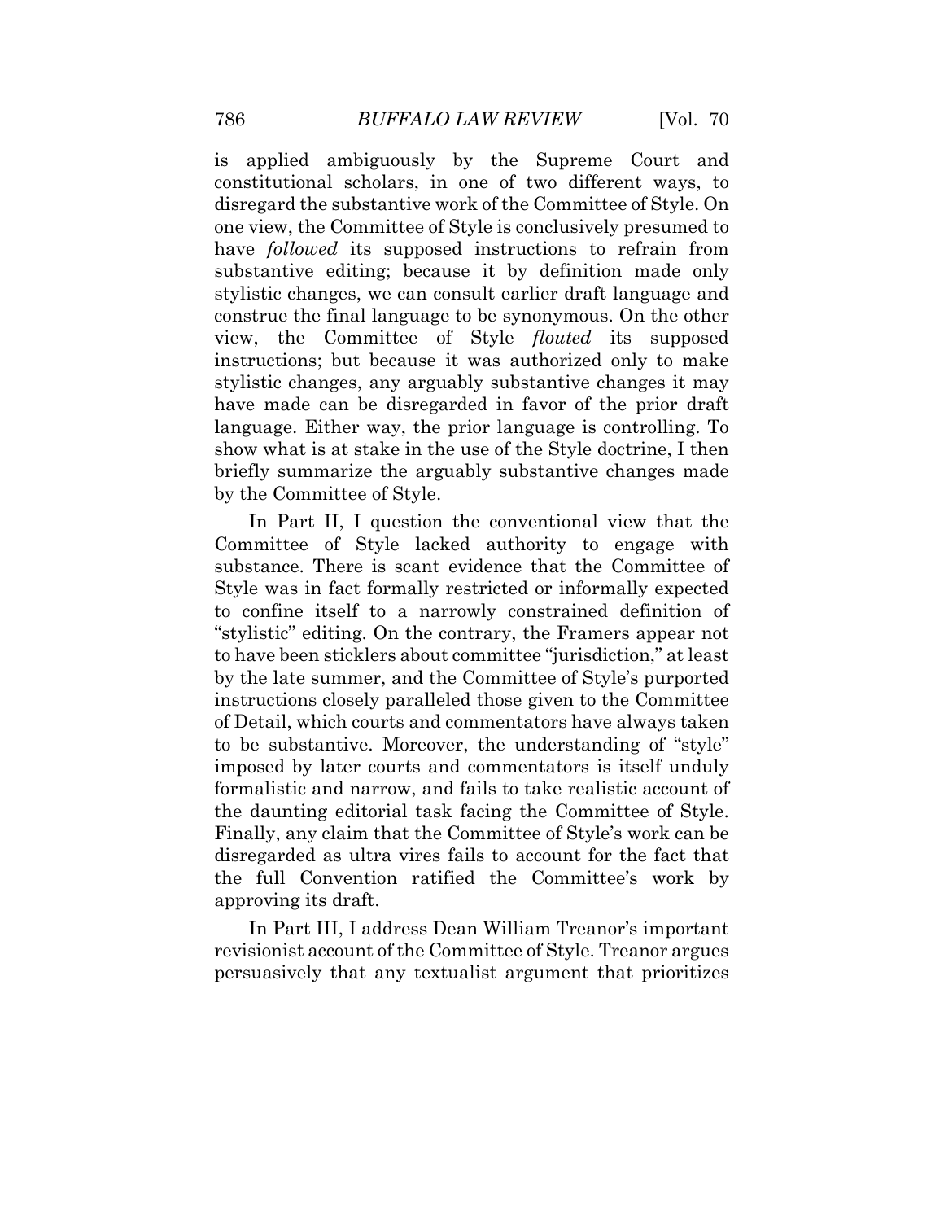is applied ambiguously by the Supreme Court and constitutional scholars, in one of two different ways, to disregard the substantive work of the Committee of Style. On one view, the Committee of Style is conclusively presumed to have *followed* its supposed instructions to refrain from substantive editing; because it by definition made only stylistic changes, we can consult earlier draft language and construe the final language to be synonymous. On the other view, the Committee of Style *flouted* its supposed instructions; but because it was authorized only to make stylistic changes, any arguably substantive changes it may have made can be disregarded in favor of the prior draft language. Either way, the prior language is controlling. To show what is at stake in the use of the Style doctrine, I then briefly summarize the arguably substantive changes made by the Committee of Style.

In Part II, I question the conventional view that the Committee of Style lacked authority to engage with substance. There is scant evidence that the Committee of Style was in fact formally restricted or informally expected to confine itself to a narrowly constrained definition of "stylistic" editing. On the contrary, the Framers appear not to have been sticklers about committee "jurisdiction," at least by the late summer, and the Committee of Style's purported instructions closely paralleled those given to the Committee of Detail, which courts and commentators have always taken to be substantive. Moreover, the understanding of "style" imposed by later courts and commentators is itself unduly formalistic and narrow, and fails to take realistic account of the daunting editorial task facing the Committee of Style. Finally, any claim that the Committee of Style's work can be disregarded as ultra vires fails to account for the fact that the full Convention ratified the Committee's work by approving its draft.

In Part III, I address Dean William Treanor's important revisionist account of the Committee of Style. Treanor argues persuasively that any textualist argument that prioritizes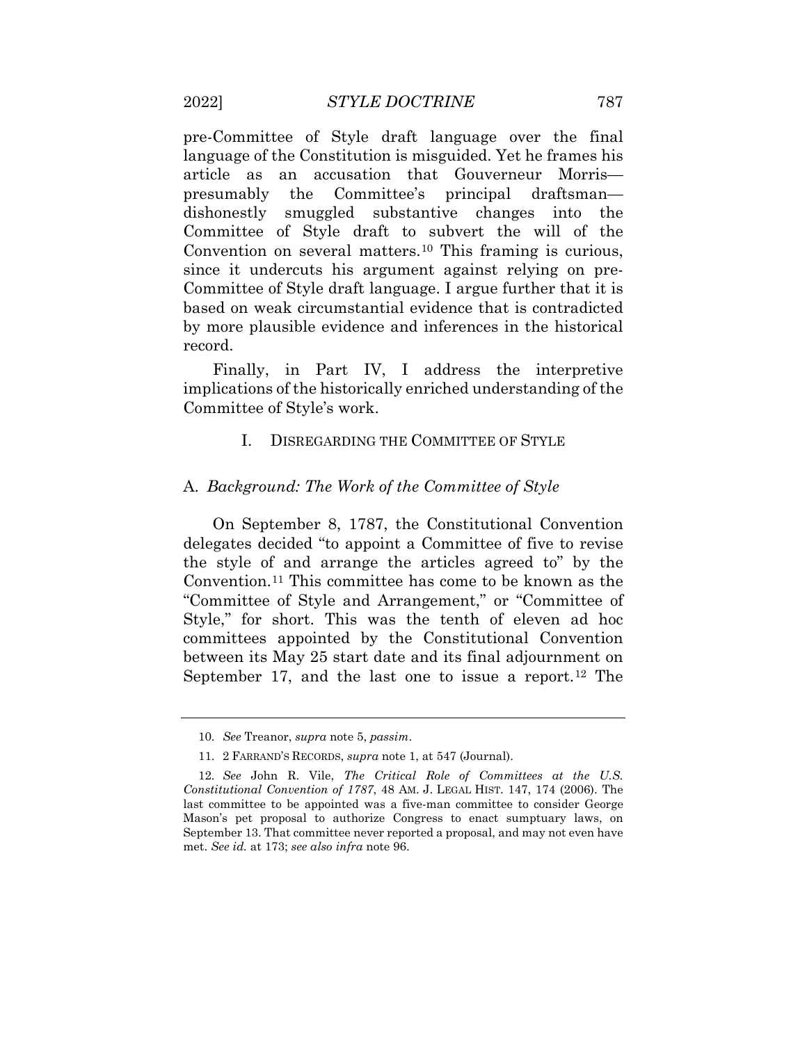pre-Committee of Style draft language over the final language of the Constitution is misguided. Yet he frames his article as an accusation that Gouverneur Morris—presumably the Committee's principal draftsman—dishonestly smuggled substantive changes into the Committee of Style draft to subvert the will of the Convention on several matters.[10] This framing is curious, since it undercuts his argument against relying on pre-Committee of Style draft language. I argue further that it is based on weak circumstantial evidence that is contradicted by more plausible evidence and inferences in the historical record.

Finally, in Part IV, I address the interpretive implications of the historically enriched understanding of the Committee of Style's work.

## I. DISREGARDING THE COMMITTEE OF STYLE

### A. *Background: The Work of the Committee of Style*

On September 8, 1787, the Constitutional Convention delegates decided "to appoint a Committee of five to revise the style of and arrange the articles agreed to" by the Convention.[11] This committee has come to be known as the "Committee of Style and Arrangement," or "Committee of Style," for short. This was the tenth of eleven ad hoc committees appointed by the Constitutional Convention between its May 25 start date and its final adjournment on September 17, and the last one to issue a report.[12] The

---

10. *See* Treanor, *supra* note 5, *passim*.

11. 2 FARRAND'S RECORDS, *supra* note 1, at 547 (Journal).

12. *See* John R. Vile, *The Critical Role of Committees at the U.S. Constitutional Convention of 1787*, 48 AM. J. LEGAL HIST. 147, 174 (2006). The last committee to be appointed was a five-man committee to consider George Mason's pet proposal to authorize Congress to enact sumptuary laws, on September 13. That committee never reported a proposal, and may not even have met. *See id.* at 173; *see also infra* note 96.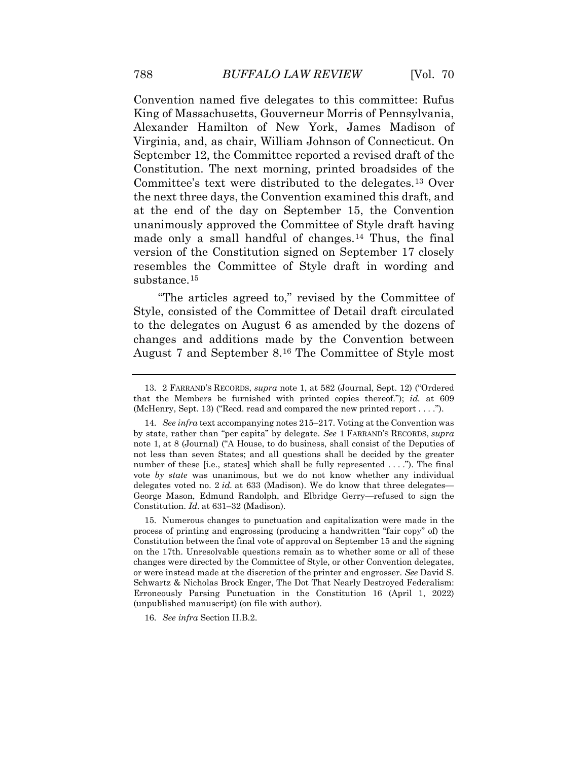Convention named five delegates to this committee: Rufus King of Massachusetts, Gouverneur Morris of Pennsylvania, Alexander Hamilton of New York, James Madison of Virginia, and, as chair, William Johnson of Connecticut. On September 12, the Committee reported a revised draft of the Constitution. The next morning, printed broadsides of the Committee's text were distributed to the delegates.[13] Over the next three days, the Convention examined this draft, and at the end of the day on September 15, the Convention unanimously approved the Committee of Style draft having made only a small handful of changes.[14] Thus, the final version of the Constitution signed on September 17 closely resembles the Committee of Style draft in wording and substance.[15]

"The articles agreed to," revised by the Committee of Style, consisted of the Committee of Detail draft circulated to the delegates on August 6 as amended by the dozens of changes and additions made by the Convention between August 7 and September 8.[16] The Committee of Style most

---

13. 2 FARRAND'S RECORDS, *supra* note 1, at 582 (Journal, Sept. 12) ("Ordered that the Members be furnished with printed copies thereof."); *id.* at 609 (McHenry, Sept. 13) ("Recd. read and compared the new printed report . . . .").

14. *See infra* text accompanying notes 215–217. Voting at the Convention was by state, rather than "per capita" by delegate. *See* 1 FARRAND'S RECORDS, *supra* note 1, at 8 (Journal) ("A House, to do business, shall consist of the Deputies of not less than seven States; and all questions shall be decided by the greater number of these [i.e., states] which shall be fully represented . . . ."). The final vote *by state* was unanimous, but we do not know whether any individual delegates voted no. 2 *id.* at 633 (Madison). We do know that three delegates—George Mason, Edmund Randolph, and Elbridge Gerry—refused to sign the Constitution. *Id.* at 631–32 (Madison).

15. Numerous changes to punctuation and capitalization were made in the process of printing and engrossing (producing a handwritten "fair copy" of) the Constitution between the final vote of approval on September 15 and the signing on the 17th. Unresolvable questions remain as to whether some or all of these changes were directed by the Committee of Style, or other Convention delegates, or were instead made at the discretion of the printer and engrosser. *See* David S. Schwartz & Nicholas Brock Enger, The Dot That Nearly Destroyed Federalism: Erroneously Parsing Punctuation in the Constitution 16 (April 1, 2022) (unpublished manuscript) (on file with author).

16. *See infra* Section II.B.2.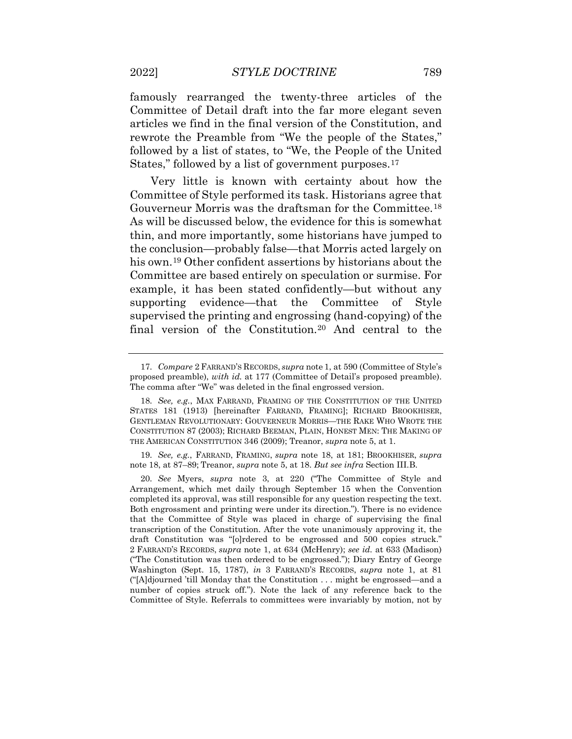famously rearranged the twenty-three articles of the Committee of Detail draft into the far more elegant seven articles we find in the final version of the Constitution, and rewrote the Preamble from "We the people of the States," followed by a list of states, to "We, the People of the United States," followed by a list of government purposes.[17]

Very little is known with certainty about how the Committee of Style performed its task. Historians agree that Gouverneur Morris was the draftsman for the Committee.[18] As will be discussed below, the evidence for this is somewhat thin, and more importantly, some historians have jumped to the conclusion—probably false—that Morris acted largely on his own.[19] Other confident assertions by historians about the Committee are based entirely on speculation or surmise. For example, it has been stated confidently—but without any supporting evidence—that the Committee of Style supervised the printing and engrossing (hand-copying) of the final version of the Constitution.[20] And central to the

---

17. *Compare* 2 FARRAND'S RECORDS, *supra* note 1, at 590 (Committee of Style's proposed preamble), *with id.* at 177 (Committee of Detail's proposed preamble). The comma after "We" was deleted in the final engrossed version.

18. *See, e.g.*, MAX FARRAND, FRAMING OF THE CONSTITUTION OF THE UNITED STATES 181 (1913) [hereinafter FARRAND, FRAMING]; RICHARD BROOKHISER, GENTLEMAN REVOLUTIONARY: GOUVERNEUR MORRIS—THE RAKE WHO WROTE THE CONSTITUTION 87 (2003); RICHARD BEEMAN, PLAIN, HONEST MEN: THE MAKING OF THE AMERICAN CONSTITUTION 346 (2009); Treanor, *supra* note 5, at 1.

19. *See, e.g.*, FARRAND, FRAMING, *supra* note 18, at 181; BROOKHISER, *supra* note 18, at 87–89; Treanor, *supra* note 5, at 18. *But see infra* Section III.B.

20. *See* Myers, *supra* note 3, at 220 ("The Committee of Style and Arrangement, which met daily through September 15 when the Convention completed its approval, was still responsible for any question respecting the text. Both engrossment and printing were under its direction."). There is no evidence that the Committee of Style was placed in charge of supervising the final transcription of the Constitution. After the vote unanimously approving it, the draft Constitution was "[o]rdered to be engrossed and 500 copies struck." 2 FARRAND'S RECORDS, *supra* note 1, at 634 (McHenry); *see id.* at 633 (Madison) ("The Constitution was then ordered to be engrossed."); Diary Entry of George Washington (Sept. 15, 1787), *in* 3 FARRAND'S RECORDS, *supra* note 1, at 81 ("[A]djourned 'till Monday that the Constitution . . . might be engrossed—and a number of copies struck off."). Note the lack of any reference back to the Committee of Style. Referrals to committees were invariably by motion, not by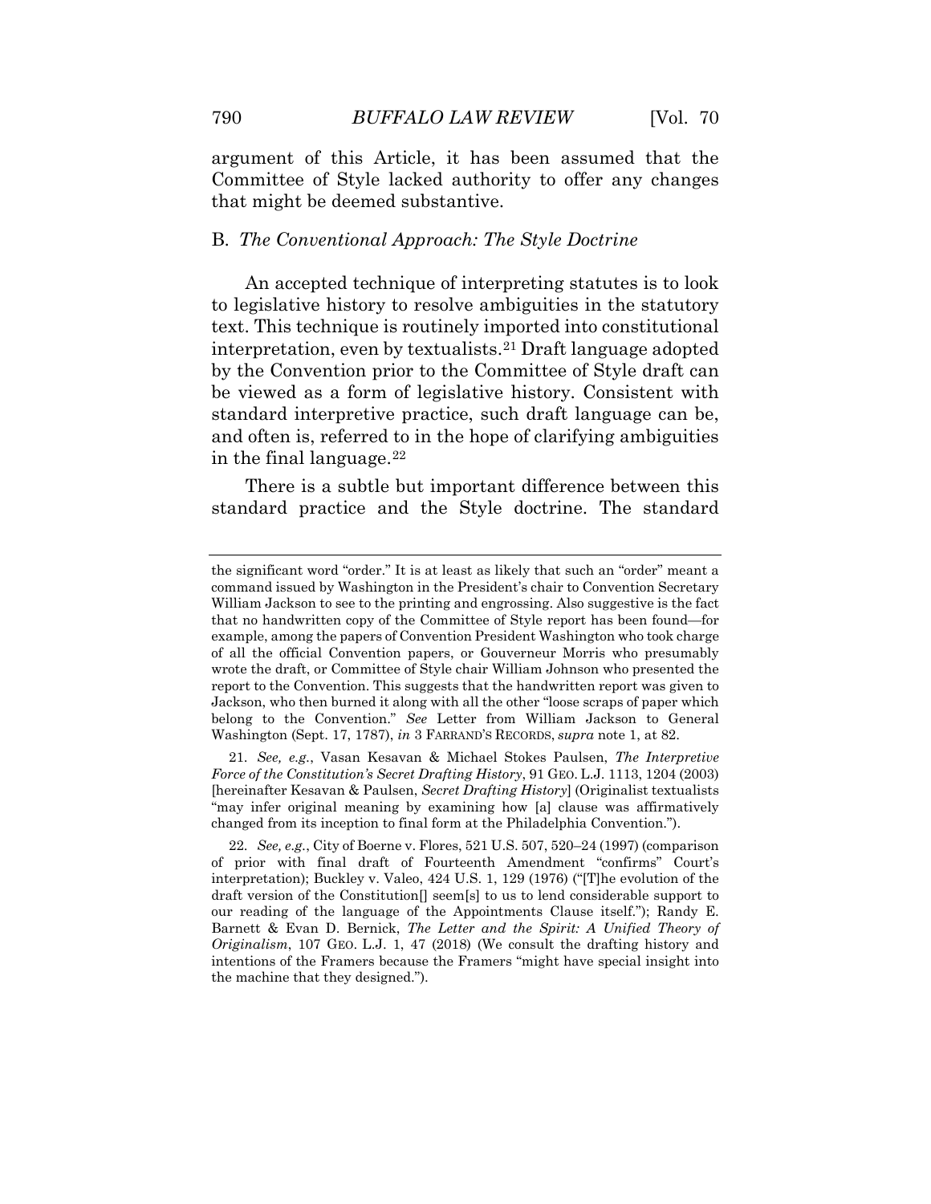argument of this Article, it has been assumed that the Committee of Style lacked authority to offer any changes that might be deemed substantive.

### B. *The Conventional Approach: The Style Doctrine*

An accepted technique of interpreting statutes is to look to legislative history to resolve ambiguities in the statutory text. This technique is routinely imported into constitutional interpretation, even by textualists.[21] Draft language adopted by the Convention prior to the Committee of Style draft can be viewed as a form of legislative history. Consistent with standard interpretive practice, such draft language can be, and often is, referred to in the hope of clarifying ambiguities in the final language.[22]

There is a subtle but important difference between this standard practice and the Style doctrine. The standard

---

the significant word "order." It is at least as likely that such an "order" meant a command issued by Washington in the President's chair to Convention Secretary William Jackson to see to the printing and engrossing. Also suggestive is the fact that no handwritten copy of the Committee of Style report has been found—for example, among the papers of Convention President Washington who took charge of all the official Convention papers, or Gouverneur Morris who presumably wrote the draft, or Committee of Style chair William Johnson who presented the report to the Convention. This suggests that the handwritten report was given to Jackson, who then burned it along with all the other "loose scraps of paper which belong to the Convention." *See* Letter from William Jackson to General Washington (Sept. 17, 1787), *in* 3 FARRAND'S RECORDS, *supra* note 1, at 82.

21. *See, e.g.*, Vasan Kesavan & Michael Stokes Paulsen, *The Interpretive Force of the Constitution's Secret Drafting History*, 91 GEO. L.J. 1113, 1204 (2003) [hereinafter Kesavan & Paulsen, *Secret Drafting History*] (Originalist textualists "may infer original meaning by examining how [a] clause was affirmatively changed from its inception to final form at the Philadelphia Convention.").

22. *See, e.g.*, City of Boerne v. Flores, 521 U.S. 507, 520–24 (1997) (comparison of prior with final draft of Fourteenth Amendment "confirms" Court's interpretation); Buckley v. Valeo, 424 U.S. 1, 129 (1976) ("[T]he evolution of the draft version of the Constitution[] seem[s] to us to lend considerable support to our reading of the language of the Appointments Clause itself."); Randy E. Barnett & Evan D. Bernick, *The Letter and the Spirit: A Unified Theory of Originalism*, 107 GEO. L.J. 1, 47 (2018) (We consult the drafting history and intentions of the Framers because the Framers "might have special insight into the machine that they designed.").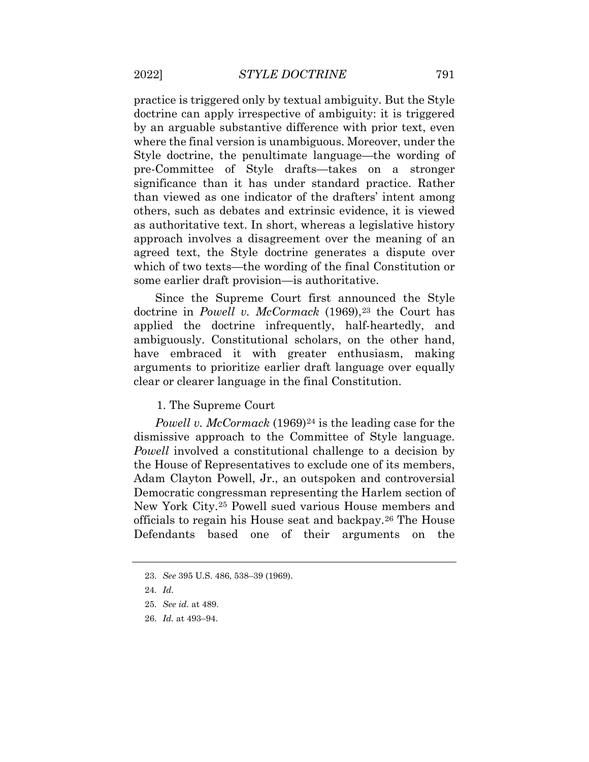practice is triggered only by textual ambiguity. But the Style doctrine can apply irrespective of ambiguity: it is triggered by an arguable substantive difference with prior text, even where the final version is unambiguous. Moreover, under the Style doctrine, the penultimate language—the wording of pre-Committee of Style drafts—takes on a stronger significance than it has under standard practice. Rather than viewed as one indicator of the drafters' intent among others, such as debates and extrinsic evidence, it is viewed as authoritative text. In short, whereas a legislative history approach involves a disagreement over the meaning of an agreed text, the Style doctrine generates a dispute over which of two texts—the wording of the final Constitution or some earlier draft provision—is authoritative.

Since the Supreme Court first announced the Style doctrine in *Powell v. McCormack* (1969),[23] the Court has applied the doctrine infrequently, half-heartedly, and ambiguously. Constitutional scholars, on the other hand, have embraced it with greater enthusiasm, making arguments to prioritize earlier draft language over equally clear or clearer language in the final Constitution.

### 1. The Supreme Court

*Powell v. McCormack* (1969)[24] is the leading case for the dismissive approach to the Committee of Style language. *Powell* involved a constitutional challenge to a decision by the House of Representatives to exclude one of its members, Adam Clayton Powell, Jr., an outspoken and controversial Democratic congressman representing the Harlem section of New York City.[25] Powell sued various House members and officials to regain his House seat and backpay.[26] The House Defendants based one of their arguments on the

---

23. *See* 395 U.S. 486, 538–39 (1969).

24. *Id.*

25. *See id.* at 489.

26. *Id.* at 493–94.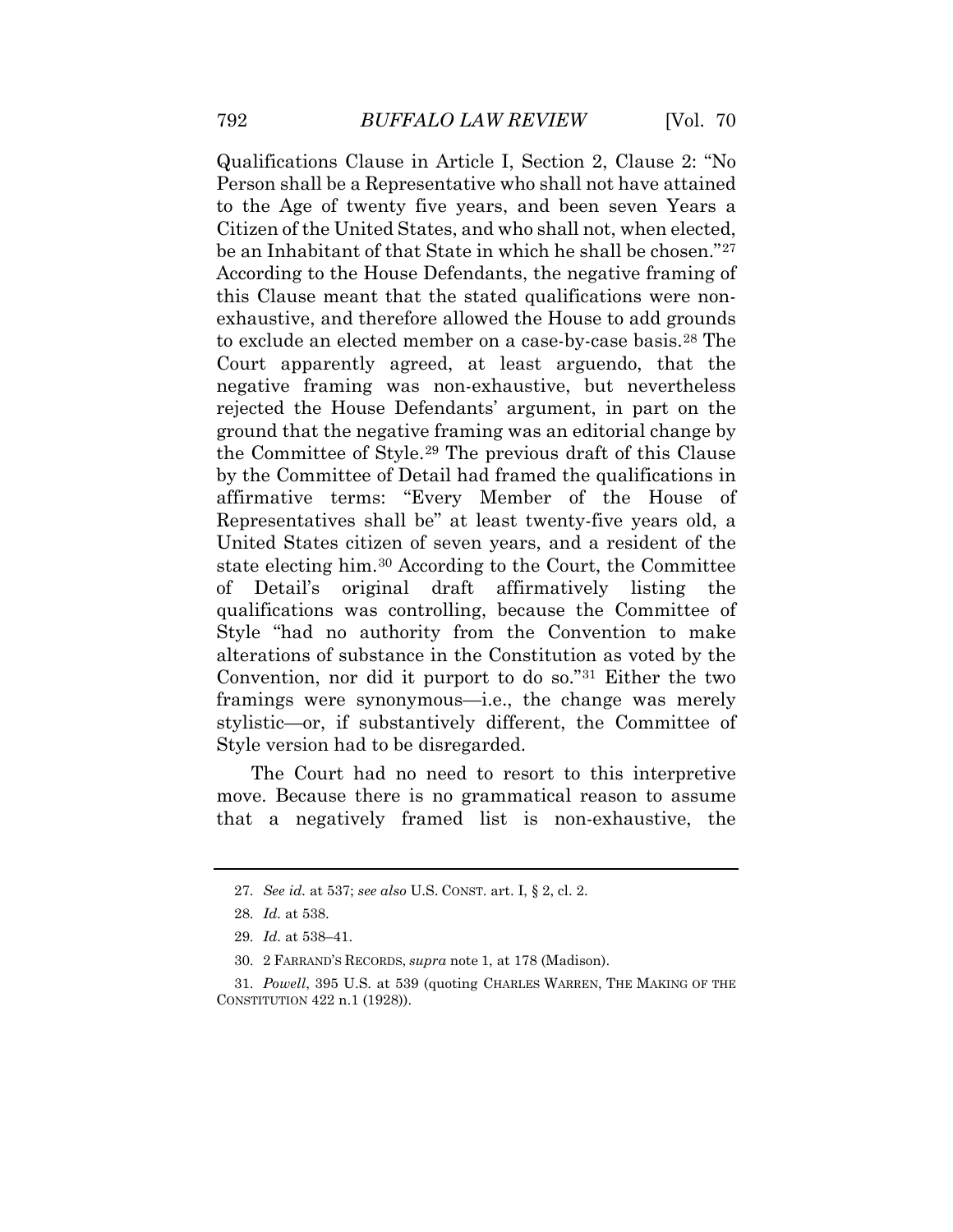Qualifications Clause in Article I, Section 2, Clause 2: "No Person shall be a Representative who shall not have attained to the Age of twenty five years, and been seven Years a Citizen of the United States, and who shall not, when elected, be an Inhabitant of that State in which he shall be chosen."[27] According to the House Defendants, the negative framing of this Clause meant that the stated qualifications were non-exhaustive, and therefore allowed the House to add grounds to exclude an elected member on a case-by-case basis.[28] The Court apparently agreed, at least arguendo, that the negative framing was non-exhaustive, but nevertheless rejected the House Defendants' argument, in part on the ground that the negative framing was an editorial change by the Committee of Style.[29] The previous draft of this Clause by the Committee of Detail had framed the qualifications in affirmative terms: "Every Member of the House of Representatives shall be" at least twenty-five years old, a United States citizen of seven years, and a resident of the state electing him.[30] According to the Court, the Committee of Detail's original draft affirmatively listing the qualifications was controlling, because the Committee of Style "had no authority from the Convention to make alterations of substance in the Constitution as voted by the Convention, nor did it purport to do so."[31] Either the two framings were synonymous—i.e., the change was merely stylistic—or, if substantively different, the Committee of Style version had to be disregarded.

The Court had no need to resort to this interpretive move. Because there is no grammatical reason to assume that a negatively framed list is non-exhaustive, the

---

27. *See id.* at 537; *see also* U.S. CONST. art. I, § 2, cl. 2.

28. *Id.* at 538.

29. *Id.* at 538–41.

30. 2 FARRAND'S RECORDS, *supra* note 1, at 178 (Madison).

31. *Powell*, 395 U.S. at 539 (quoting CHARLES WARREN, THE MAKING OF THE CONSTITUTION 422 n.1 (1928)).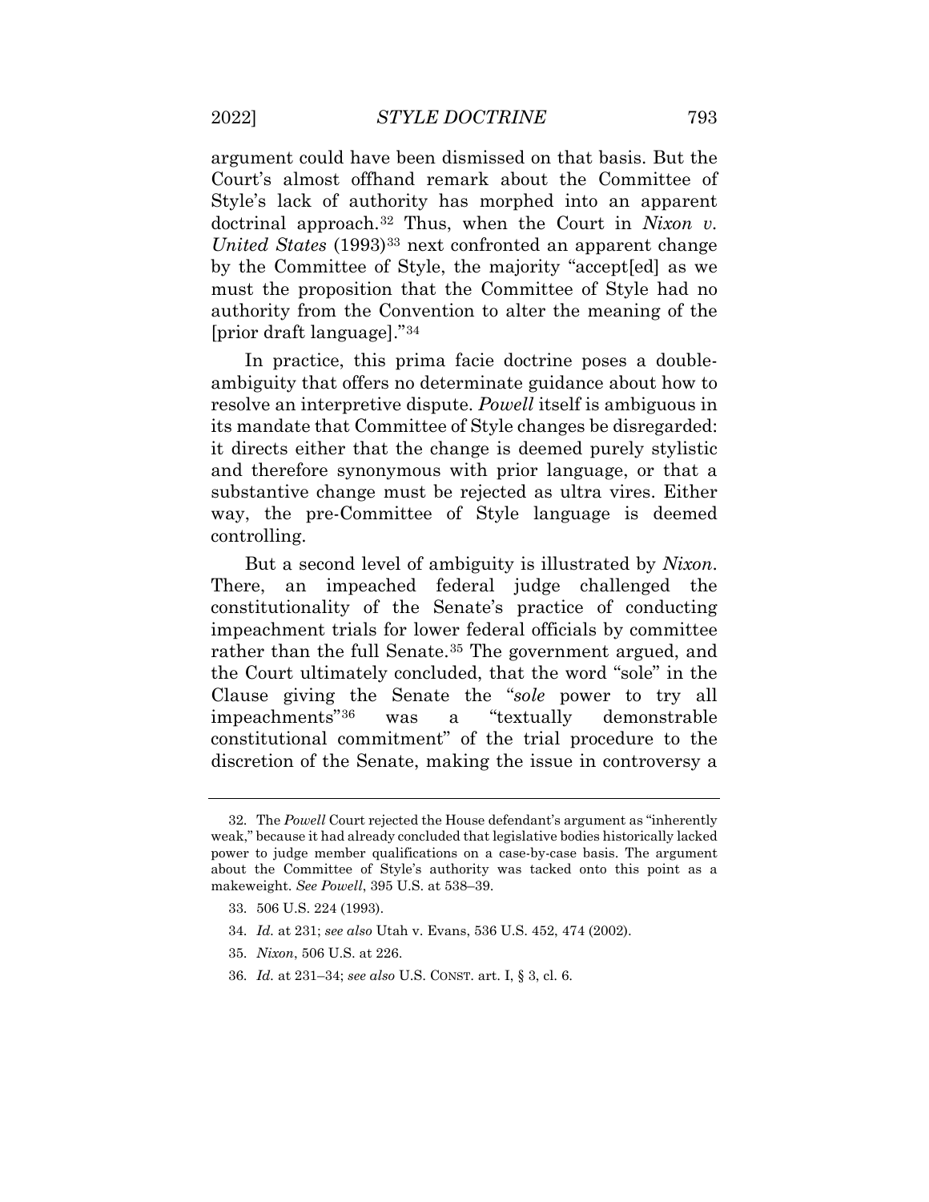argument could have been dismissed on that basis. But the Court's almost offhand remark about the Committee of Style's lack of authority has morphed into an apparent doctrinal approach.[32] Thus, when the Court in *Nixon v. United States* (1993)[33] next confronted an apparent change by the Committee of Style, the majority "accept[ed] as we must the proposition that the Committee of Style had no authority from the Convention to alter the meaning of the [prior draft language]."[34]

In practice, this prima facie doctrine poses a double-ambiguity that offers no determinate guidance about how to resolve an interpretive dispute. *Powell* itself is ambiguous in its mandate that Committee of Style changes be disregarded: it directs either that the change is deemed purely stylistic and therefore synonymous with prior language, or that a substantive change must be rejected as ultra vires. Either way, the pre-Committee of Style language is deemed controlling.

But a second level of ambiguity is illustrated by *Nixon*. There, an impeached federal judge challenged the constitutionality of the Senate's practice of conducting impeachment trials for lower federal officials by committee rather than the full Senate.[35] The government argued, and the Court ultimately concluded, that the word "sole" in the Clause giving the Senate the "*sole* power to try all impeachments"[36] was a "textually demonstrable constitutional commitment" of the trial procedure to the discretion of the Senate, making the issue in controversy a

---

32. The *Powell* Court rejected the House defendant's argument as "inherently weak," because it had already concluded that legislative bodies historically lacked power to judge member qualifications on a case-by-case basis. The argument about the Committee of Style's authority was tacked onto this point as a makeweight. *See Powell*, 395 U.S. at 538–39.

33. 506 U.S. 224 (1993).

34. *Id.* at 231; *see also* Utah v. Evans, 536 U.S. 452, 474 (2002).

35. *Nixon*, 506 U.S. at 226.

36. *Id.* at 231–34; *see also* U.S. CONST. art. I, § 3, cl. 6.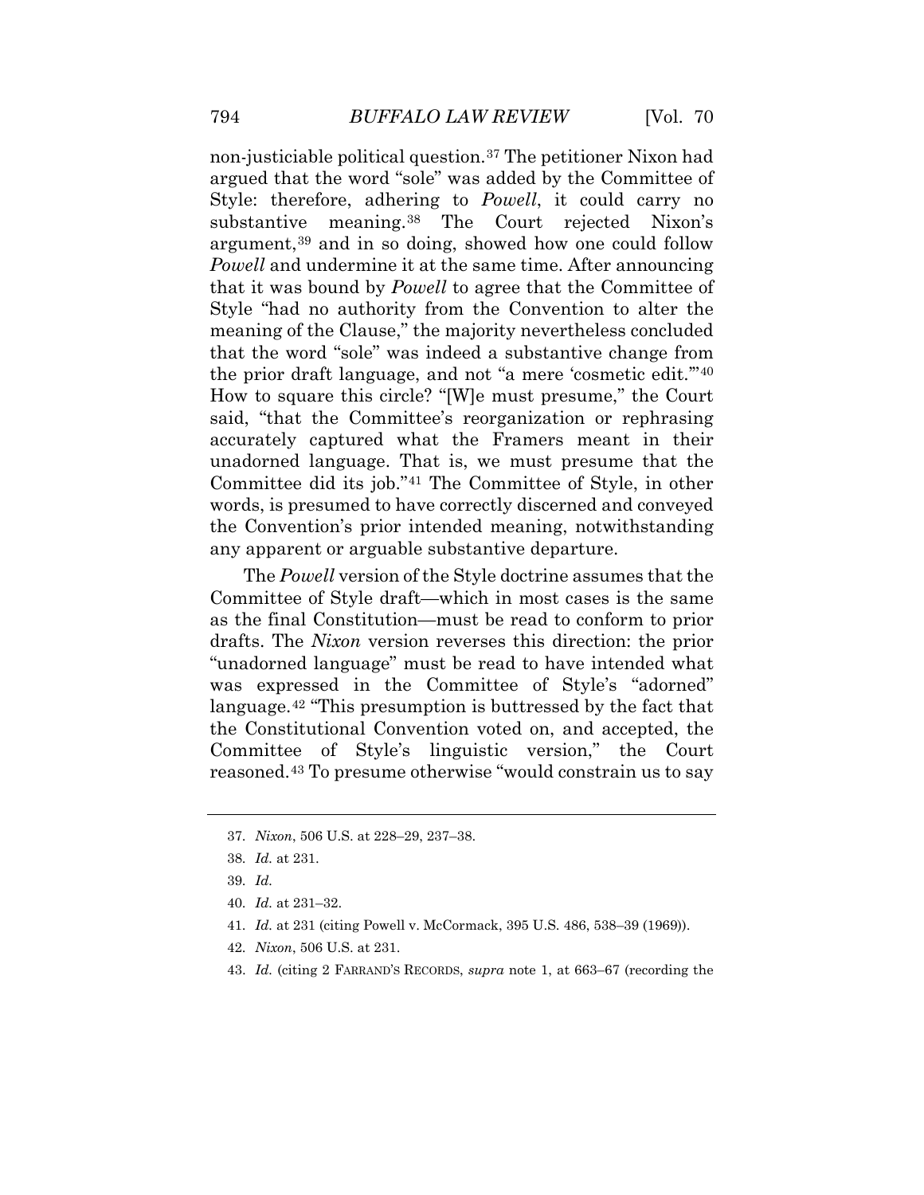non-justiciable political question.[37] The petitioner Nixon had argued that the word "sole" was added by the Committee of Style: therefore, adhering to *Powell*, it could carry no substantive meaning.[38] The Court rejected Nixon's argument,[39] and in so doing, showed how one could follow *Powell* and undermine it at the same time. After announcing that it was bound by *Powell* to agree that the Committee of Style "had no authority from the Convention to alter the meaning of the Clause," the majority nevertheless concluded that the word "sole" was indeed a substantive change from the prior draft language, and not "a mere 'cosmetic edit.'"[40] How to square this circle? "[W]e must presume," the Court said, "that the Committee's reorganization or rephrasing accurately captured what the Framers meant in their unadorned language. That is, we must presume that the Committee did its job."[41] The Committee of Style, in other words, is presumed to have correctly discerned and conveyed the Convention's prior intended meaning, notwithstanding any apparent or arguable substantive departure.

The *Powell* version of the Style doctrine assumes that the Committee of Style draft—which in most cases is the same as the final Constitution—must be read to conform to prior drafts. The *Nixon* version reverses this direction: the prior "unadorned language" must be read to have intended what was expressed in the Committee of Style's "adorned" language.[42] "This presumption is buttressed by the fact that the Constitutional Convention voted on, and accepted, the Committee of Style's linguistic version," the Court reasoned.[43] To presume otherwise "would constrain us to say

---

37. *Nixon*, 506 U.S. at 228–29, 237–38.

38. *Id.* at 231.

39. *Id.*

40. *Id.* at 231–32.

41. *Id.* at 231 (citing Powell v. McCormack, 395 U.S. 486, 538–39 (1969)).

42. *Nixon*, 506 U.S. at 231.

43. *Id.* (citing 2 FARRAND'S RECORDS, *supra* note 1, at 663–67 (recording the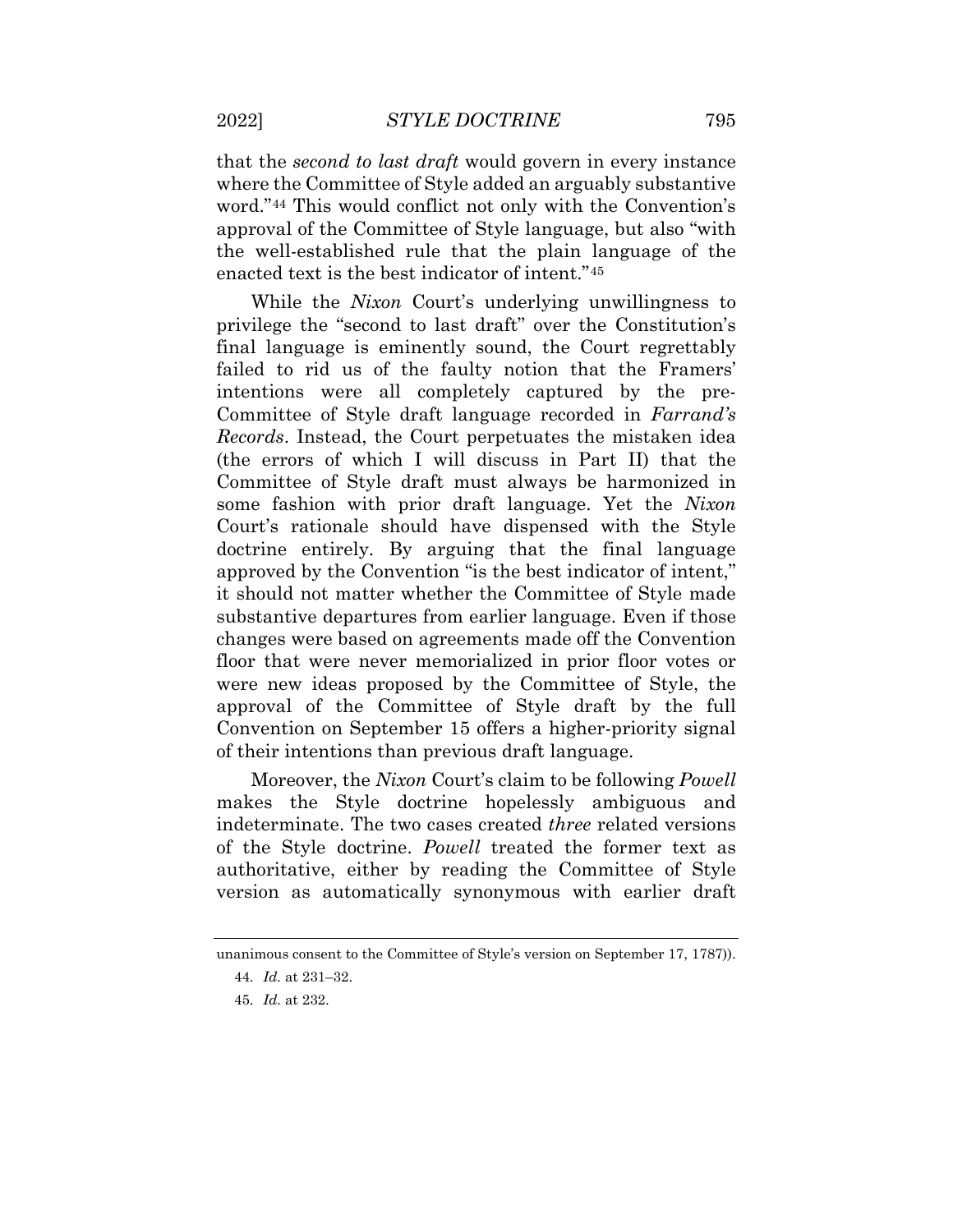that the *second to last draft* would govern in every instance where the Committee of Style added an arguably substantive word."[44] This would conflict not only with the Convention's approval of the Committee of Style language, but also "with the well-established rule that the plain language of the enacted text is the best indicator of intent."[45]

While the *Nixon* Court's underlying unwillingness to privilege the "second to last draft" over the Constitution's final language is eminently sound, the Court regrettably failed to rid us of the faulty notion that the Framers' intentions were all completely captured by the pre-Committee of Style draft language recorded in *Farrand's Records*. Instead, the Court perpetuates the mistaken idea (the errors of which I will discuss in Part II) that the Committee of Style draft must always be harmonized in some fashion with prior draft language. Yet the *Nixon* Court's rationale should have dispensed with the Style doctrine entirely. By arguing that the final language approved by the Convention "is the best indicator of intent," it should not matter whether the Committee of Style made substantive departures from earlier language. Even if those changes were based on agreements made off the Convention floor that were never memorialized in prior floor votes or were new ideas proposed by the Committee of Style, the approval of the Committee of Style draft by the full Convention on September 15 offers a higher-priority signal of their intentions than previous draft language.

Moreover, the *Nixon* Court's claim to be following *Powell* makes the Style doctrine hopelessly ambiguous and indeterminate. The two cases created *three* related versions of the Style doctrine. *Powell* treated the former text as authoritative, either by reading the Committee of Style version as automatically synonymous with earlier draft

---

unanimous consent to the Committee of Style's version on September 17, 1787)).

44. *Id.* at 231–32.

45. *Id.* at 232.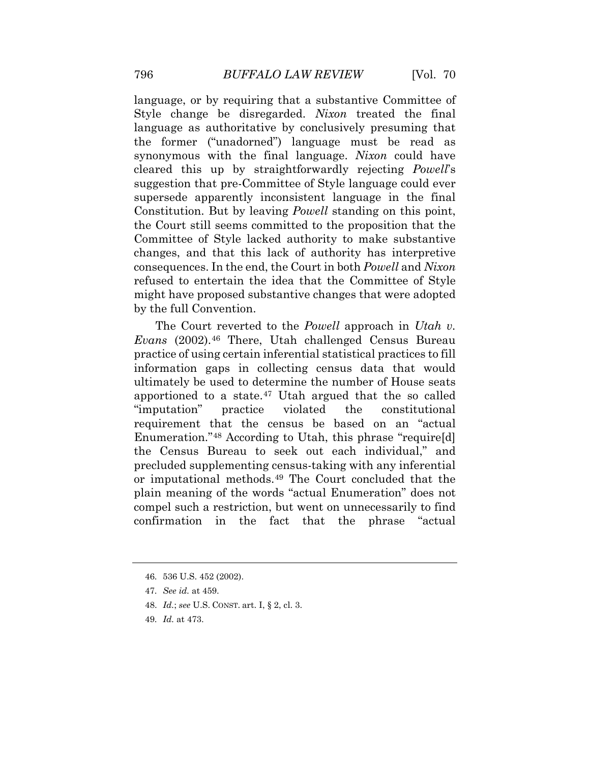language, or by requiring that a substantive Committee of Style change be disregarded. *Nixon* treated the final language as authoritative by conclusively presuming that the former ("unadorned") language must be read as synonymous with the final language. *Nixon* could have cleared this up by straightforwardly rejecting *Powell*'s suggestion that pre-Committee of Style language could ever supersede apparently inconsistent language in the final Constitution. But by leaving *Powell* standing on this point, the Court still seems committed to the proposition that the Committee of Style lacked authority to make substantive changes, and that this lack of authority has interpretive consequences. In the end, the Court in both *Powell* and *Nixon* refused to entertain the idea that the Committee of Style might have proposed substantive changes that were adopted by the full Convention.

The Court reverted to the *Powell* approach in *Utah v. Evans* (2002).[46] There, Utah challenged Census Bureau practice of using certain inferential statistical practices to fill information gaps in collecting census data that would ultimately be used to determine the number of House seats apportioned to a state.[47] Utah argued that the so called "imputation" practice violated the constitutional requirement that the census be based on an "actual Enumeration."[48] According to Utah, this phrase "require[d] the Census Bureau to seek out each individual," and precluded supplementing census-taking with any inferential or imputational methods.[49] The Court concluded that the plain meaning of the words "actual Enumeration" does not compel such a restriction, but went on unnecessarily to find confirmation in the fact that the phrase "actual

---

46. 536 U.S. 452 (2002).

47. *See id.* at 459.

48. *Id.*; *see* U.S. CONST. art. I, § 2, cl. 3.

49. *Id.* at 473.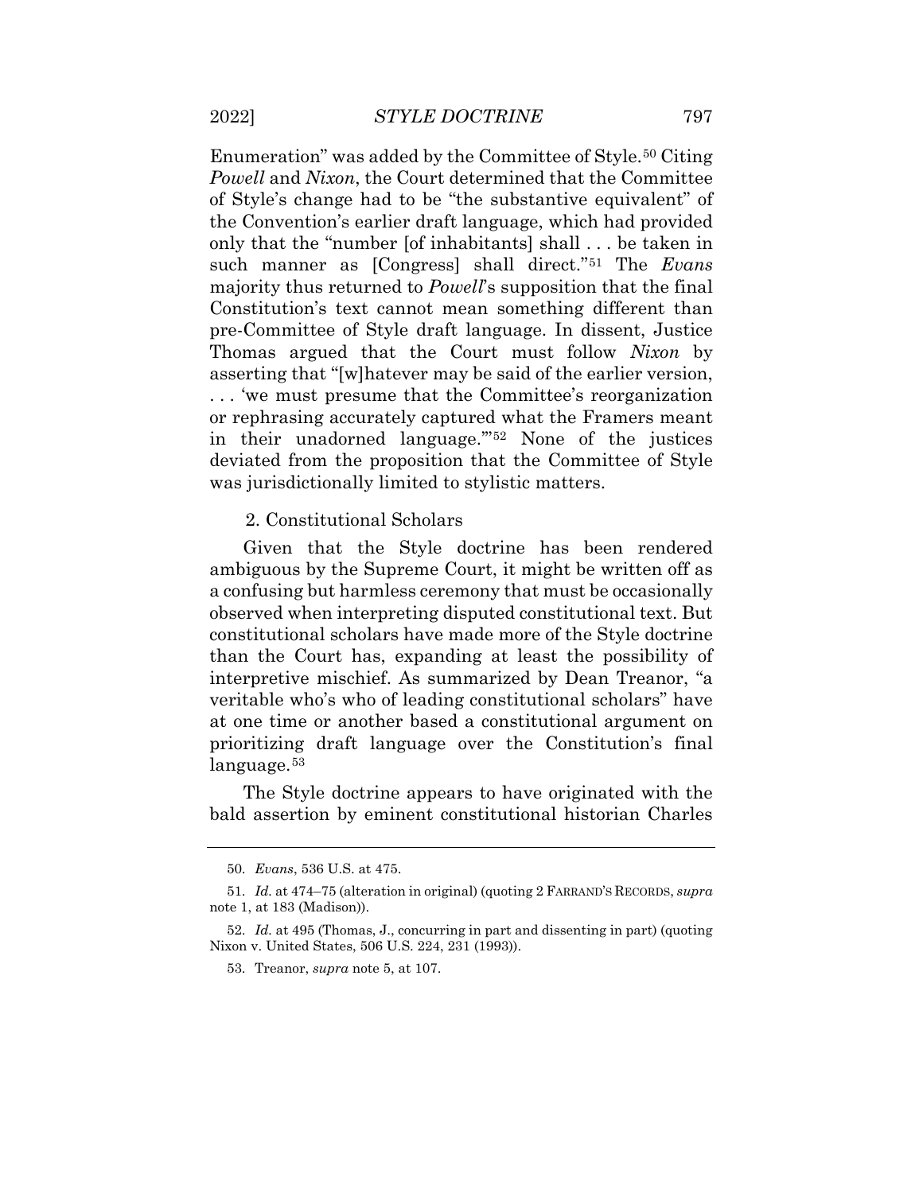Enumeration" was added by the Committee of Style.[50] Citing *Powell* and *Nixon*, the Court determined that the Committee of Style's change had to be "the substantive equivalent" of the Convention's earlier draft language, which had provided only that the "number [of inhabitants] shall . . . be taken in such manner as [Congress] shall direct."[51] The *Evans* majority thus returned to *Powell*'s supposition that the final Constitution's text cannot mean something different than pre-Committee of Style draft language. In dissent, Justice Thomas argued that the Court must follow *Nixon* by asserting that "[w]hatever may be said of the earlier version, . . . 'we must presume that the Committee's reorganization or rephrasing accurately captured what the Framers meant in their unadorned language.'"[52] None of the justices deviated from the proposition that the Committee of Style was jurisdictionally limited to stylistic matters.

2. Constitutional Scholars

Given that the Style doctrine has been rendered ambiguous by the Supreme Court, it might be written off as a confusing but harmless ceremony that must be occasionally observed when interpreting disputed constitutional text. But constitutional scholars have made more of the Style doctrine than the Court has, expanding at least the possibility of interpretive mischief. As summarized by Dean Treanor, "a veritable who's who of leading constitutional scholars" have at one time or another based a constitutional argument on prioritizing draft language over the Constitution's final language.[53]

The Style doctrine appears to have originated with the bald assertion by eminent constitutional historian Charles

50. *Evans*, 536 U.S. at 475.

51. *Id.* at 474–75 (alteration in original) (quoting 2 FARRAND'S RECORDS, *supra* note 1, at 183 (Madison)).

52. *Id.* at 495 (Thomas, J., concurring in part and dissenting in part) (quoting Nixon v. United States, 506 U.S. 224, 231 (1993)).

53. Treanor, *supra* note 5, at 107.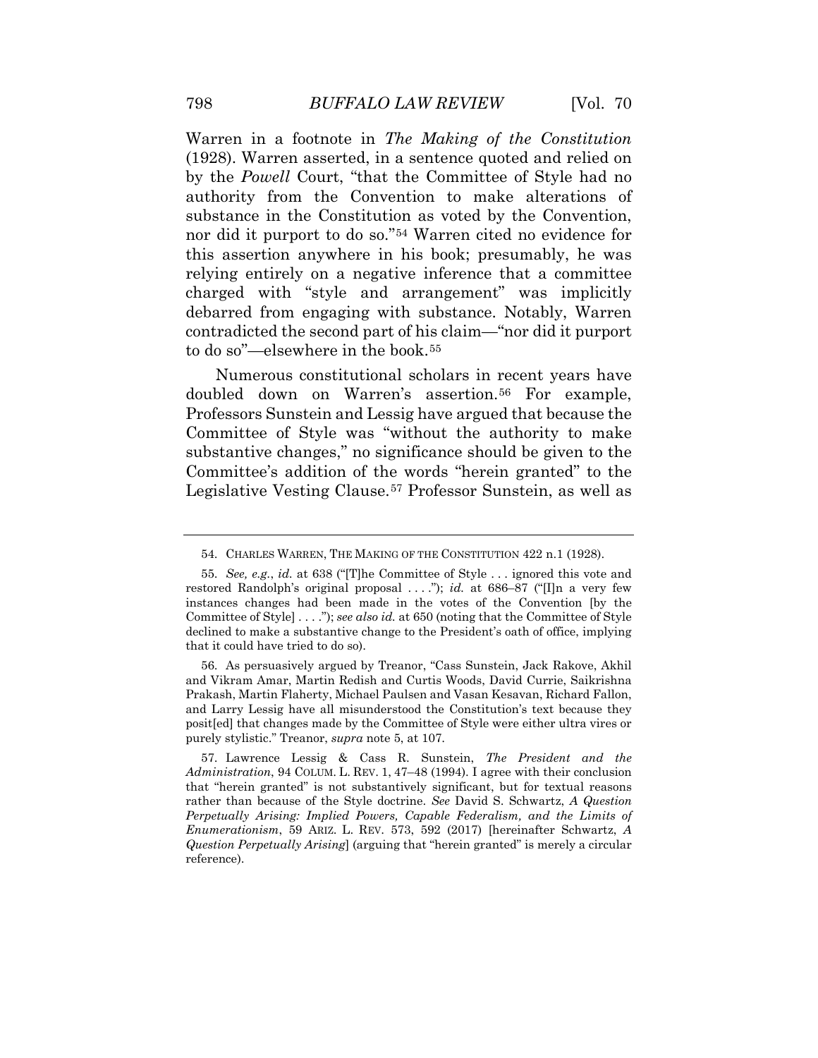Warren in a footnote in *The Making of the Constitution* (1928). Warren asserted, in a sentence quoted and relied on by the *Powell* Court, "that the Committee of Style had no authority from the Convention to make alterations of substance in the Constitution as voted by the Convention, nor did it purport to do so."[54] Warren cited no evidence for this assertion anywhere in his book; presumably, he was relying entirely on a negative inference that a committee charged with "style and arrangement" was implicitly debarred from engaging with substance. Notably, Warren contradicted the second part of his claim—"nor did it purport to do so"—elsewhere in the book.[55]

Numerous constitutional scholars in recent years have doubled down on Warren's assertion.[56] For example, Professors Sunstein and Lessig have argued that because the Committee of Style was "without the authority to make substantive changes," no significance should be given to the Committee's addition of the words "herein granted" to the Legislative Vesting Clause.[57] Professor Sunstein, as well as

---

54. CHARLES WARREN, THE MAKING OF THE CONSTITUTION 422 n.1 (1928).

55. *See, e.g.*, *id.* at 638 ("[T]he Committee of Style . . . ignored this vote and restored Randolph's original proposal . . . ."); *id.* at 686–87 ("[I]n a very few instances changes had been made in the votes of the Convention [by the Committee of Style] . . . ."); *see also id.* at 650 (noting that the Committee of Style declined to make a substantive change to the President's oath of office, implying that it could have tried to do so).

56. As persuasively argued by Treanor, "Cass Sunstein, Jack Rakove, Akhil and Vikram Amar, Martin Redish and Curtis Woods, David Currie, Saikrishna Prakash, Martin Flaherty, Michael Paulsen and Vasan Kesavan, Richard Fallon, and Larry Lessig have all misunderstood the Constitution's text because they posit[ed] that changes made by the Committee of Style were either ultra vires or purely stylistic." Treanor, *supra* note 5, at 107.

57. Lawrence Lessig & Cass R. Sunstein, *The President and the Administration*, 94 COLUM. L. REV. 1, 47–48 (1994). I agree with their conclusion that "herein granted" is not substantively significant, but for textual reasons rather than because of the Style doctrine. *See* David S. Schwartz, *A Question Perpetually Arising: Implied Powers, Capable Federalism, and the Limits of Enumerationism*, 59 ARIZ. L. REV. 573, 592 (2017) [hereinafter Schwartz, *A Question Perpetually Arising*] (arguing that "herein granted" is merely a circular reference).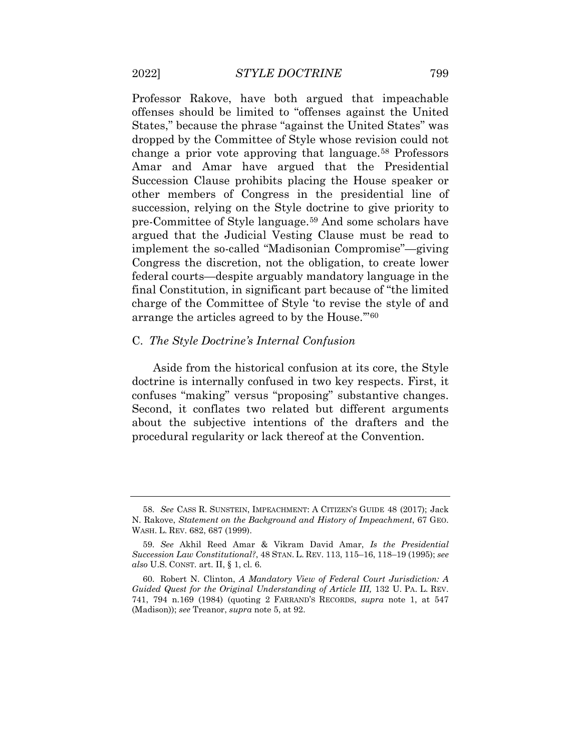Professor Rakove, have both argued that impeachable offenses should be limited to "offenses against the United States," because the phrase "against the United States" was dropped by the Committee of Style whose revision could not change a prior vote approving that language.[58] Professors Amar and Amar have argued that the Presidential Succession Clause prohibits placing the House speaker or other members of Congress in the presidential line of succession, relying on the Style doctrine to give priority to pre-Committee of Style language.[59] And some scholars have argued that the Judicial Vesting Clause must be read to implement the so-called "Madisonian Compromise"—giving Congress the discretion, not the obligation, to create lower federal courts—despite arguably mandatory language in the final Constitution, in significant part because of "the limited charge of the Committee of Style 'to revise the style of and arrange the articles agreed to by the House.'"[60]

### C. *The Style Doctrine's Internal Confusion*

Aside from the historical confusion at its core, the Style doctrine is internally confused in two key respects. First, it confuses "making" versus "proposing" substantive changes. Second, it conflates two related but different arguments about the subjective intentions of the drafters and the procedural regularity or lack thereof at the Convention.

---

58. *See* CASS R. SUNSTEIN, IMPEACHMENT: A CITIZEN'S GUIDE 48 (2017); Jack N. Rakove, *Statement on the Background and History of Impeachment*, 67 GEO. WASH. L. REV. 682, 687 (1999).

59. *See* Akhil Reed Amar & Vikram David Amar, *Is the Presidential Succession Law Constitutional?*, 48 STAN. L. REV. 113, 115–16, 118–19 (1995); *see also* U.S. CONST. art. II, § 1, cl. 6.

60. Robert N. Clinton, *A Mandatory View of Federal Court Jurisdiction: A Guided Quest for the Original Understanding of Article III,* 132 U. PA. L. REV. 741, 794 n.169 (1984) (quoting 2 FARRAND'S RECORDS, *supra* note 1, at 547 (Madison)); *see* Treanor, *supra* note 5, at 92.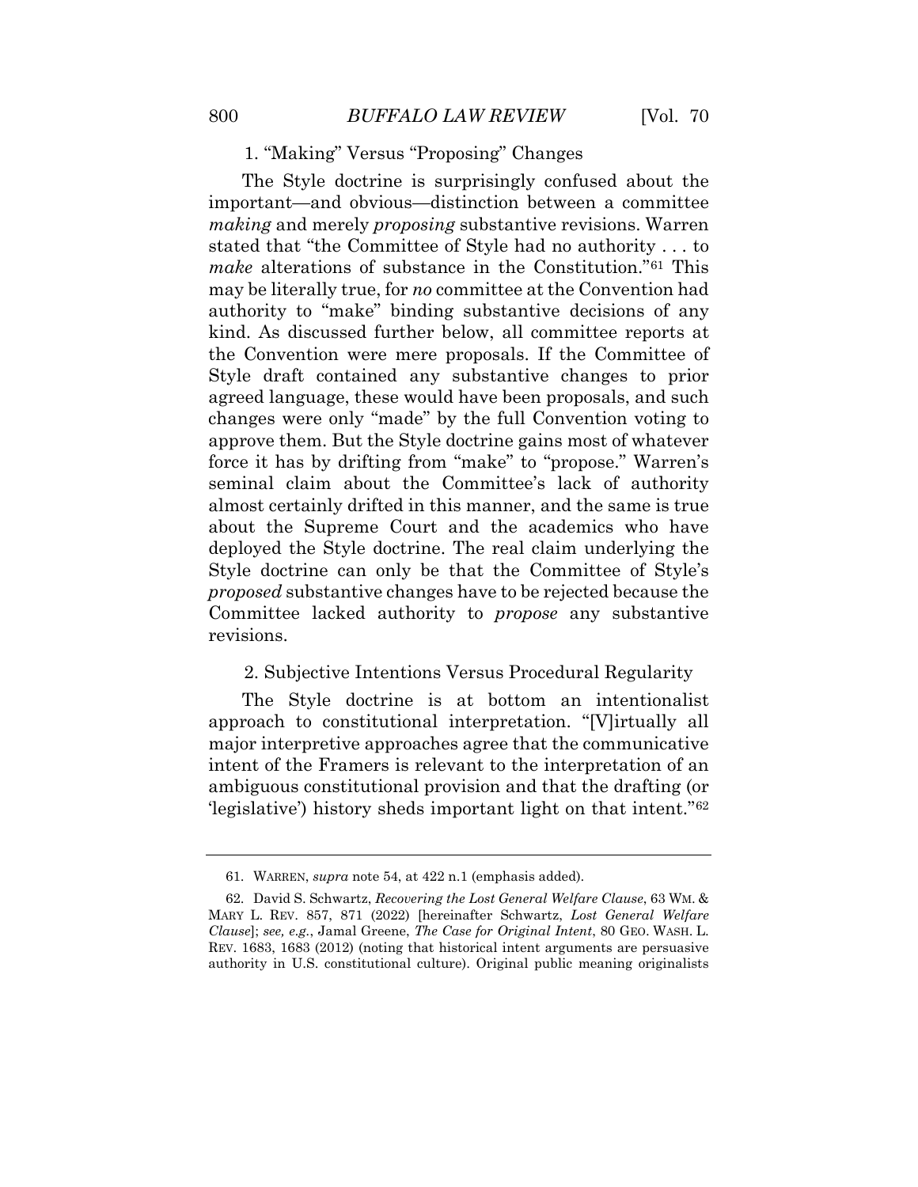### 1. "Making" Versus "Proposing" Changes

The Style doctrine is surprisingly confused about the important—and obvious—distinction between a committee *making* and merely *proposing* substantive revisions. Warren stated that "the Committee of Style had no authority . . . to *make* alterations of substance in the Constitution."[61] This may be literally true, for *no* committee at the Convention had authority to "make" binding substantive decisions of any kind. As discussed further below, all committee reports at the Convention were mere proposals. If the Committee of Style draft contained any substantive changes to prior agreed language, these would have been proposals, and such changes were only "made" by the full Convention voting to approve them. But the Style doctrine gains most of whatever force it has by drifting from "make" to "propose." Warren's seminal claim about the Committee's lack of authority almost certainly drifted in this manner, and the same is true about the Supreme Court and the academics who have deployed the Style doctrine. The real claim underlying the Style doctrine can only be that the Committee of Style's *proposed* substantive changes have to be rejected because the Committee lacked authority to *propose* any substantive revisions.

### 2. Subjective Intentions Versus Procedural Regularity

The Style doctrine is at bottom an intentionalist approach to constitutional interpretation. "[V]irtually all major interpretive approaches agree that the communicative intent of the Framers is relevant to the interpretation of an ambiguous constitutional provision and that the drafting (or 'legislative') history sheds important light on that intent."[62]

---

61. WARREN, *supra* note 54, at 422 n.1 (emphasis added).

62. David S. Schwartz, *Recovering the Lost General Welfare Clause*, 63 WM. & MARY L. REV. 857, 871 (2022) [hereinafter Schwartz, *Lost General Welfare Clause*]; *see, e.g.*, Jamal Greene, *The Case for Original Intent*, 80 GEO. WASH. L. REV. 1683, 1683 (2012) (noting that historical intent arguments are persuasive authority in U.S. constitutional culture). Original public meaning originalists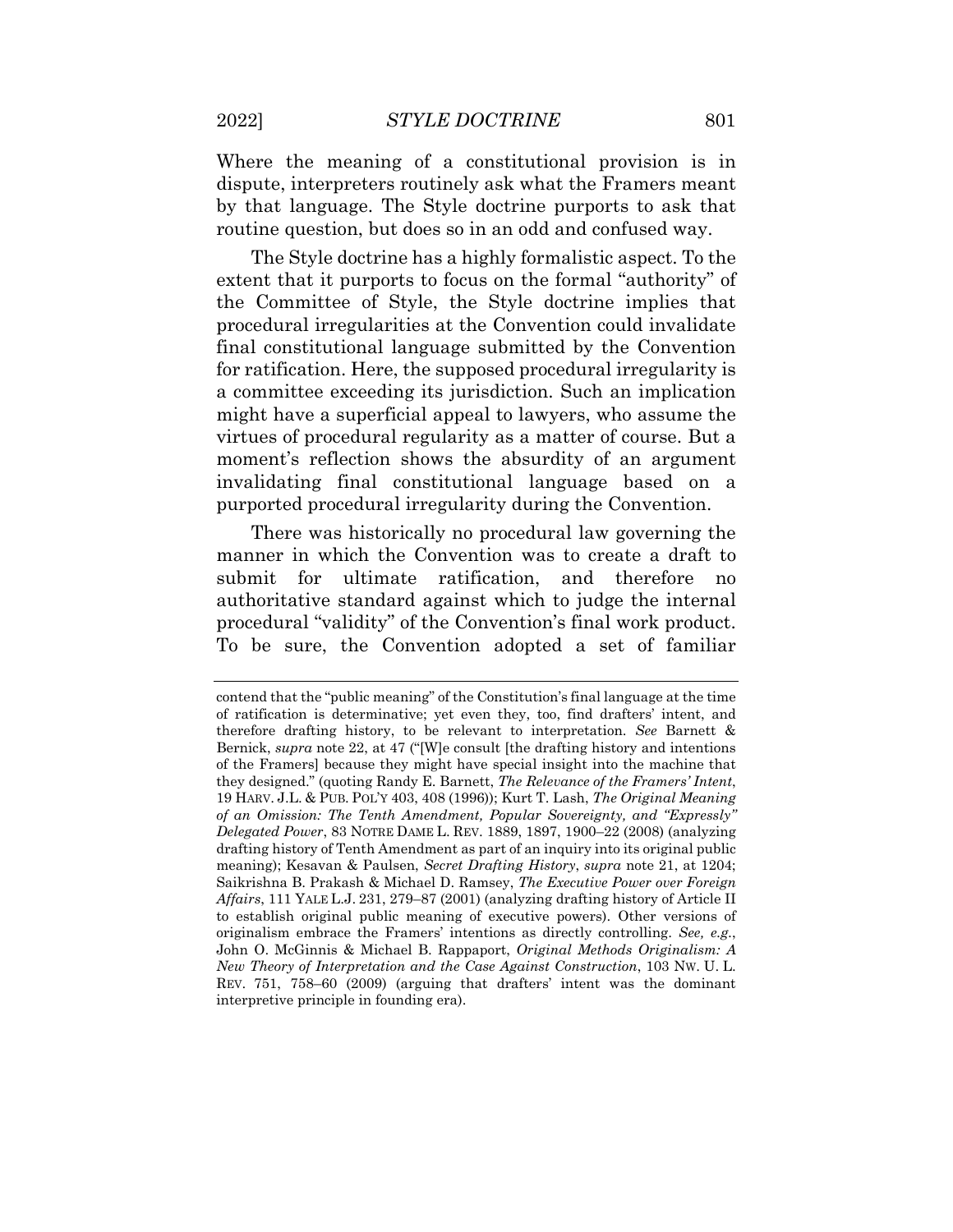Where the meaning of a constitutional provision is in dispute, interpreters routinely ask what the Framers meant by that language. The Style doctrine purports to ask that routine question, but does so in an odd and confused way.

The Style doctrine has a highly formalistic aspect. To the extent that it purports to focus on the formal "authority" of the Committee of Style, the Style doctrine implies that procedural irregularities at the Convention could invalidate final constitutional language submitted by the Convention for ratification. Here, the supposed procedural irregularity is a committee exceeding its jurisdiction. Such an implication might have a superficial appeal to lawyers, who assume the virtues of procedural regularity as a matter of course. But a moment's reflection shows the absurdity of an argument invalidating final constitutional language based on a purported procedural irregularity during the Convention.

There was historically no procedural law governing the manner in which the Convention was to create a draft to submit for ultimate ratification, and therefore no authoritative standard against which to judge the internal procedural "validity" of the Convention's final work product. To be sure, the Convention adopted a set of familiar

---

contend that the "public meaning" of the Constitution's final language at the time of ratification is determinative; yet even they, too, find drafters' intent, and therefore drafting history, to be relevant to interpretation. *See* Barnett & Bernick, *supra* note 22, at 47 ("[W]e consult [the drafting history and intentions of the Framers] because they might have special insight into the machine that they designed." (quoting Randy E. Barnett, *The Relevance of the Framers' Intent*, 19 HARV. J.L. & PUB. POL'Y 403, 408 (1996)); Kurt T. Lash, *The Original Meaning of an Omission: The Tenth Amendment, Popular Sovereignty, and "Expressly" Delegated Power*, 83 NOTRE DAME L. REV. 1889, 1897, 1900–22 (2008) (analyzing drafting history of Tenth Amendment as part of an inquiry into its original public meaning); Kesavan & Paulsen, *Secret Drafting History*, *supra* note 21, at 1204; Saikrishna B. Prakash & Michael D. Ramsey, *The Executive Power over Foreign Affairs*, 111 YALE L.J. 231, 279–87 (2001) (analyzing drafting history of Article II to establish original public meaning of executive powers). Other versions of originalism embrace the Framers' intentions as directly controlling. *See, e.g.*, John O. McGinnis & Michael B. Rappaport, *Original Methods Originalism: A New Theory of Interpretation and the Case Against Construction*, 103 NW. U. L. REV. 751, 758–60 (2009) (arguing that drafters' intent was the dominant interpretive principle in founding era).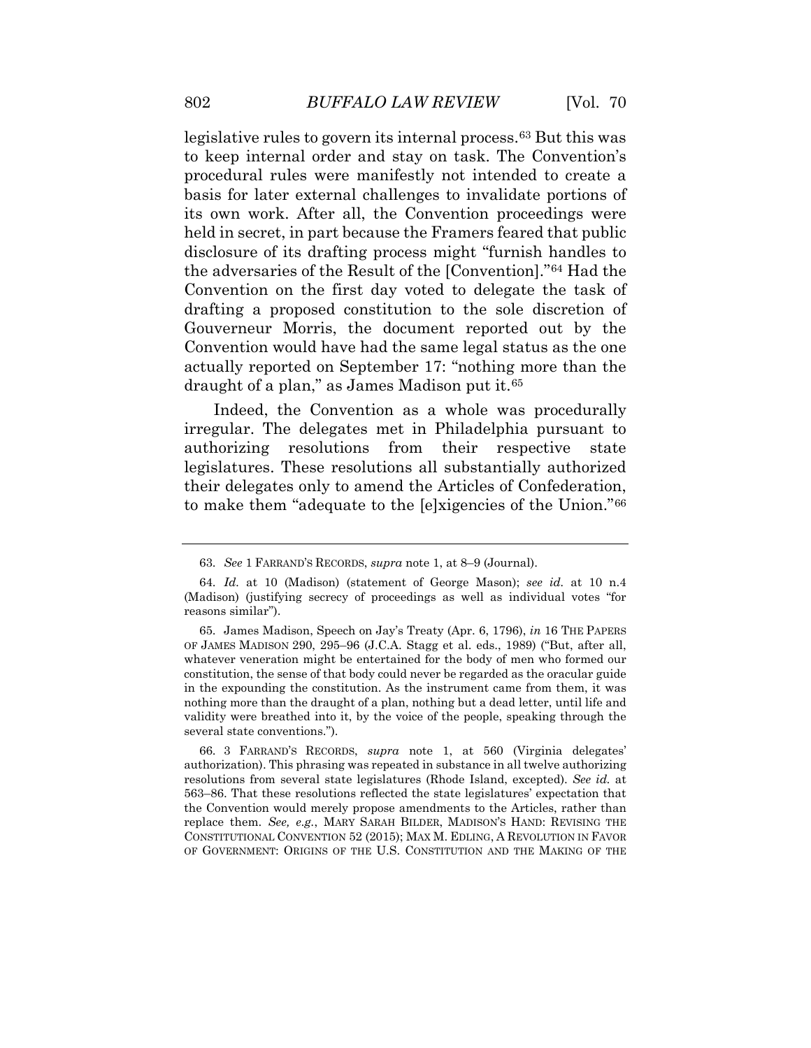legislative rules to govern its internal process.[63] But this was to keep internal order and stay on task. The Convention's procedural rules were manifestly not intended to create a basis for later external challenges to invalidate portions of its own work. After all, the Convention proceedings were held in secret, in part because the Framers feared that public disclosure of its drafting process might "furnish handles to the adversaries of the Result of the [Convention]."[64] Had the Convention on the first day voted to delegate the task of drafting a proposed constitution to the sole discretion of Gouverneur Morris, the document reported out by the Convention would have had the same legal status as the one actually reported on September 17: "nothing more than the draught of a plan," as James Madison put it.[65]

Indeed, the Convention as a whole was procedurally irregular. The delegates met in Philadelphia pursuant to authorizing resolutions from their respective state legislatures. These resolutions all substantially authorized their delegates only to amend the Articles of Confederation, to make them "adequate to the [e]xigencies of the Union."[66]

---

63. *See* 1 FARRAND'S RECORDS, *supra* note 1, at 8–9 (Journal).

64. *Id.* at 10 (Madison) (statement of George Mason); *see id.* at 10 n.4 (Madison) (justifying secrecy of proceedings as well as individual votes "for reasons similar").

65. James Madison, Speech on Jay's Treaty (Apr. 6, 1796), *in* 16 THE PAPERS OF JAMES MADISON 290, 295–96 (J.C.A. Stagg et al. eds., 1989) ("But, after all, whatever veneration might be entertained for the body of men who formed our constitution, the sense of that body could never be regarded as the oracular guide in the expounding the constitution. As the instrument came from them, it was nothing more than the draught of a plan, nothing but a dead letter, until life and validity were breathed into it, by the voice of the people, speaking through the several state conventions.").

66. 3 FARRAND'S RECORDS, *supra* note 1, at 560 (Virginia delegates' authorization). This phrasing was repeated in substance in all twelve authorizing resolutions from several state legislatures (Rhode Island, excepted). *See id.* at 563–86. That these resolutions reflected the state legislatures' expectation that the Convention would merely propose amendments to the Articles, rather than replace them. *See, e.g.*, MARY SARAH BILDER, MADISON'S HAND: REVISING THE CONSTITUTIONAL CONVENTION 52 (2015); MAX M. EDLING, A REVOLUTION IN FAVOR OF GOVERNMENT: ORIGINS OF THE U.S. CONSTITUTION AND THE MAKING OF THE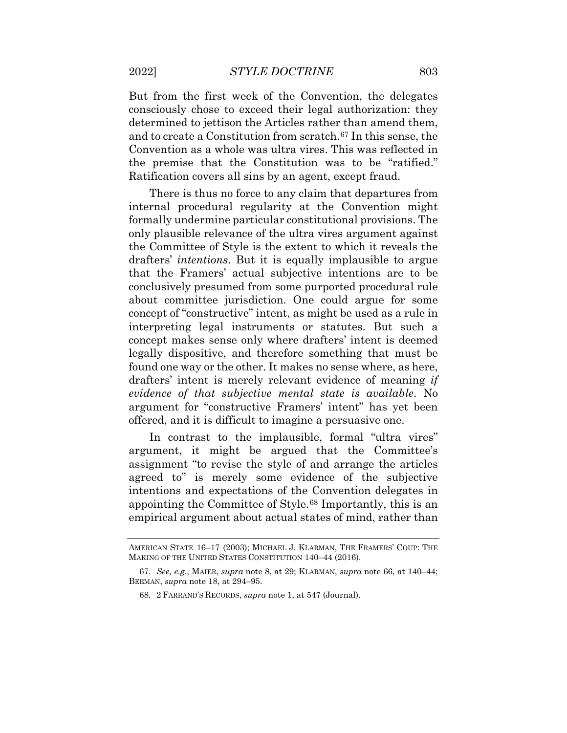But from the first week of the Convention, the delegates consciously chose to exceed their legal authorization: they determined to jettison the Articles rather than amend them, and to create a Constitution from scratch.[67] In this sense, the Convention as a whole was ultra vires. This was reflected in the premise that the Constitution was to be "ratified." Ratification covers all sins by an agent, except fraud.

There is thus no force to any claim that departures from internal procedural regularity at the Convention might formally undermine particular constitutional provisions. The only plausible relevance of the ultra vires argument against the Committee of Style is the extent to which it reveals the drafters' *intentions*. But it is equally implausible to argue that the Framers' actual subjective intentions are to be conclusively presumed from some purported procedural rule about committee jurisdiction. One could argue for some concept of "constructive" intent, as might be used as a rule in interpreting legal instruments or statutes. But such a concept makes sense only where drafters' intent is deemed legally dispositive, and therefore something that must be found one way or the other. It makes no sense where, as here, drafters' intent is merely relevant evidence of meaning *if evidence of that subjective mental state is available*. No argument for "constructive Framers' intent" has yet been offered, and it is difficult to imagine a persuasive one.

In contrast to the implausible, formal "ultra vires" argument, it might be argued that the Committee's assignment "to revise the style of and arrange the articles agreed to" is merely some evidence of the subjective intentions and expectations of the Convention delegates in appointing the Committee of Style.[68] Importantly, this is an empirical argument about actual states of mind, rather than

---

AMERICAN STATE 16–17 (2003); MICHAEL J. KLARMAN, THE FRAMERS' COUP: THE MAKING OF THE UNITED STATES CONSTITUTION 140–44 (2016).

67. *See, e.g.*, MAIER, *supra* note 8, at 29; KLARMAN, *supra* note 66, at 140–44; BEEMAN, *supra* note 18, at 294–95.

68. 2 FARRAND'S RECORDS, *supra* note 1, at 547 (Journal).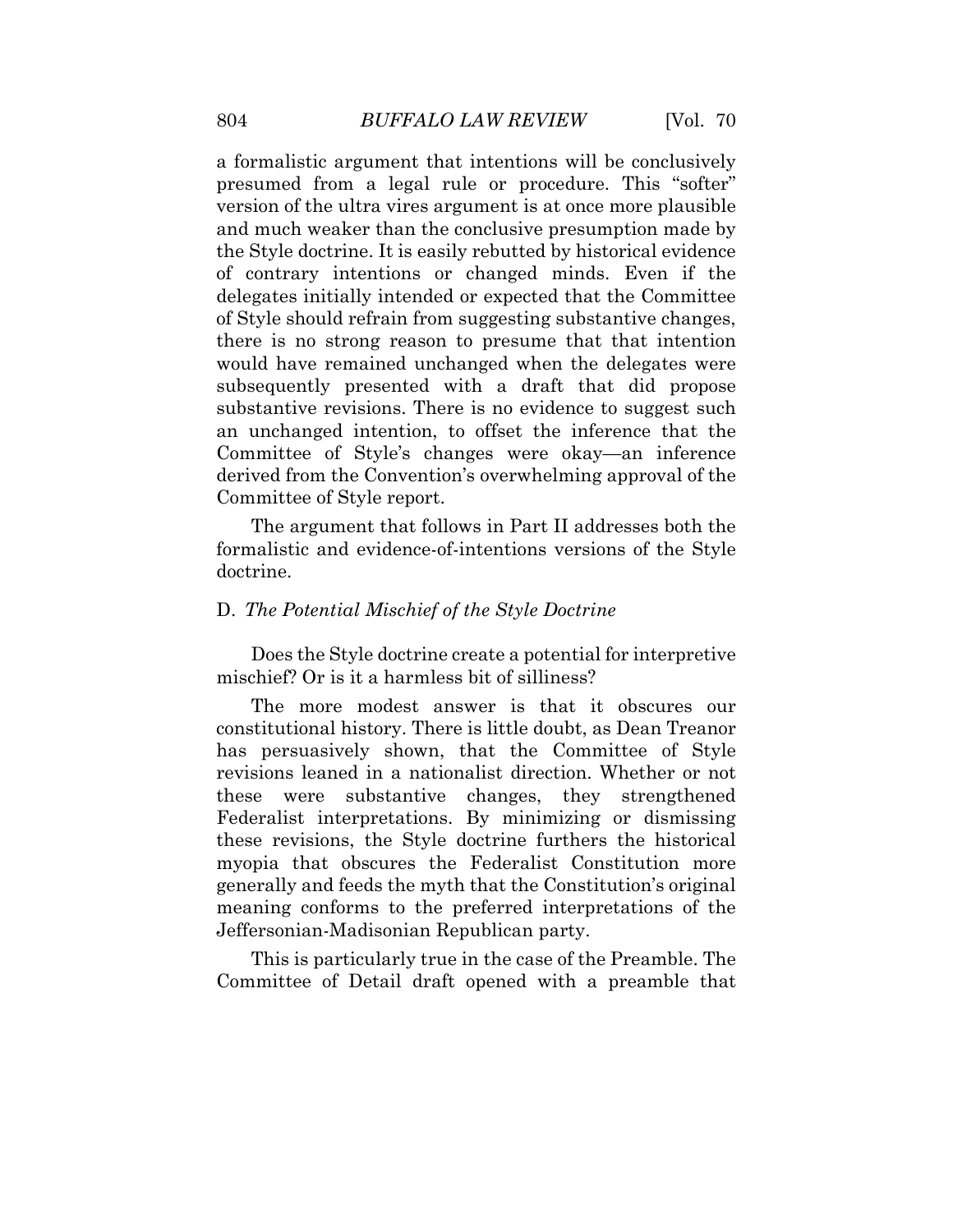a formalistic argument that intentions will be conclusively presumed from a legal rule or procedure. This "softer" version of the ultra vires argument is at once more plausible and much weaker than the conclusive presumption made by the Style doctrine. It is easily rebutted by historical evidence of contrary intentions or changed minds. Even if the delegates initially intended or expected that the Committee of Style should refrain from suggesting substantive changes, there is no strong reason to presume that that intention would have remained unchanged when the delegates were subsequently presented with a draft that did propose substantive revisions. There is no evidence to suggest such an unchanged intention, to offset the inference that the Committee of Style's changes were okay—an inference derived from the Convention's overwhelming approval of the Committee of Style report.

The argument that follows in Part II addresses both the formalistic and evidence-of-intentions versions of the Style doctrine.

### D. *The Potential Mischief of the Style Doctrine*

Does the Style doctrine create a potential for interpretive mischief? Or is it a harmless bit of silliness?

The more modest answer is that it obscures our constitutional history. There is little doubt, as Dean Treanor has persuasively shown, that the Committee of Style revisions leaned in a nationalist direction. Whether or not these were substantive changes, they strengthened Federalist interpretations. By minimizing or dismissing these revisions, the Style doctrine furthers the historical myopia that obscures the Federalist Constitution more generally and feeds the myth that the Constitution's original meaning conforms to the preferred interpretations of the Jeffersonian-Madisonian Republican party.

This is particularly true in the case of the Preamble. The Committee of Detail draft opened with a preamble that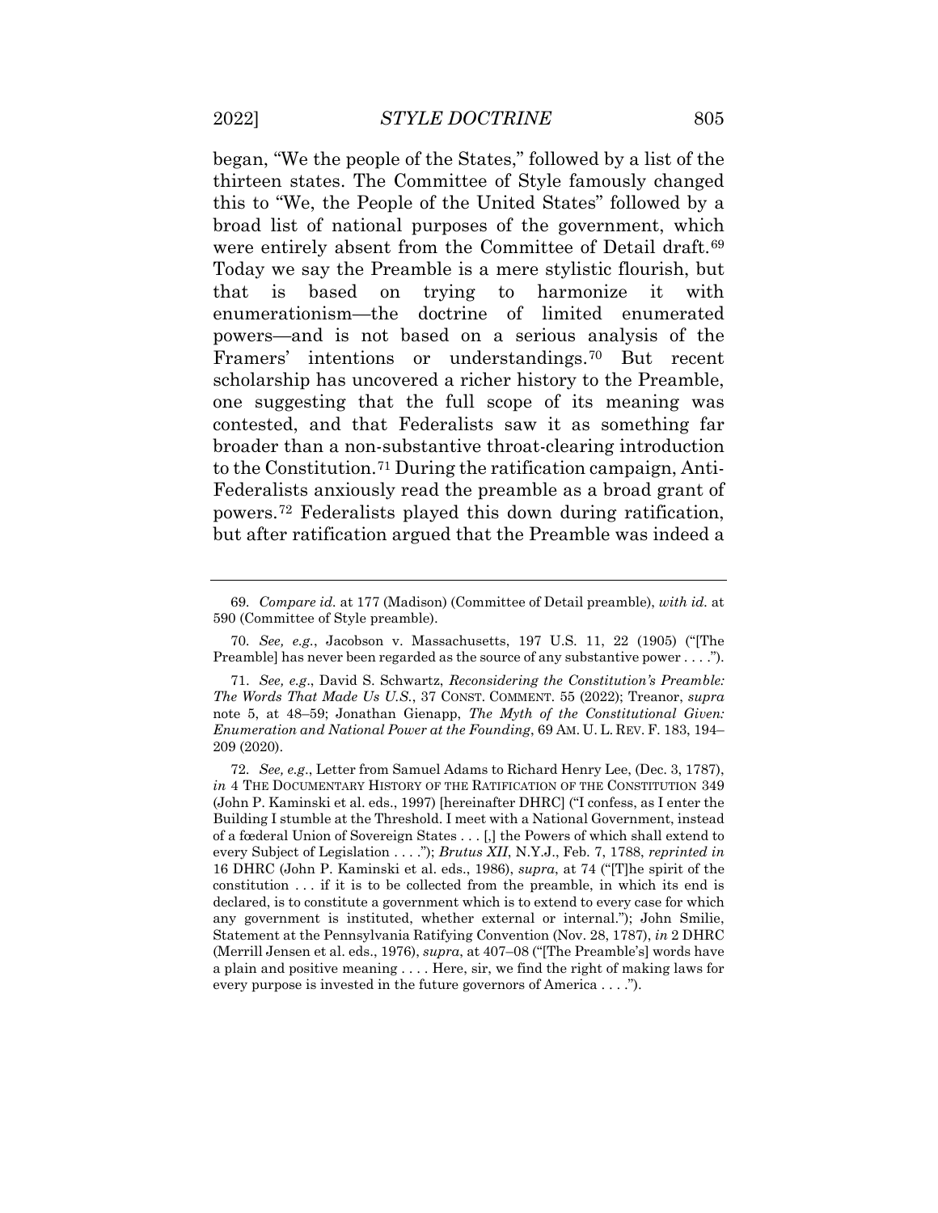began, "We the people of the States," followed by a list of the thirteen states. The Committee of Style famously changed this to "We, the People of the United States" followed by a broad list of national purposes of the government, which were entirely absent from the Committee of Detail draft.[69] Today we say the Preamble is a mere stylistic flourish, but that is based on trying to harmonize it with enumerationism—the doctrine of limited enumerated powers—and is not based on a serious analysis of the Framers' intentions or understandings.[70] But recent scholarship has uncovered a richer history to the Preamble, one suggesting that the full scope of its meaning was contested, and that Federalists saw it as something far broader than a non-substantive throat-clearing introduction to the Constitution.[71] During the ratification campaign, Anti-Federalists anxiously read the preamble as a broad grant of powers.[72] Federalists played this down during ratification, but after ratification argued that the Preamble was indeed a

---

69. *Compare id.* at 177 (Madison) (Committee of Detail preamble), *with id.* at 590 (Committee of Style preamble).

70. *See, e.g.*, Jacobson v. Massachusetts, 197 U.S. 11, 22 (1905) ("[The Preamble] has never been regarded as the source of any substantive power . . . .").

71. *See, e.g*., David S. Schwartz, *Reconsidering the Constitution's Preamble: The Words That Made Us U.S.*, 37 CONST. COMMENT. 55 (2022); Treanor, *supra* note 5, at 48–59; Jonathan Gienapp, *The Myth of the Constitutional Given: Enumeration and National Power at the Founding*, 69 AM. U. L. REV. F. 183, 194–209 (2020).

72. *See, e.g*., Letter from Samuel Adams to Richard Henry Lee, (Dec. 3, 1787), *in* 4 THE DOCUMENTARY HISTORY OF THE RATIFICATION OF THE CONSTITUTION 349 (John P. Kaminski et al. eds., 1997) [hereinafter DHRC] ("I confess, as I enter the Building I stumble at the Threshold. I meet with a National Government, instead of a fœderal Union of Sovereign States . . . [,] the Powers of which shall extend to every Subject of Legislation . . . ."); *Brutus XII*, N.Y.J., Feb. 7, 1788, *reprinted in* 16 DHRC (John P. Kaminski et al. eds., 1986), *supra*, at 74 ("[T]he spirit of the constitution . . . if it is to be collected from the preamble, in which its end is declared, is to constitute a government which is to extend to every case for which any government is instituted, whether external or internal."); John Smilie, Statement at the Pennsylvania Ratifying Convention (Nov. 28, 1787), *in* 2 DHRC (Merrill Jensen et al. eds., 1976), *supra*, at 407–08 ("[The Preamble's] words have a plain and positive meaning . . . . Here, sir, we find the right of making laws for every purpose is invested in the future governors of America . . . .").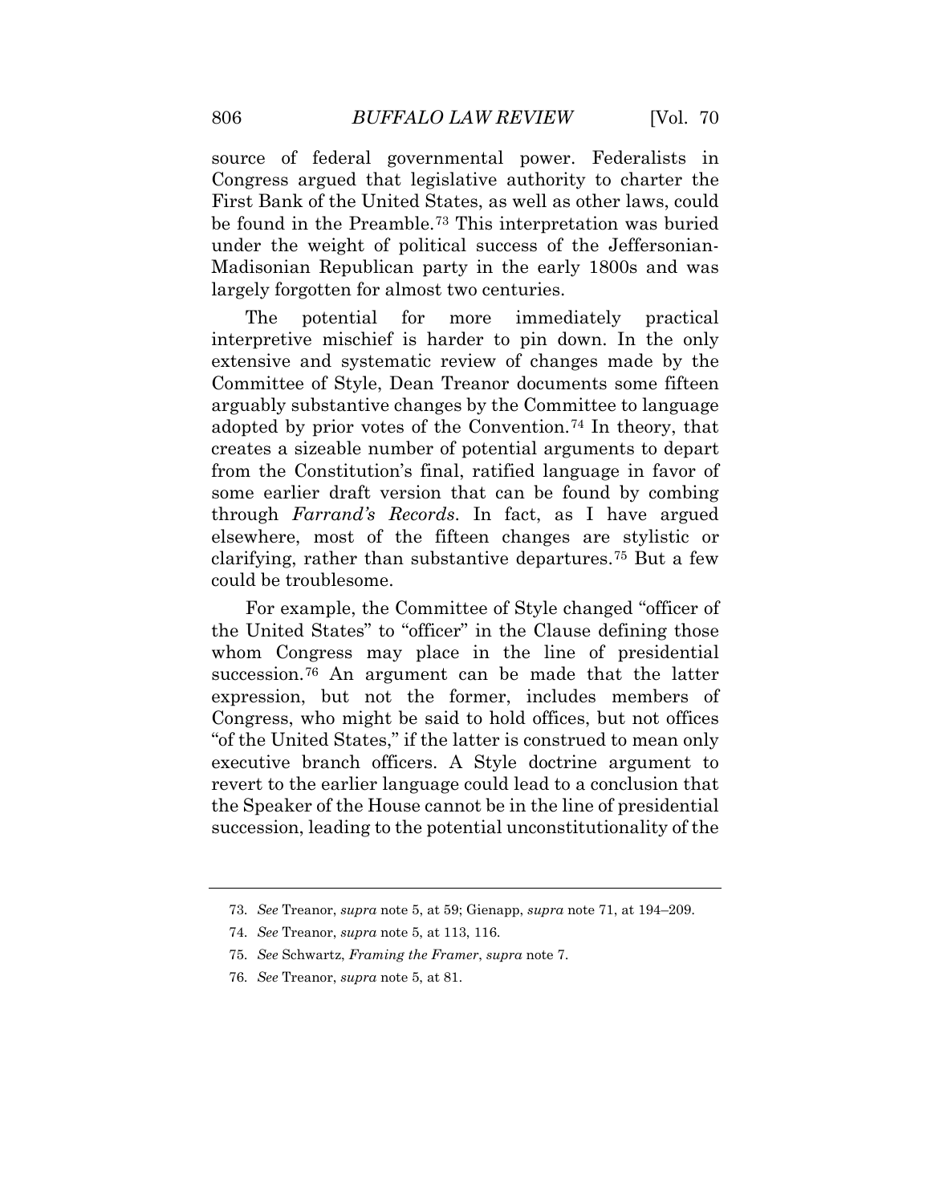source of federal governmental power. Federalists in Congress argued that legislative authority to charter the First Bank of the United States, as well as other laws, could be found in the Preamble.[73] This interpretation was buried under the weight of political success of the Jeffersonian-Madisonian Republican party in the early 1800s and was largely forgotten for almost two centuries.

The potential for more immediately practical interpretive mischief is harder to pin down. In the only extensive and systematic review of changes made by the Committee of Style, Dean Treanor documents some fifteen arguably substantive changes by the Committee to language adopted by prior votes of the Convention.[74] In theory, that creates a sizeable number of potential arguments to depart from the Constitution's final, ratified language in favor of some earlier draft version that can be found by combing through *Farrand's Records*. In fact, as I have argued elsewhere, most of the fifteen changes are stylistic or clarifying, rather than substantive departures.[75] But a few could be troublesome.

For example, the Committee of Style changed "officer of the United States" to "officer" in the Clause defining those whom Congress may place in the line of presidential succession.[76] An argument can be made that the latter expression, but not the former, includes members of Congress, who might be said to hold offices, but not offices "of the United States," if the latter is construed to mean only executive branch officers. A Style doctrine argument to revert to the earlier language could lead to a conclusion that the Speaker of the House cannot be in the line of presidential succession, leading to the potential unconstitutionality of the

---

73. *See* Treanor, *supra* note 5, at 59; Gienapp, *supra* note 71, at 194–209.

74. *See* Treanor, *supra* note 5, at 113, 116.

75. *See* Schwartz, *Framing the Framer*, *supra* note 7.

76. *See* Treanor, *supra* note 5, at 81.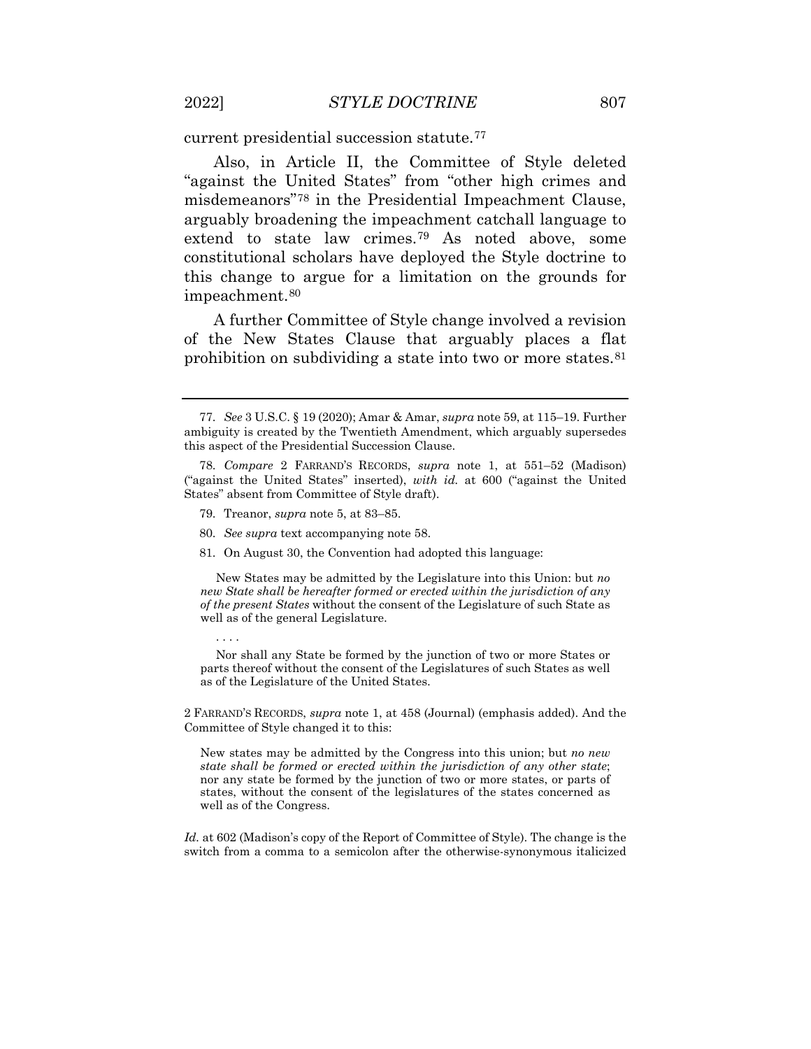current presidential succession statute.[77]

Also, in Article II, the Committee of Style deleted "against the United States" from "other high crimes and misdemeanors"[78] in the Presidential Impeachment Clause, arguably broadening the impeachment catchall language to extend to state law crimes.[79] As noted above, some constitutional scholars have deployed the Style doctrine to this change to argue for a limitation on the grounds for impeachment.[80]

A further Committee of Style change involved a revision of the New States Clause that arguably places a flat prohibition on subdividing a state into two or more states.[81]

---

77. *See* 3 U.S.C. § 19 (2020); Amar & Amar, *supra* note 59, at 115–19. Further ambiguity is created by the Twentieth Amendment, which arguably supersedes this aspect of the Presidential Succession Clause.

78. *Compare* 2 FARRAND'S RECORDS, *supra* note 1, at 551–52 (Madison) ("against the United States" inserted), *with id.* at 600 ("against the United States" absent from Committee of Style draft).

79. Treanor, *supra* note 5, at 83–85.

80. *See supra* text accompanying note 58.

81. On August 30, the Convention had adopted this language:

> New States may be admitted by the Legislature into this Union: but *no new State shall be hereafter formed or erected within the jurisdiction of any of the present States* without the consent of the Legislature of such State as well as of the general Legislature.
>
> . . . .
>
> Nor shall any State be formed by the junction of two or more States or parts thereof without the consent of the Legislatures of such States as well as of the Legislature of the United States.

2 FARRAND'S RECORDS, *supra* note 1, at 458 (Journal) (emphasis added). And the Committee of Style changed it to this:

> New states may be admitted by the Congress into this union; but *no new state shall be formed or erected within the jurisdiction of any other state*; nor any state be formed by the junction of two or more states, or parts of states, without the consent of the legislatures of the states concerned as well as of the Congress.

*Id.* at 602 (Madison's copy of the Report of Committee of Style). The change is the switch from a comma to a semicolon after the otherwise-synonymous italicized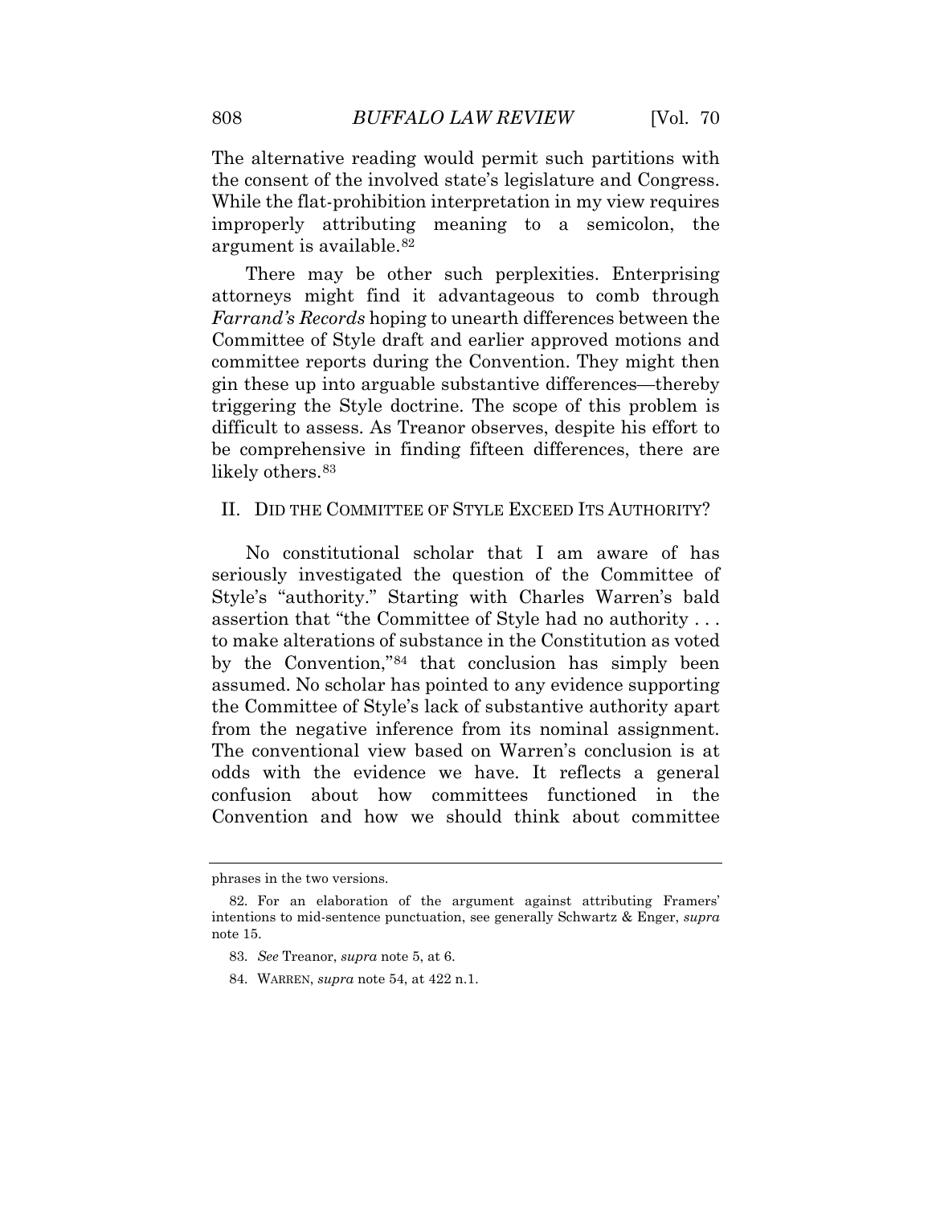The alternative reading would permit such partitions with the consent of the involved state's legislature and Congress. While the flat-prohibition interpretation in my view requires improperly attributing meaning to a semicolon, the argument is available.[82]

There may be other such perplexities. Enterprising attorneys might find it advantageous to comb through *Farrand's Records* hoping to unearth differences between the Committee of Style draft and earlier approved motions and committee reports during the Convention. They might then gin these up into arguable substantive differences—thereby triggering the Style doctrine. The scope of this problem is difficult to assess. As Treanor observes, despite his effort to be comprehensive in finding fifteen differences, there are likely others.[83]

## II. DID THE COMMITTEE OF STYLE EXCEED ITS AUTHORITY?

No constitutional scholar that I am aware of has seriously investigated the question of the Committee of Style's "authority." Starting with Charles Warren's bald assertion that "the Committee of Style had no authority . . . to make alterations of substance in the Constitution as voted by the Convention,"[84] that conclusion has simply been assumed. No scholar has pointed to any evidence supporting the Committee of Style's lack of substantive authority apart from the negative inference from its nominal assignment. The conventional view based on Warren's conclusion is at odds with the evidence we have. It reflects a general confusion about how committees functioned in the Convention and how we should think about committee

---

phrases in the two versions.

82. For an elaboration of the argument against attributing Framers' intentions to mid-sentence punctuation, see generally Schwartz & Enger, *supra* note 15.

83. *See* Treanor, *supra* note 5, at 6.

84. WARREN, *supra* note 54, at 422 n.1.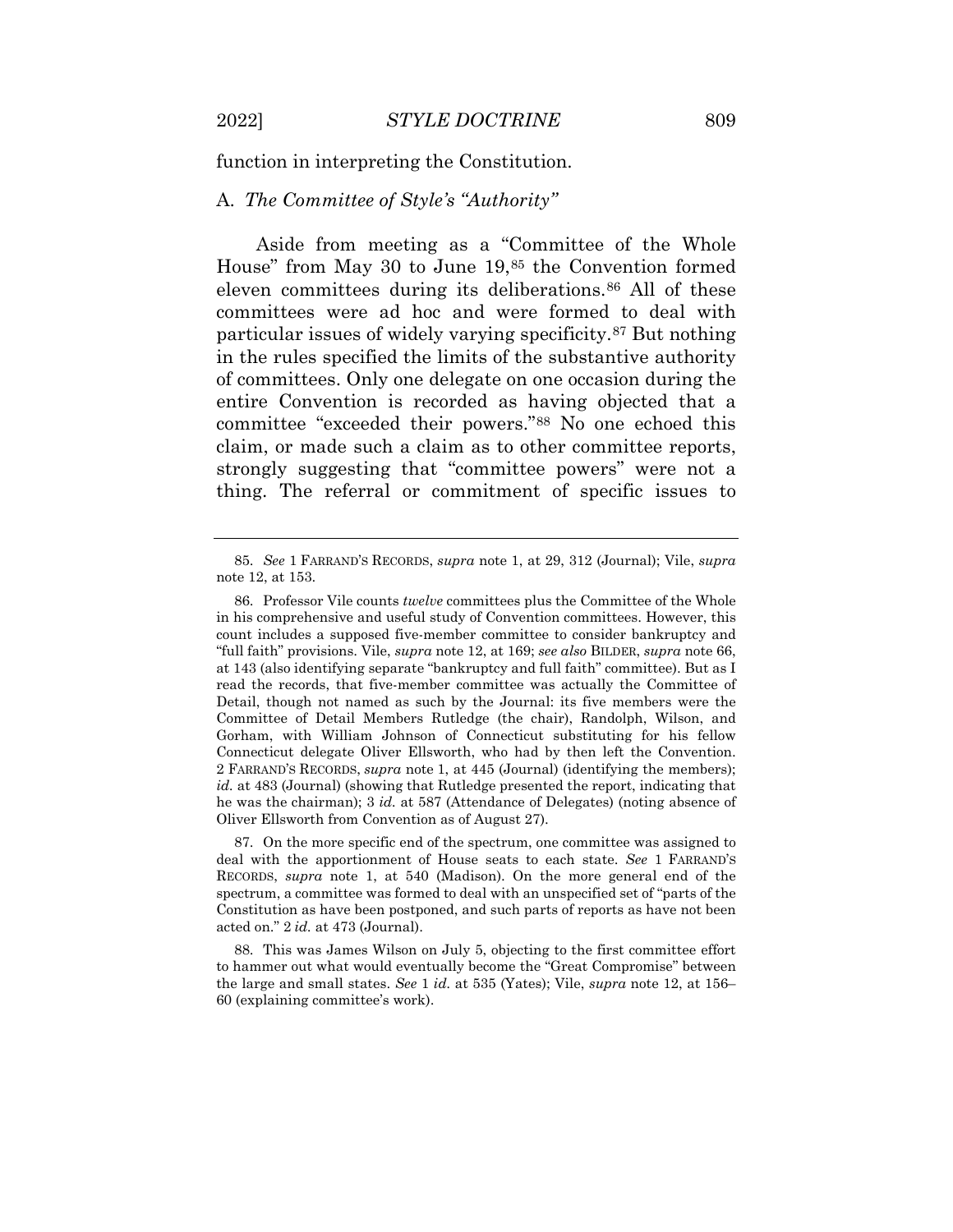function in interpreting the Constitution.

### A. *The Committee of Style's "Authority"*

Aside from meeting as a "Committee of the Whole House" from May 30 to June 19,[85] the Convention formed eleven committees during its deliberations.[86] All of these committees were ad hoc and were formed to deal with particular issues of widely varying specificity.[87] But nothing in the rules specified the limits of the substantive authority of committees. Only one delegate on one occasion during the entire Convention is recorded as having objected that a committee "exceeded their powers."[88] No one echoed this claim, or made such a claim as to other committee reports, strongly suggesting that "committee powers" were not a thing. The referral or commitment of specific issues to

---

85. *See* 1 FARRAND'S RECORDS, *supra* note 1, at 29, 312 (Journal); Vile, *supra* note 12, at 153.

86. Professor Vile counts *twelve* committees plus the Committee of the Whole in his comprehensive and useful study of Convention committees. However, this count includes a supposed five-member committee to consider bankruptcy and "full faith" provisions. Vile, *supra* note 12, at 169; *see also* BILDER, *supra* note 66, at 143 (also identifying separate "bankruptcy and full faith" committee). But as I read the records, that five-member committee was actually the Committee of Detail, though not named as such by the Journal: its five members were the Committee of Detail Members Rutledge (the chair), Randolph, Wilson, and Gorham, with William Johnson of Connecticut substituting for his fellow Connecticut delegate Oliver Ellsworth, who had by then left the Convention. 2 FARRAND'S RECORDS, *supra* note 1, at 445 (Journal) (identifying the members); *id.* at 483 (Journal) (showing that Rutledge presented the report, indicating that he was the chairman); 3 *id.* at 587 (Attendance of Delegates) (noting absence of Oliver Ellsworth from Convention as of August 27).

87. On the more specific end of the spectrum, one committee was assigned to deal with the apportionment of House seats to each state. *See* 1 FARRAND'S RECORDS, *supra* note 1, at 540 (Madison). On the more general end of the spectrum, a committee was formed to deal with an unspecified set of "parts of the Constitution as have been postponed, and such parts of reports as have not been acted on." 2 *id.* at 473 (Journal).

88. This was James Wilson on July 5, objecting to the first committee effort to hammer out what would eventually become the "Great Compromise" between the large and small states. *See* 1 *id.* at 535 (Yates); Vile, *supra* note 12, at 156–60 (explaining committee's work).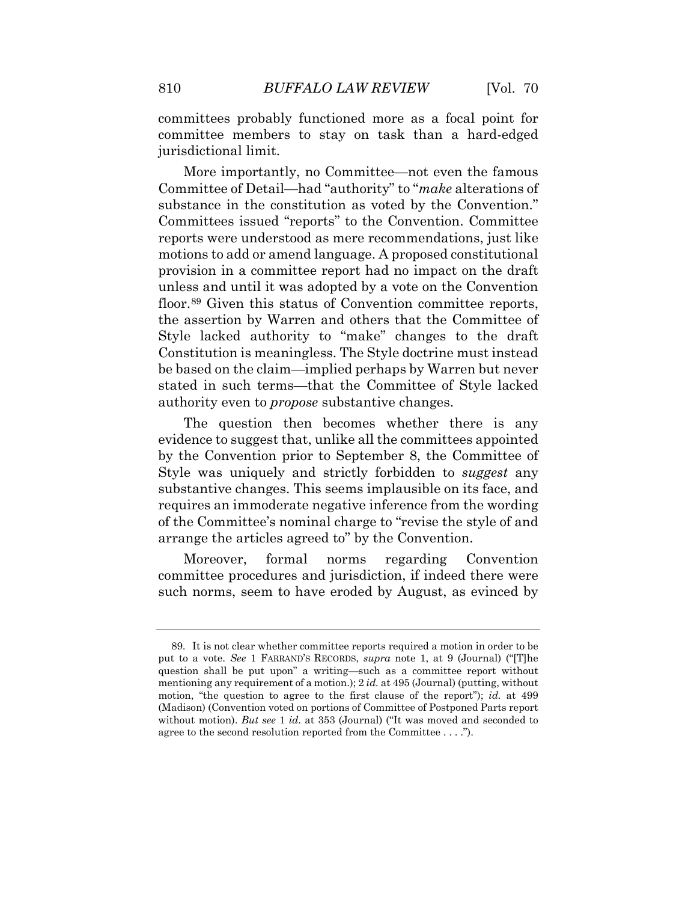committees probably functioned more as a focal point for committee members to stay on task than a hard-edged jurisdictional limit.

More importantly, no Committee—not even the famous Committee of Detail—had "authority" to "*make* alterations of substance in the constitution as voted by the Convention." Committees issued "reports" to the Convention. Committee reports were understood as mere recommendations, just like motions to add or amend language. A proposed constitutional provision in a committee report had no impact on the draft unless and until it was adopted by a vote on the Convention floor.[89] Given this status of Convention committee reports, the assertion by Warren and others that the Committee of Style lacked authority to "make" changes to the draft Constitution is meaningless. The Style doctrine must instead be based on the claim—implied perhaps by Warren but never stated in such terms—that the Committee of Style lacked authority even to *propose* substantive changes.

The question then becomes whether there is any evidence to suggest that, unlike all the committees appointed by the Convention prior to September 8, the Committee of Style was uniquely and strictly forbidden to *suggest* any substantive changes. This seems implausible on its face, and requires an immoderate negative inference from the wording of the Committee's nominal charge to "revise the style of and arrange the articles agreed to" by the Convention.

Moreover, formal norms regarding Convention committee procedures and jurisdiction, if indeed there were such norms, seem to have eroded by August, as evinced by

---

89. It is not clear whether committee reports required a motion in order to be put to a vote. *See* 1 FARRAND'S RECORDS, *supra* note 1, at 9 (Journal) ("[T]he question shall be put upon" a writing—such as a committee report without mentioning any requirement of a motion.); 2 *id.* at 495 (Journal) (putting, without motion, "the question to agree to the first clause of the report"); *id.* at 499 (Madison) (Convention voted on portions of Committee of Postponed Parts report without motion). *But see* 1 *id.* at 353 (Journal) ("It was moved and seconded to agree to the second resolution reported from the Committee . . . .").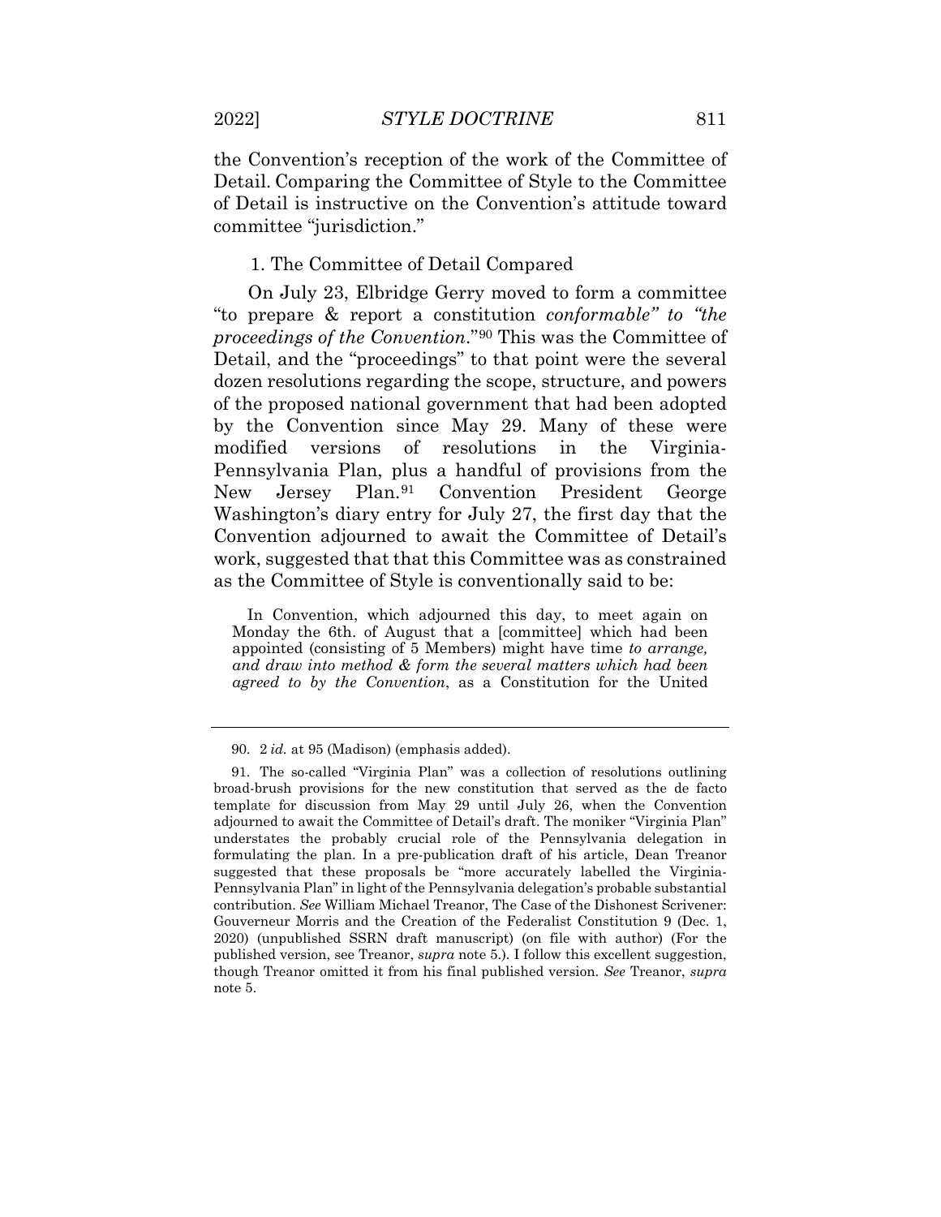the Convention's reception of the work of the Committee of Detail. Comparing the Committee of Style to the Committee of Detail is instructive on the Convention's attitude toward committee "jurisdiction."

### 1. The Committee of Detail Compared

On July 23, Elbridge Gerry moved to form a committee "to prepare & report a constitution *conformable" to "the proceedings of the Convention*."[90] This was the Committee of Detail, and the "proceedings" to that point were the several dozen resolutions regarding the scope, structure, and powers of the proposed national government that had been adopted by the Convention since May 29. Many of these were modified versions of resolutions in the Virginia-Pennsylvania Plan, plus a handful of provisions from the New Jersey Plan.[91] Convention President George Washington's diary entry for July 27, the first day that the Convention adjourned to await the Committee of Detail's work, suggested that that this Committee was as constrained as the Committee of Style is conventionally said to be:

> In Convention, which adjourned this day, to meet again on Monday the 6th. of August that a [committee] which had been appointed (consisting of 5 Members) might have time *to arrange, and draw into method & form the several matters which had been agreed to by the Convention*, as a Constitution for the United

---

90. 2 *id.* at 95 (Madison) (emphasis added).

91. The so-called "Virginia Plan" was a collection of resolutions outlining broad-brush provisions for the new constitution that served as the de facto template for discussion from May 29 until July 26, when the Convention adjourned to await the Committee of Detail's draft. The moniker "Virginia Plan" understates the probably crucial role of the Pennsylvania delegation in formulating the plan. In a pre-publication draft of his article, Dean Treanor suggested that these proposals be "more accurately labelled the Virginia-Pennsylvania Plan" in light of the Pennsylvania delegation's probable substantial contribution. *See* William Michael Treanor, The Case of the Dishonest Scrivener: Gouverneur Morris and the Creation of the Federalist Constitution 9 (Dec. 1, 2020) (unpublished SSRN draft manuscript) (on file with author) (For the published version, see Treanor, *supra* note 5.). I follow this excellent suggestion, though Treanor omitted it from his final published version. *See* Treanor, *supra* note 5.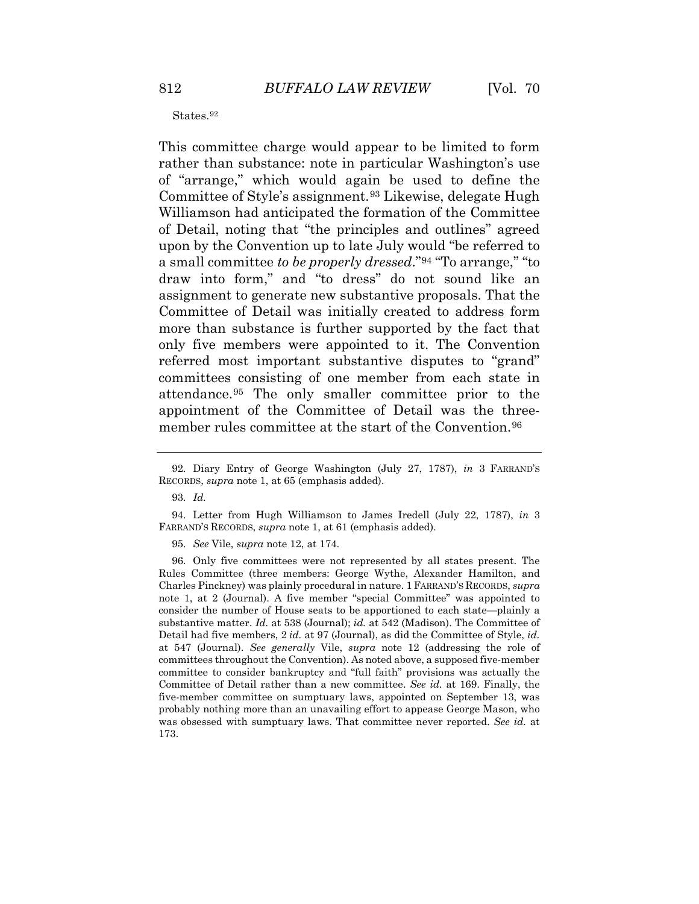States.[92]

This committee charge would appear to be limited to form rather than substance: note in particular Washington's use of "arrange," which would again be used to define the Committee of Style's assignment.[93] Likewise, delegate Hugh Williamson had anticipated the formation of the Committee of Detail, noting that "the principles and outlines" agreed upon by the Convention up to late July would "be referred to a small committee *to be properly dressed*."[94] "To arrange," "to draw into form," and "to dress" do not sound like an assignment to generate new substantive proposals. That the Committee of Detail was initially created to address form more than substance is further supported by the fact that only five members were appointed to it. The Convention referred most important substantive disputes to "grand" committees consisting of one member from each state in attendance.[95] The only smaller committee prior to the appointment of the Committee of Detail was the three-member rules committee at the start of the Convention.[96]

---

92. Diary Entry of George Washington (July 27, 1787), *in* 3 FARRAND'S RECORDS, *supra* note 1, at 65 (emphasis added).

93. *Id.*

94. Letter from Hugh Williamson to James Iredell (July 22, 1787), *in* 3 FARRAND'S RECORDS, *supra* note 1, at 61 (emphasis added).

95. *See* Vile, *supra* note 12, at 174.

96. Only five committees were not represented by all states present. The Rules Committee (three members: George Wythe, Alexander Hamilton, and Charles Pinckney) was plainly procedural in nature. 1 FARRAND'S RECORDS, *supra* note 1, at 2 (Journal). A five member "special Committee" was appointed to consider the number of House seats to be apportioned to each state—plainly a substantive matter. *Id.* at 538 (Journal); *id.* at 542 (Madison). The Committee of Detail had five members, 2 *id.* at 97 (Journal), as did the Committee of Style, *id.* at 547 (Journal). *See generally* Vile, *supra* note 12 (addressing the role of committees throughout the Convention). As noted above, a supposed five-member committee to consider bankruptcy and "full faith" provisions was actually the Committee of Detail rather than a new committee. *See id.* at 169. Finally, the five-member committee on sumptuary laws, appointed on September 13, was probably nothing more than an unavailing effort to appease George Mason, who was obsessed with sumptuary laws. That committee never reported. *See id.* at 173.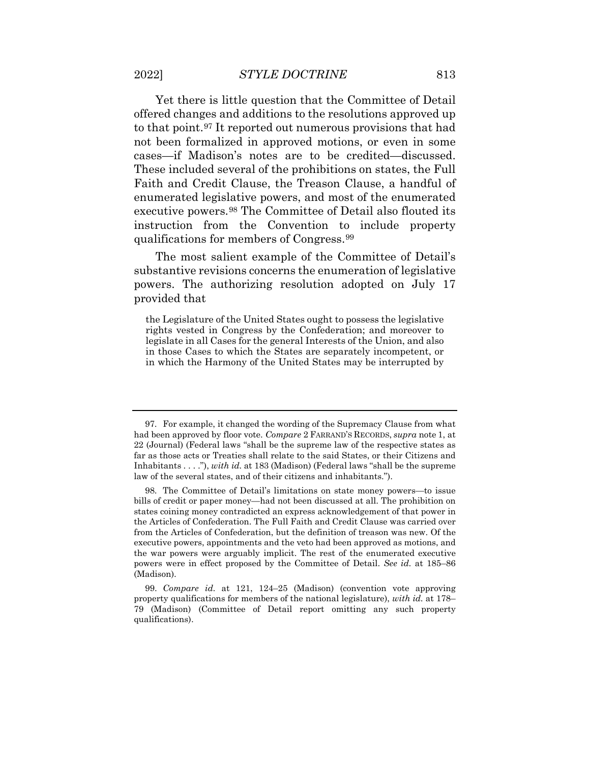Yet there is little question that the Committee of Detail offered changes and additions to the resolutions approved up to that point.[97] It reported out numerous provisions that had not been formalized in approved motions, or even in some cases—if Madison's notes are to be credited—discussed. These included several of the prohibitions on states, the Full Faith and Credit Clause, the Treason Clause, a handful of enumerated legislative powers, and most of the enumerated executive powers.[98] The Committee of Detail also flouted its instruction from the Convention to include property qualifications for members of Congress.[99]

The most salient example of the Committee of Detail's substantive revisions concerns the enumeration of legislative powers. The authorizing resolution adopted on July 17 provided that

> the Legislature of the United States ought to possess the legislative rights vested in Congress by the Confederation; and moreover to legislate in all Cases for the general Interests of the Union, and also in those Cases to which the States are separately incompetent, or in which the Harmony of the United States may be interrupted by

---

97. For example, it changed the wording of the Supremacy Clause from what had been approved by floor vote. *Compare* 2 FARRAND'S RECORDS, *supra* note 1, at 22 (Journal) (Federal laws "shall be the supreme law of the respective states as far as those acts or Treaties shall relate to the said States, or their Citizens and Inhabitants . . . ."), *with id.* at 183 (Madison) (Federal laws "shall be the supreme law of the several states, and of their citizens and inhabitants.").

98. The Committee of Detail's limitations on state money powers—to issue bills of credit or paper money—had not been discussed at all. The prohibition on states coining money contradicted an express acknowledgement of that power in the Articles of Confederation. The Full Faith and Credit Clause was carried over from the Articles of Confederation, but the definition of treason was new. Of the executive powers, appointments and the veto had been approved as motions, and the war powers were arguably implicit. The rest of the enumerated executive powers were in effect proposed by the Committee of Detail. *See id.* at 185–86 (Madison).

99. *Compare id.* at 121, 124–25 (Madison) (convention vote approving property qualifications for members of the national legislature), *with id.* at 178–79 (Madison) (Committee of Detail report omitting any such property qualifications).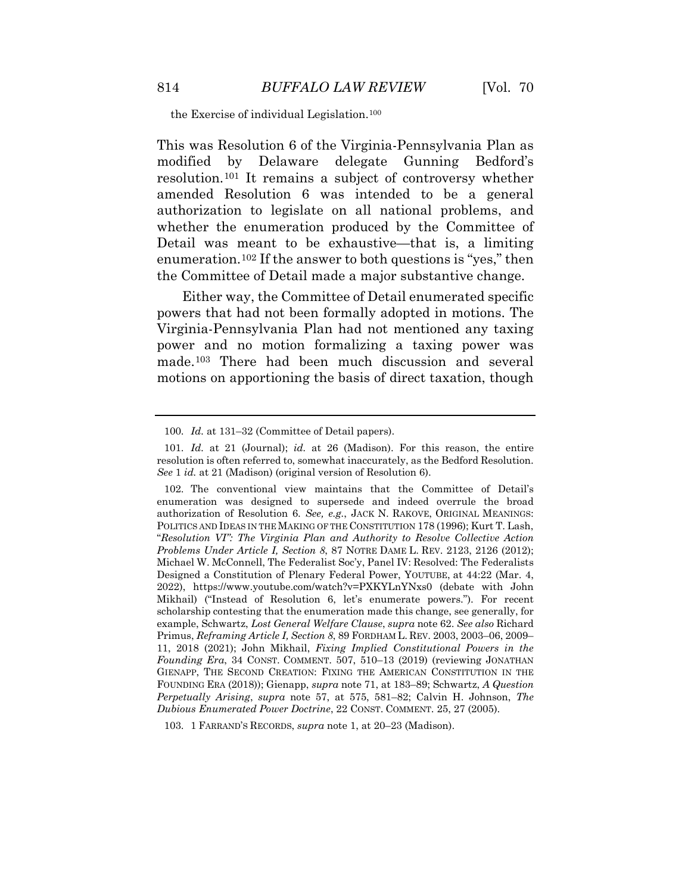the Exercise of individual Legislation.[100]

This was Resolution 6 of the Virginia-Pennsylvania Plan as modified by Delaware delegate Gunning Bedford's resolution.[101] It remains a subject of controversy whether amended Resolution 6 was intended to be a general authorization to legislate on all national problems, and whether the enumeration produced by the Committee of Detail was meant to be exhaustive—that is, a limiting enumeration.[102] If the answer to both questions is "yes," then the Committee of Detail made a major substantive change.

Either way, the Committee of Detail enumerated specific powers that had not been formally adopted in motions. The Virginia-Pennsylvania Plan had not mentioned any taxing power and no motion formalizing a taxing power was made.[103] There had been much discussion and several motions on apportioning the basis of direct taxation, though

---

100. *Id.* at 131–32 (Committee of Detail papers).

101. *Id.* at 21 (Journal); *id.* at 26 (Madison). For this reason, the entire resolution is often referred to, somewhat inaccurately, as the Bedford Resolution. *See* 1 *id.* at 21 (Madison) (original version of Resolution 6).

102. The conventional view maintains that the Committee of Detail's enumeration was designed to supersede and indeed overrule the broad authorization of Resolution 6. *See, e.g.*, JACK N. RAKOVE, ORIGINAL MEANINGS: POLITICS AND IDEAS IN THE MAKING OF THE CONSTITUTION 178 (1996); Kurt T. Lash, *"Resolution VI": The Virginia Plan and Authority to Resolve Collective Action Problems Under Article I, Section 8*, 87 NOTRE DAME L. REV. 2123, 2126 (2012); Michael W. McConnell, The Federalist Soc'y, Panel IV: Resolved: The Federalists Designed a Constitution of Plenary Federal Power, YOUTUBE, at 44:22 (Mar. 4, 2022), https://www.youtube.com/watch?v=PXKYLnYNxs0 (debate with John Mikhail) ("Instead of Resolution 6, let's enumerate powers."). For recent scholarship contesting that the enumeration made this change, see generally, for example, Schwartz, *Lost General Welfare Clause*, *supra* note 62. *See also* Richard Primus, *Reframing Article I, Section 8*, 89 FORDHAM L. REV. 2003, 2003–06, 2009–11, 2018 (2021); John Mikhail, *Fixing Implied Constitutional Powers in the Founding Era*, 34 CONST. COMMENT. 507, 510–13 (2019) (reviewing JONATHAN GIENAPP, THE SECOND CREATION: FIXING THE AMERICAN CONSTITUTION IN THE FOUNDING ERA (2018)); Gienapp, *supra* note 71, at 183–89; Schwartz, *A Question Perpetually Arising*, *supra* note 57, at 575, 581–82; Calvin H. Johnson, *The Dubious Enumerated Power Doctrine*, 22 CONST. COMMENT. 25, 27 (2005).

103. 1 FARRAND'S RECORDS, *supra* note 1, at 20–23 (Madison).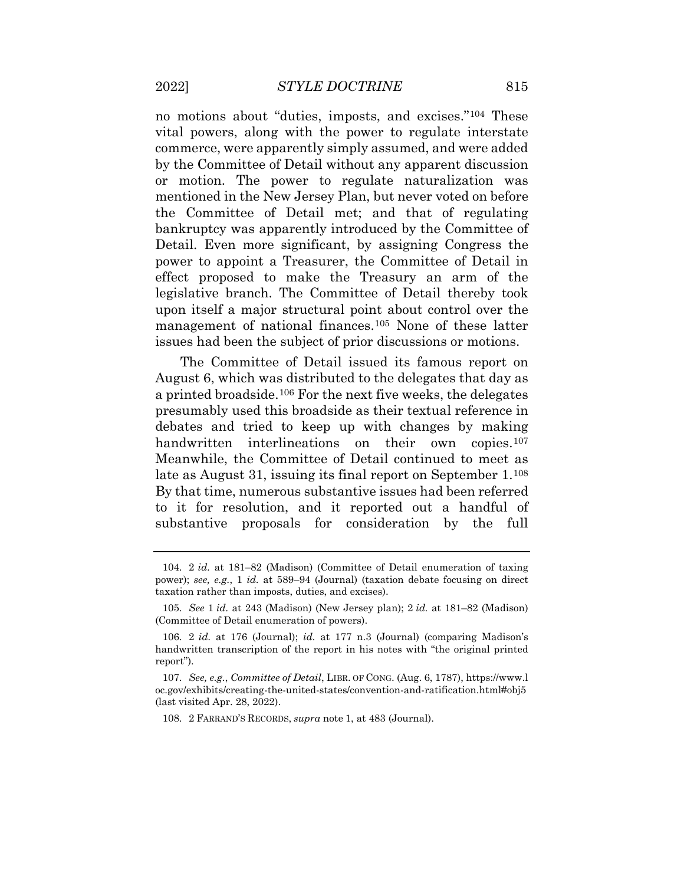no motions about "duties, imposts, and excises."[104] These vital powers, along with the power to regulate interstate commerce, were apparently simply assumed, and were added by the Committee of Detail without any apparent discussion or motion. The power to regulate naturalization was mentioned in the New Jersey Plan, but never voted on before the Committee of Detail met; and that of regulating bankruptcy was apparently introduced by the Committee of Detail. Even more significant, by assigning Congress the power to appoint a Treasurer, the Committee of Detail in effect proposed to make the Treasury an arm of the legislative branch. The Committee of Detail thereby took upon itself a major structural point about control over the management of national finances.[105] None of these latter issues had been the subject of prior discussions or motions.

The Committee of Detail issued its famous report on August 6, which was distributed to the delegates that day as a printed broadside.[106] For the next five weeks, the delegates presumably used this broadside as their textual reference in debates and tried to keep up with changes by making handwritten interlineations on their own copies.[107] Meanwhile, the Committee of Detail continued to meet as late as August 31, issuing its final report on September 1.[108] By that time, numerous substantive issues had been referred to it for resolution, and it reported out a handful of substantive proposals for consideration by the full

---

104. 2 *id.* at 181–82 (Madison) (Committee of Detail enumeration of taxing power); *see, e.g.*, 1 *id.* at 589–94 (Journal) (taxation debate focusing on direct taxation rather than imposts, duties, and excises).

105. *See* 1 *id.* at 243 (Madison) (New Jersey plan); 2 *id.* at 181–82 (Madison) (Committee of Detail enumeration of powers).

106. 2 *id.* at 176 (Journal); *id.* at 177 n.3 (Journal) (comparing Madison's handwritten transcription of the report in his notes with "the original printed report").

107. *See, e.g.*, *Committee of Detail*, LIBR. OF CONG. (Aug. 6, 1787), https://www.loc.gov/exhibits/creating-the-united-states/convention-and-ratification.html#obj5 (last visited Apr. 28, 2022).

108. 2 FARRAND'S RECORDS, *supra* note 1, at 483 (Journal).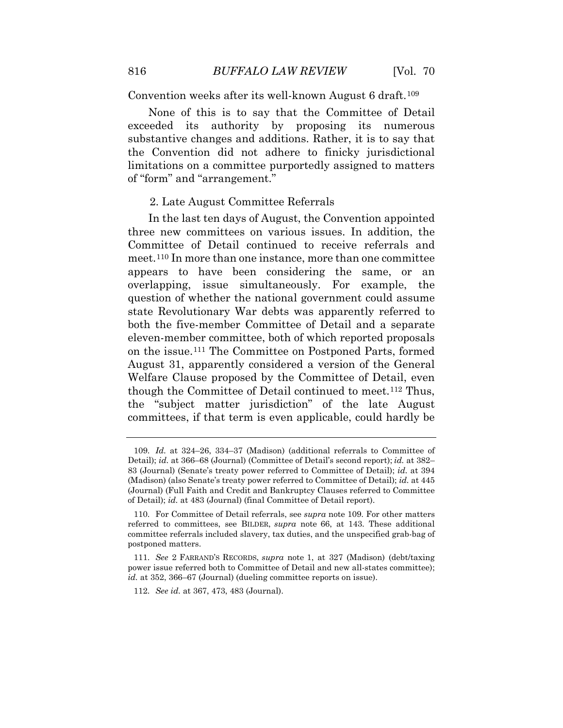Convention weeks after its well-known August 6 draft.[109]

None of this is to say that the Committee of Detail exceeded its authority by proposing its numerous substantive changes and additions. Rather, it is to say that the Convention did not adhere to finicky jurisdictional limitations on a committee purportedly assigned to matters of "form" and "arrangement."

### 2. Late August Committee Referrals

In the last ten days of August, the Convention appointed three new committees on various issues. In addition, the Committee of Detail continued to receive referrals and meet.[110] In more than one instance, more than one committee appears to have been considering the same, or an overlapping, issue simultaneously. For example, the question of whether the national government could assume state Revolutionary War debts was apparently referred to both the five-member Committee of Detail and a separate eleven-member committee, both of which reported proposals on the issue.[111] The Committee on Postponed Parts, formed August 31, apparently considered a version of the General Welfare Clause proposed by the Committee of Detail, even though the Committee of Detail continued to meet.[112] Thus, the "subject matter jurisdiction" of the late August committees, if that term is even applicable, could hardly be

---

109. *Id.* at 324–26, 334–37 (Madison) (additional referrals to Committee of Detail); *id.* at 366–68 (Journal) (Committee of Detail's second report); *id.* at 382–83 (Journal) (Senate's treaty power referred to Committee of Detail); *id.* at 394 (Madison) (also Senate's treaty power referred to Committee of Detail); *id.* at 445 (Journal) (Full Faith and Credit and Bankruptcy Clauses referred to Committee of Detail); *id.* at 483 (Journal) (final Committee of Detail report).

110. For Committee of Detail referrals, see *supra* note 109. For other matters referred to committees, see BILDER, *supra* note 66, at 143. These additional committee referrals included slavery, tax duties, and the unspecified grab-bag of postponed matters.

111. *See* 2 FARRAND'S RECORDS, *supra* note 1, at 327 (Madison) (debt/taxing power issue referred both to Committee of Detail and new all-states committee); *id.* at 352, 366–67 (Journal) (dueling committee reports on issue).

112. *See id.* at 367, 473, 483 (Journal).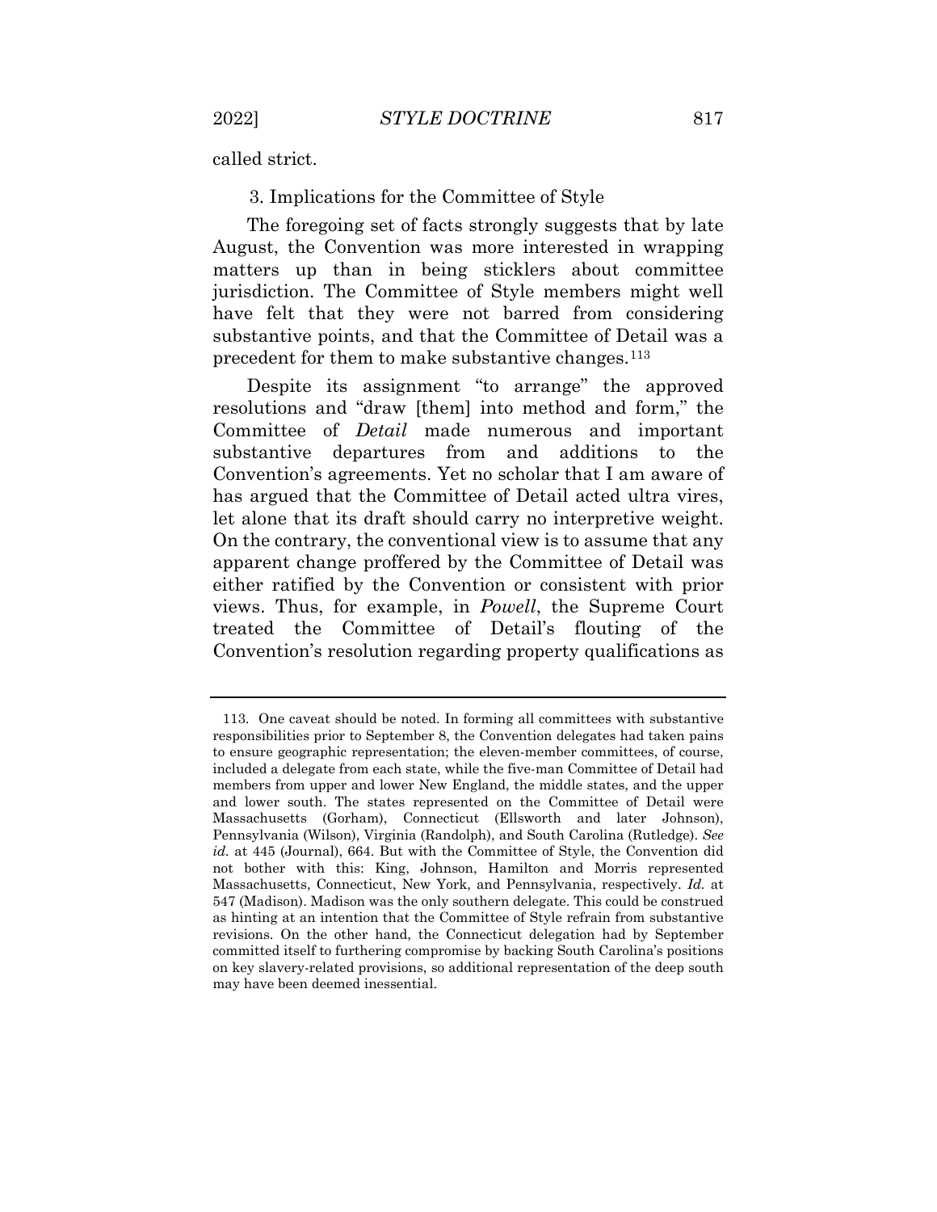called strict.

### 3. Implications for the Committee of Style

The foregoing set of facts strongly suggests that by late August, the Convention was more interested in wrapping matters up than in being sticklers about committee jurisdiction. The Committee of Style members might well have felt that they were not barred from considering substantive points, and that the Committee of Detail was a precedent for them to make substantive changes.[113]

Despite its assignment "to arrange" the approved resolutions and "draw [them] into method and form," the Committee of *Detail* made numerous and important substantive departures from and additions to the Convention's agreements. Yet no scholar that I am aware of has argued that the Committee of Detail acted ultra vires, let alone that its draft should carry no interpretive weight. On the contrary, the conventional view is to assume that any apparent change proffered by the Committee of Detail was either ratified by the Convention or consistent with prior views. Thus, for example, in *Powell*, the Supreme Court treated the Committee of Detail's flouting of the Convention's resolution regarding property qualifications as

---

113. One caveat should be noted. In forming all committees with substantive responsibilities prior to September 8, the Convention delegates had taken pains to ensure geographic representation; the eleven-member committees, of course, included a delegate from each state, while the five-man Committee of Detail had members from upper and lower New England, the middle states, and the upper and lower south. The states represented on the Committee of Detail were Massachusetts (Gorham), Connecticut (Ellsworth and later Johnson), Pennsylvania (Wilson), Virginia (Randolph), and South Carolina (Rutledge). *See id.* at 445 (Journal), 664. But with the Committee of Style, the Convention did not bother with this: King, Johnson, Hamilton and Morris represented Massachusetts, Connecticut, New York, and Pennsylvania, respectively. *Id.* at 547 (Madison). Madison was the only southern delegate. This could be construed as hinting at an intention that the Committee of Style refrain from substantive revisions. On the other hand, the Connecticut delegation had by September committed itself to furthering compromise by backing South Carolina's positions on key slavery-related provisions, so additional representation of the deep south may have been deemed inessential.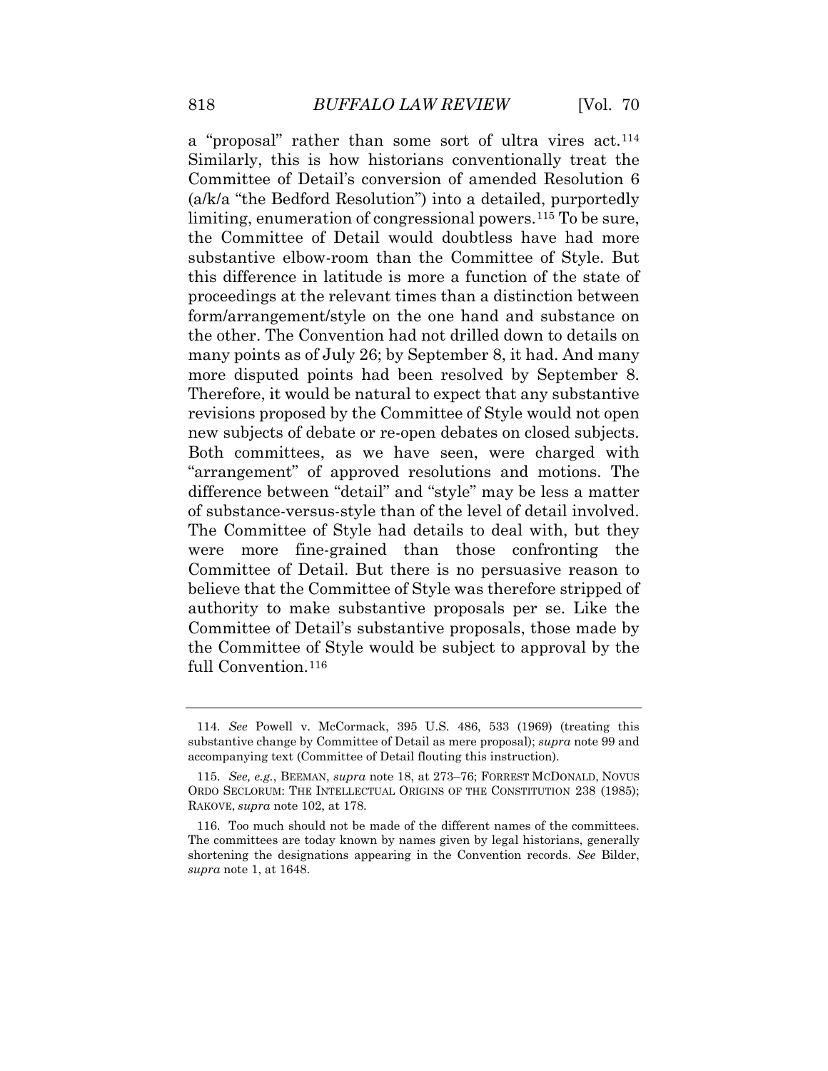a "proposal" rather than some sort of ultra vires act.[114] Similarly, this is how historians conventionally treat the Committee of Detail's conversion of amended Resolution 6 (a/k/a "the Bedford Resolution") into a detailed, purportedly limiting, enumeration of congressional powers.[115] To be sure, the Committee of Detail would doubtless have had more substantive elbow-room than the Committee of Style. But this difference in latitude is more a function of the state of proceedings at the relevant times than a distinction between form/arrangement/style on the one hand and substance on the other. The Convention had not drilled down to details on many points as of July 26; by September 8, it had. And many more disputed points had been resolved by September 8. Therefore, it would be natural to expect that any substantive revisions proposed by the Committee of Style would not open new subjects of debate or re-open debates on closed subjects. Both committees, as we have seen, were charged with "arrangement" of approved resolutions and motions. The difference between "detail" and "style" may be less a matter of substance-versus-style than of the level of detail involved. The Committee of Style had details to deal with, but they were more fine-grained than those confronting the Committee of Detail. But there is no persuasive reason to believe that the Committee of Style was therefore stripped of authority to make substantive proposals per se. Like the Committee of Detail's substantive proposals, those made by the Committee of Style would be subject to approval by the full Convention.[116]

---

114. *See* Powell v. McCormack, 395 U.S. 486, 533 (1969) (treating this substantive change by Committee of Detail as mere proposal); *supra* note 99 and accompanying text (Committee of Detail flouting this instruction).

115. *See, e.g.*, BEEMAN, *supra* note 18, at 273–76; FORREST MCDONALD, NOVUS ORDO SECLORUM: THE INTELLECTUAL ORIGINS OF THE CONSTITUTION 238 (1985); RAKOVE, *supra* note 102, at 178.

116. Too much should not be made of the different names of the committees. The committees are today known by names given by legal historians, generally shortening the designations appearing in the Convention records. *See* Bilder, *supra* note 1, at 1648.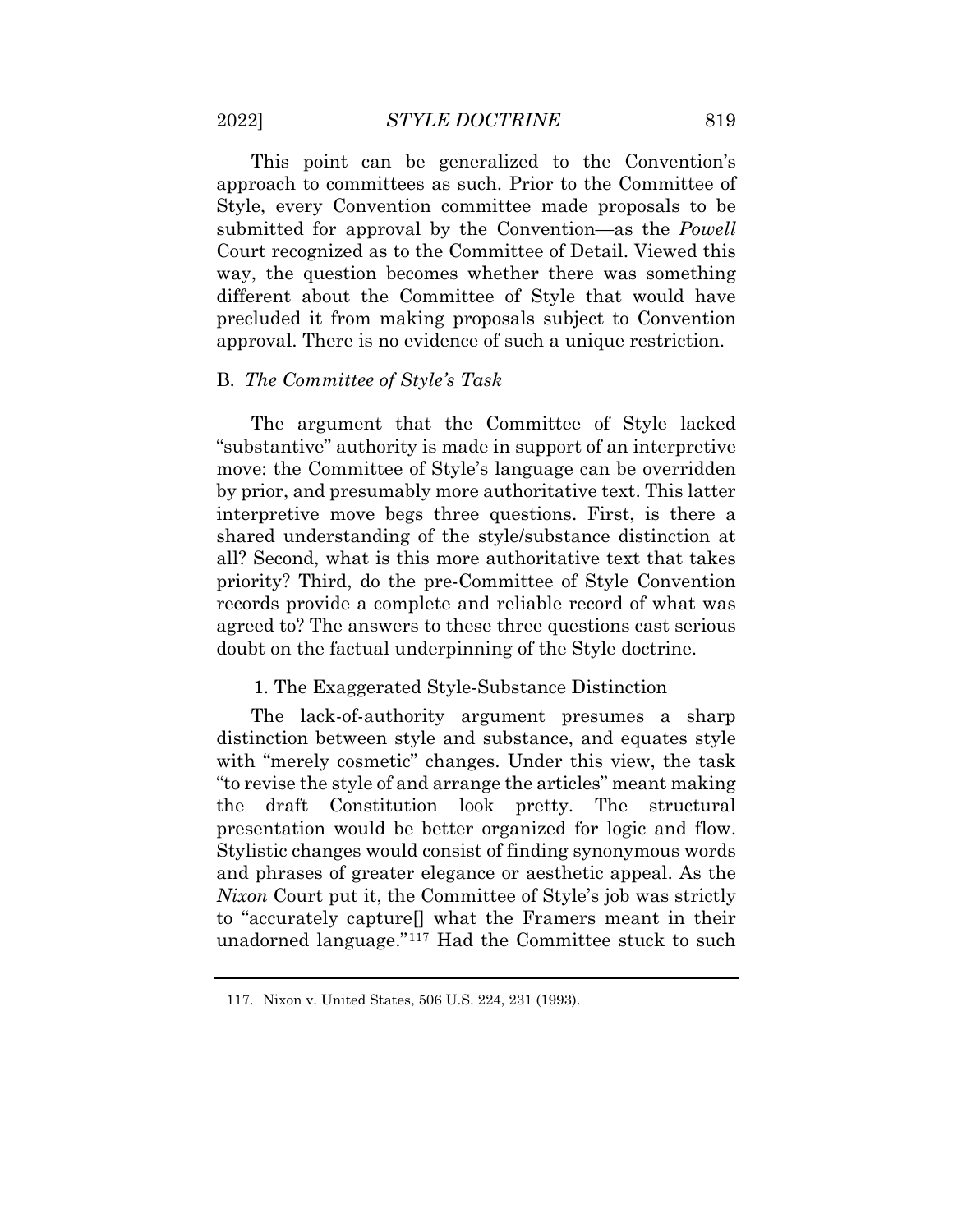This point can be generalized to the Convention's approach to committees as such. Prior to the Committee of Style, every Convention committee made proposals to be submitted for approval by the Convention—as the *Powell* Court recognized as to the Committee of Detail. Viewed this way, the question becomes whether there was something different about the Committee of Style that would have precluded it from making proposals subject to Convention approval. There is no evidence of such a unique restriction.

## B. *The Committee of Style's Task*

The argument that the Committee of Style lacked "substantive" authority is made in support of an interpretive move: the Committee of Style's language can be overridden by prior, and presumably more authoritative text. This latter interpretive move begs three questions. First, is there a shared understanding of the style/substance distinction at all? Second, what is this more authoritative text that takes priority? Third, do the pre-Committee of Style Convention records provide a complete and reliable record of what was agreed to? The answers to these three questions cast serious doubt on the factual underpinning of the Style doctrine.

### 1. The Exaggerated Style-Substance Distinction

The lack-of-authority argument presumes a sharp distinction between style and substance, and equates style with "merely cosmetic" changes. Under this view, the task "to revise the style of and arrange the articles" meant making the draft Constitution look pretty. The structural presentation would be better organized for logic and flow. Stylistic changes would consist of finding synonymous words and phrases of greater elegance or aesthetic appeal. As the *Nixon* Court put it, the Committee of Style's job was strictly to "accurately capture[] what the Framers meant in their unadorned language."[117] Had the Committee stuck to such

117. Nixon v. United States, 506 U.S. 224, 231 (1993).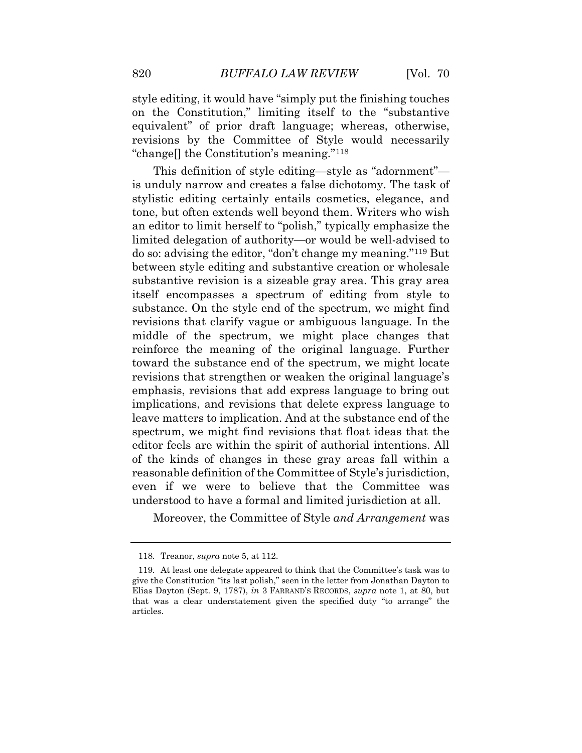style editing, it would have "simply put the finishing touches on the Constitution," limiting itself to the "substantive equivalent" of prior draft language; whereas, otherwise, revisions by the Committee of Style would necessarily "change[] the Constitution's meaning."[118]

This definition of style editing—style as "adornment"—is unduly narrow and creates a false dichotomy. The task of stylistic editing certainly entails cosmetics, elegance, and tone, but often extends well beyond them. Writers who wish an editor to limit herself to "polish," typically emphasize the limited delegation of authority—or would be well-advised to do so: advising the editor, "don't change my meaning."[119] But between style editing and substantive creation or wholesale substantive revision is a sizeable gray area. This gray area itself encompasses a spectrum of editing from style to substance. On the style end of the spectrum, we might find revisions that clarify vague or ambiguous language. In the middle of the spectrum, we might place changes that reinforce the meaning of the original language. Further toward the substance end of the spectrum, we might locate revisions that strengthen or weaken the original language's emphasis, revisions that add express language to bring out implications, and revisions that delete express language to leave matters to implication. And at the substance end of the spectrum, we might find revisions that float ideas that the editor feels are within the spirit of authorial intentions. All of the kinds of changes in these gray areas fall within a reasonable definition of the Committee of Style's jurisdiction, even if we were to believe that the Committee was understood to have a formal and limited jurisdiction at all.

Moreover, the Committee of Style *and Arrangement* was

---

118. Treanor, *supra* note 5, at 112.

119. At least one delegate appeared to think that the Committee's task was to give the Constitution "its last polish," seen in the letter from Jonathan Dayton to Elias Dayton (Sept. 9, 1787), *in* 3 FARRAND'S RECORDS, *supra* note 1, at 80, but that was a clear understatement given the specified duty "to arrange" the articles.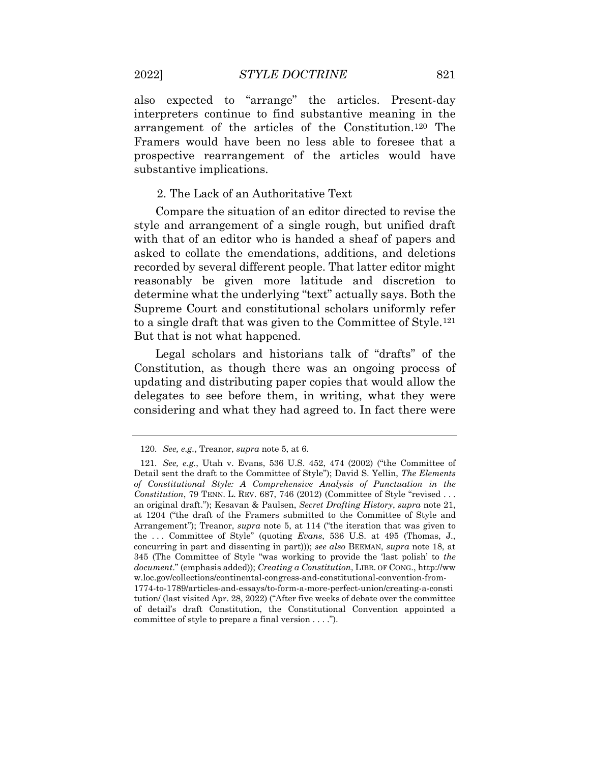also expected to "arrange" the articles. Present-day interpreters continue to find substantive meaning in the arrangement of the articles of the Constitution.[120] The Framers would have been no less able to foresee that a prospective rearrangement of the articles would have substantive implications.

### 2. The Lack of an Authoritative Text

Compare the situation of an editor directed to revise the style and arrangement of a single rough, but unified draft with that of an editor who is handed a sheaf of papers and asked to collate the emendations, additions, and deletions recorded by several different people. That latter editor might reasonably be given more latitude and discretion to determine what the underlying "text" actually says. Both the Supreme Court and constitutional scholars uniformly refer to a single draft that was given to the Committee of Style.[121] But that is not what happened.

Legal scholars and historians talk of "drafts" of the Constitution, as though there was an ongoing process of updating and distributing paper copies that would allow the delegates to see before them, in writing, what they were considering and what they had agreed to. In fact there were

---

120. *See, e.g.*, Treanor, *supra* note 5, at 6.

121. *See, e.g.*, Utah v. Evans, 536 U.S. 452, 474 (2002) ("the Committee of Detail sent the draft to the Committee of Style"); David S. Yellin, *The Elements of Constitutional Style: A Comprehensive Analysis of Punctuation in the Constitution*, 79 TENN. L. REV. 687, 746 (2012) (Committee of Style "revised . . . an original draft."); Kesavan & Paulsen, *Secret Drafting History*, *supra* note 21, at 1204 ("the draft of the Framers submitted to the Committee of Style and Arrangement"); Treanor, *supra* note 5, at 114 ("the iteration that was given to the . . . Committee of Style" (quoting *Evans*, 536 U.S. at 495 (Thomas, J., concurring in part and dissenting in part))); *see also* BEEMAN, *supra* note 18, at 345 (The Committee of Style "was working to provide the 'last polish' to *the document*." (emphasis added)); *Creating a Constitution*, LIBR. OF CONG., http://www.loc.gov/collections/continental-congress-and-constitutional-convention-from-1774-to-1789/articles-and-essays/to-form-a-more-perfect-union/creating-a-constitution/ (last visited Apr. 28, 2022) ("After five weeks of debate over the committee of detail's draft Constitution, the Constitutional Convention appointed a committee of style to prepare a final version . . . .").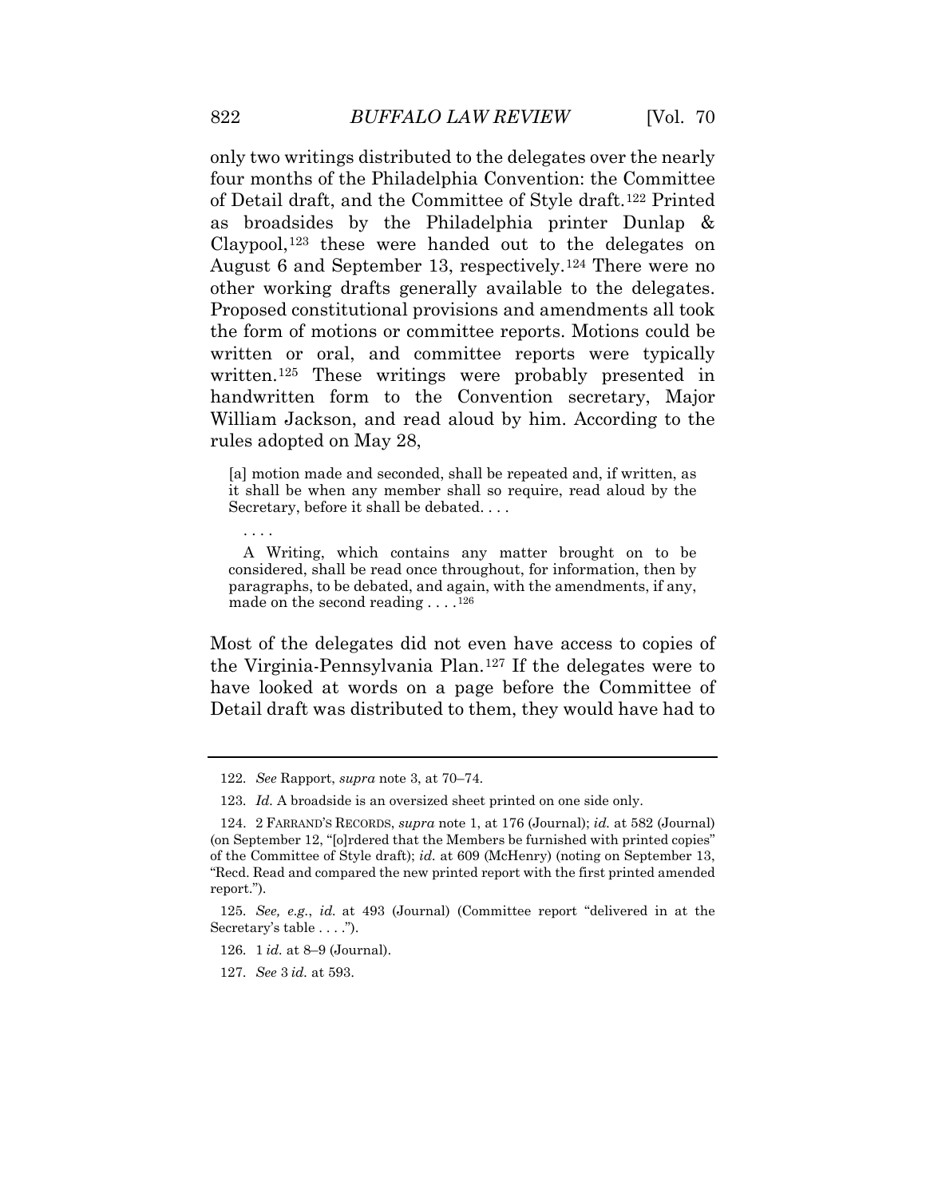only two writings distributed to the delegates over the nearly four months of the Philadelphia Convention: the Committee of Detail draft, and the Committee of Style draft.[122] Printed as broadsides by the Philadelphia printer Dunlap & Claypool,[123] these were handed out to the delegates on August 6 and September 13, respectively.[124] There were no other working drafts generally available to the delegates. Proposed constitutional provisions and amendments all took the form of motions or committee reports. Motions could be written or oral, and committee reports were typically written.[125] These writings were probably presented in handwritten form to the Convention secretary, Major William Jackson, and read aloud by him. According to the rules adopted on May 28,

> [a] motion made and seconded, shall be repeated and, if written, as it shall be when any member shall so require, read aloud by the Secretary, before it shall be debated. . . .
>
> . . . .
>
> A Writing, which contains any matter brought on to be considered, shall be read once throughout, for information, then by paragraphs, to be debated, and again, with the amendments, if any, made on the second reading . . . .[126]

Most of the delegates did not even have access to copies of the Virginia-Pennsylvania Plan.[127] If the delegates were to have looked at words on a page before the Committee of Detail draft was distributed to them, they would have had to

---

122. *See* Rapport, *supra* note 3, at 70–74.

123. *Id.* A broadside is an oversized sheet printed on one side only.

124. 2 FARRAND'S RECORDS, *supra* note 1, at 176 (Journal); *id.* at 582 (Journal) (on September 12, "[o]rdered that the Members be furnished with printed copies" of the Committee of Style draft); *id.* at 609 (McHenry) (noting on September 13, "Recd. Read and compared the new printed report with the first printed amended report.").

125. *See, e.g.*, *id.* at 493 (Journal) (Committee report "delivered in at the Secretary's table . . . .").

126. 1 *id.* at 8–9 (Journal).

127. *See* 3 *id.* at 593.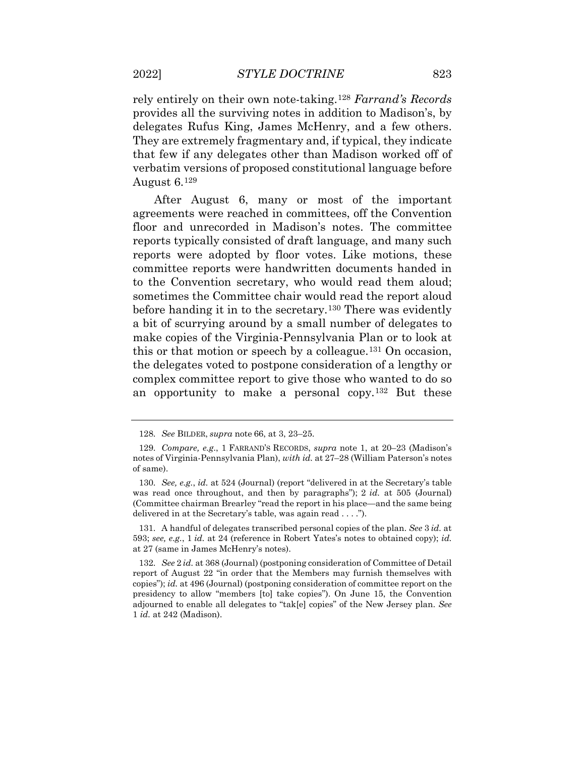rely entirely on their own note-taking.[128] *Farrand's Records* provides all the surviving notes in addition to Madison's, by delegates Rufus King, James McHenry, and a few others. They are extremely fragmentary and, if typical, they indicate that few if any delegates other than Madison worked off of verbatim versions of proposed constitutional language before August 6.[129]

After August 6, many or most of the important agreements were reached in committees, off the Convention floor and unrecorded in Madison's notes. The committee reports typically consisted of draft language, and many such reports were adopted by floor votes. Like motions, these committee reports were handwritten documents handed in to the Convention secretary, who would read them aloud; sometimes the Committee chair would read the report aloud before handing it in to the secretary.[130] There was evidently a bit of scurrying around by a small number of delegates to make copies of the Virginia-Pennsylvania Plan or to look at this or that motion or speech by a colleague.[131] On occasion, the delegates voted to postpone consideration of a lengthy or complex committee report to give those who wanted to do so an opportunity to make a personal copy.[132] But these

---

128. *See* BILDER, *supra* note 66, at 3, 23–25.

129. *Compare, e.g.*, 1 FARRAND'S RECORDS, *supra* note 1, at 20–23 (Madison's notes of Virginia-Pennsylvania Plan), *with id.* at 27–28 (William Paterson's notes of same).

130. *See, e.g.*, *id.* at 524 (Journal) (report "delivered in at the Secretary's table was read once throughout, and then by paragraphs"); 2 *id.* at 505 (Journal) (Committee chairman Brearley "read the report in his place—and the same being delivered in at the Secretary's table, was again read . . . .").

131. A handful of delegates transcribed personal copies of the plan. *See* 3 *id.* at 593; *see, e.g.*, 1 *id.* at 24 (reference in Robert Yates's notes to obtained copy); *id.* at 27 (same in James McHenry's notes).

132. *See* 2 *id.* at 368 (Journal) (postponing consideration of Committee of Detail report of August 22 "in order that the Members may furnish themselves with copies"); *id.* at 496 (Journal) (postponing consideration of committee report on the presidency to allow "members [to] take copies"). On June 15, the Convention adjourned to enable all delegates to "tak[e] copies" of the New Jersey plan. *See* 1 *id.* at 242 (Madison).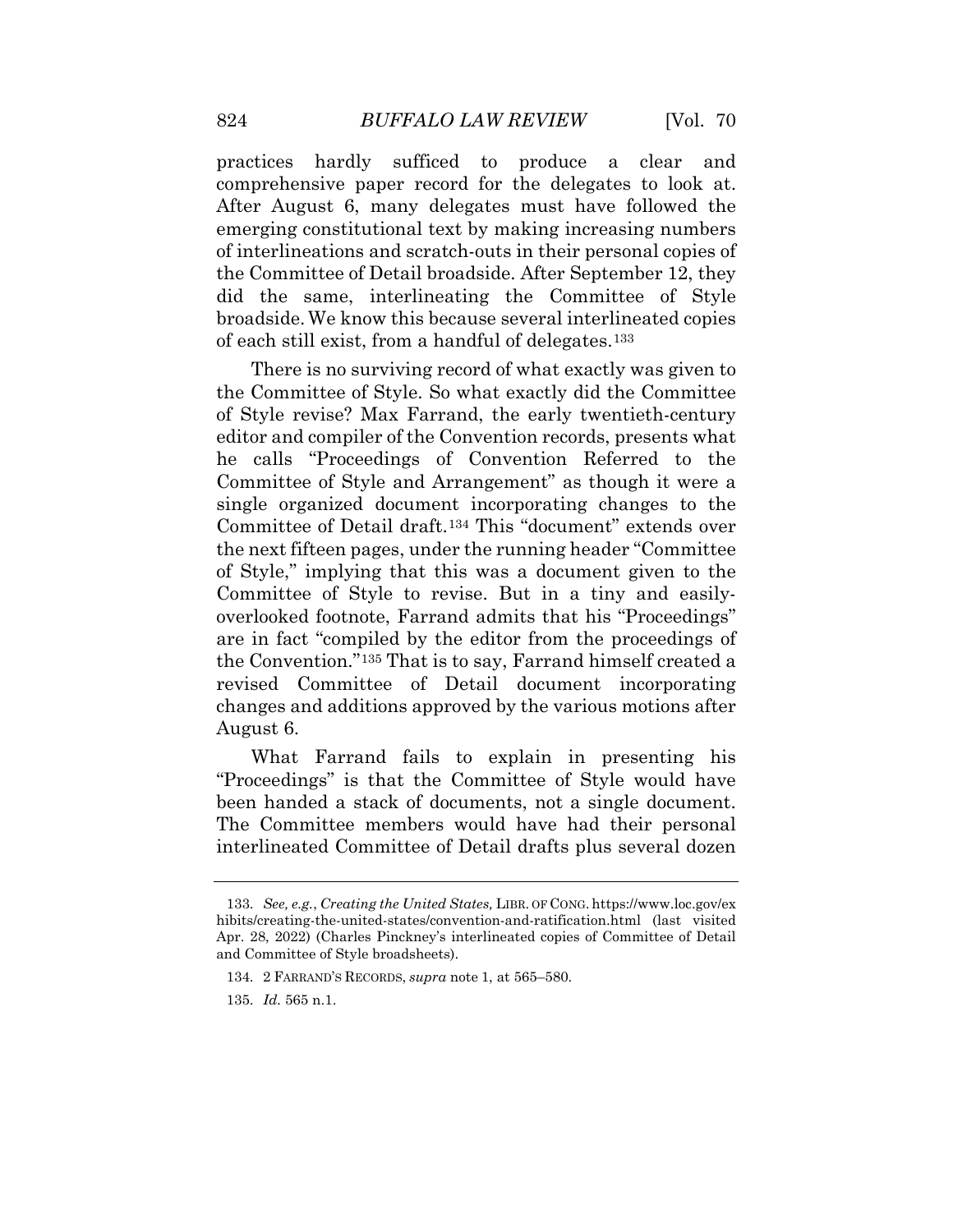practices hardly sufficed to produce a clear and comprehensive paper record for the delegates to look at. After August 6, many delegates must have followed the emerging constitutional text by making increasing numbers of interlineations and scratch-outs in their personal copies of the Committee of Detail broadside. After September 12, they did the same, interlineating the Committee of Style broadside. We know this because several interlineated copies of each still exist, from a handful of delegates.[133]

There is no surviving record of what exactly was given to the Committee of Style. So what exactly did the Committee of Style revise? Max Farrand, the early twentieth-century editor and compiler of the Convention records, presents what he calls "Proceedings of Convention Referred to the Committee of Style and Arrangement" as though it were a single organized document incorporating changes to the Committee of Detail draft.[134] This "document" extends over the next fifteen pages, under the running header "Committee of Style," implying that this was a document given to the Committee of Style to revise. But in a tiny and easily-overlooked footnote, Farrand admits that his "Proceedings" are in fact "compiled by the editor from the proceedings of the Convention."[135] That is to say, Farrand himself created a revised Committee of Detail document incorporating changes and additions approved by the various motions after August 6.

What Farrand fails to explain in presenting his "Proceedings" is that the Committee of Style would have been handed a stack of documents, not a single document. The Committee members would have had their personal interlineated Committee of Detail drafts plus several dozen

---

133. *See, e.g.*, *Creating the United States,* LIBR. OF CONG. https://www.loc.gov/exhibits/creating-the-united-states/convention-and-ratification.html (last visited Apr. 28, 2022) (Charles Pinckney's interlineated copies of Committee of Detail and Committee of Style broadsheets).

134. 2 FARRAND'S RECORDS, *supra* note 1, at 565–580.

135. *Id.* 565 n.1.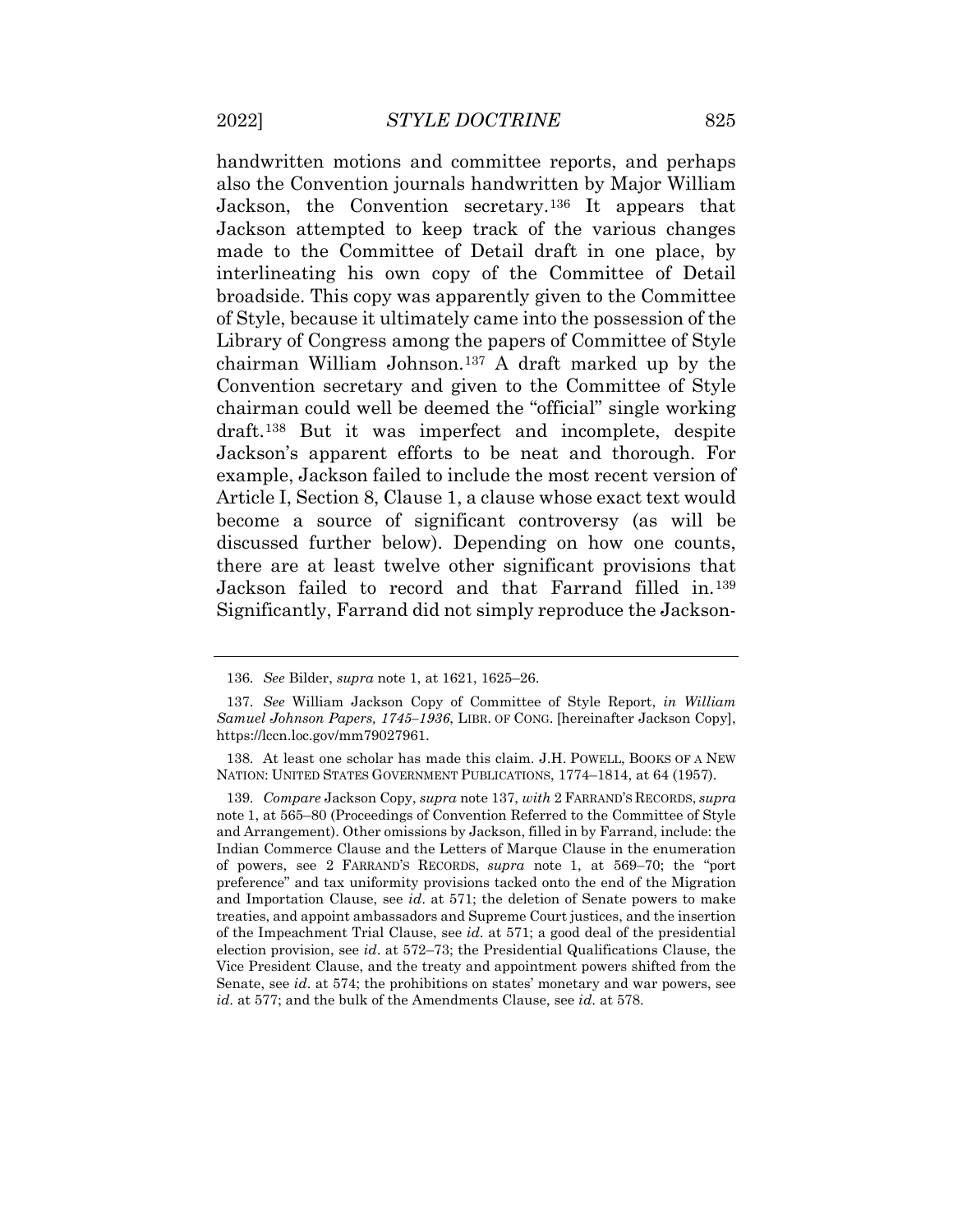handwritten motions and committee reports, and perhaps also the Convention journals handwritten by Major William Jackson, the Convention secretary.[136] It appears that Jackson attempted to keep track of the various changes made to the Committee of Detail draft in one place, by interlineating his own copy of the Committee of Detail broadside. This copy was apparently given to the Committee of Style, because it ultimately came into the possession of the Library of Congress among the papers of Committee of Style chairman William Johnson.[137] A draft marked up by the Convention secretary and given to the Committee of Style chairman could well be deemed the "official" single working draft.[138] But it was imperfect and incomplete, despite Jackson's apparent efforts to be neat and thorough. For example, Jackson failed to include the most recent version of Article I, Section 8, Clause 1, a clause whose exact text would become a source of significant controversy (as will be discussed further below). Depending on how one counts, there are at least twelve other significant provisions that Jackson failed to record and that Farrand filled in.[139] Significantly, Farrand did not simply reproduce the Jackson-

---

136. *See* Bilder, *supra* note 1, at 1621, 1625–26.

137. *See* William Jackson Copy of Committee of Style Report, *in William Samuel Johnson Papers, 1745–1936*, LIBR. OF CONG. [hereinafter Jackson Copy], https://lccn.loc.gov/mm79027961.

138. At least one scholar has made this claim. J.H. POWELL, BOOKS OF A NEW NATION: UNITED STATES GOVERNMENT PUBLICATIONS, 1774–1814, at 64 (1957).

139. *Compare* Jackson Copy, *supra* note 137, *with* 2 FARRAND'S RECORDS, *supra* note 1, at 565–80 (Proceedings of Convention Referred to the Committee of Style and Arrangement). Other omissions by Jackson, filled in by Farrand, include: the Indian Commerce Clause and the Letters of Marque Clause in the enumeration of powers, see 2 FARRAND'S RECORDS, *supra* note 1, at 569–70; the "port preference" and tax uniformity provisions tacked onto the end of the Migration and Importation Clause, see *id*. at 571; the deletion of Senate powers to make treaties, and appoint ambassadors and Supreme Court justices, and the insertion of the Impeachment Trial Clause, see *id*. at 571; a good deal of the presidential election provision, see *id*. at 572–73; the Presidential Qualifications Clause, the Vice President Clause, and the treaty and appointment powers shifted from the Senate, see *id*. at 574; the prohibitions on states' monetary and war powers, see *id*. at 577; and the bulk of the Amendments Clause, see *id*. at 578.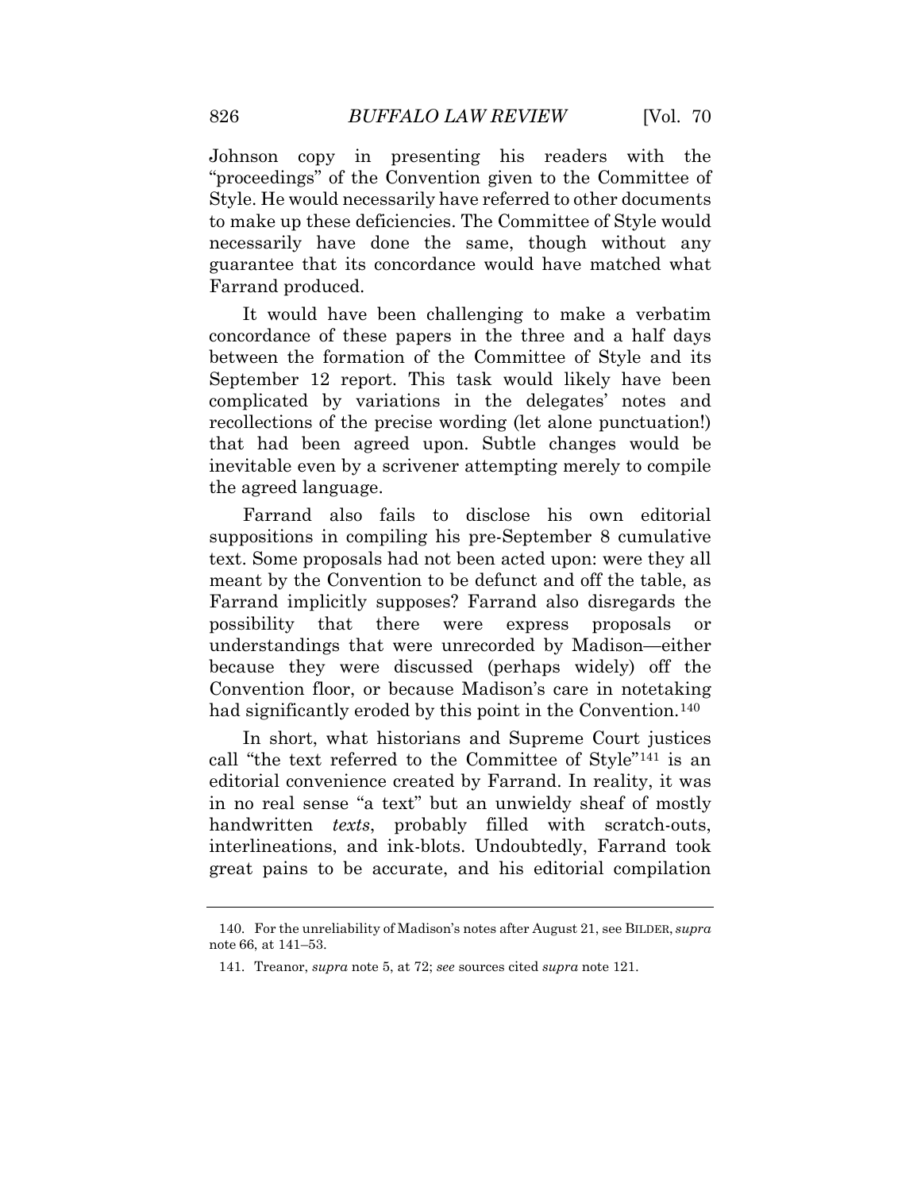Johnson copy in presenting his readers with the "proceedings" of the Convention given to the Committee of Style. He would necessarily have referred to other documents to make up these deficiencies. The Committee of Style would necessarily have done the same, though without any guarantee that its concordance would have matched what Farrand produced.

It would have been challenging to make a verbatim concordance of these papers in the three and a half days between the formation of the Committee of Style and its September 12 report. This task would likely have been complicated by variations in the delegates' notes and recollections of the precise wording (let alone punctuation!) that had been agreed upon. Subtle changes would be inevitable even by a scrivener attempting merely to compile the agreed language.

Farrand also fails to disclose his own editorial suppositions in compiling his pre-September 8 cumulative text. Some proposals had not been acted upon: were they all meant by the Convention to be defunct and off the table, as Farrand implicitly supposes? Farrand also disregards the possibility that there were express proposals or understandings that were unrecorded by Madison—either because they were discussed (perhaps widely) off the Convention floor, or because Madison's care in notetaking had significantly eroded by this point in the Convention.[140]

In short, what historians and Supreme Court justices call "the text referred to the Committee of Style"[141] is an editorial convenience created by Farrand. In reality, it was in no real sense "a text" but an unwieldy sheaf of mostly handwritten *texts*, probably filled with scratch-outs, interlineations, and ink-blots. Undoubtedly, Farrand took great pains to be accurate, and his editorial compilation

---

140. For the unreliability of Madison's notes after August 21, see BILDER, *supra* note 66, at 141–53.

141. Treanor, *supra* note 5, at 72; *see* sources cited *supra* note 121.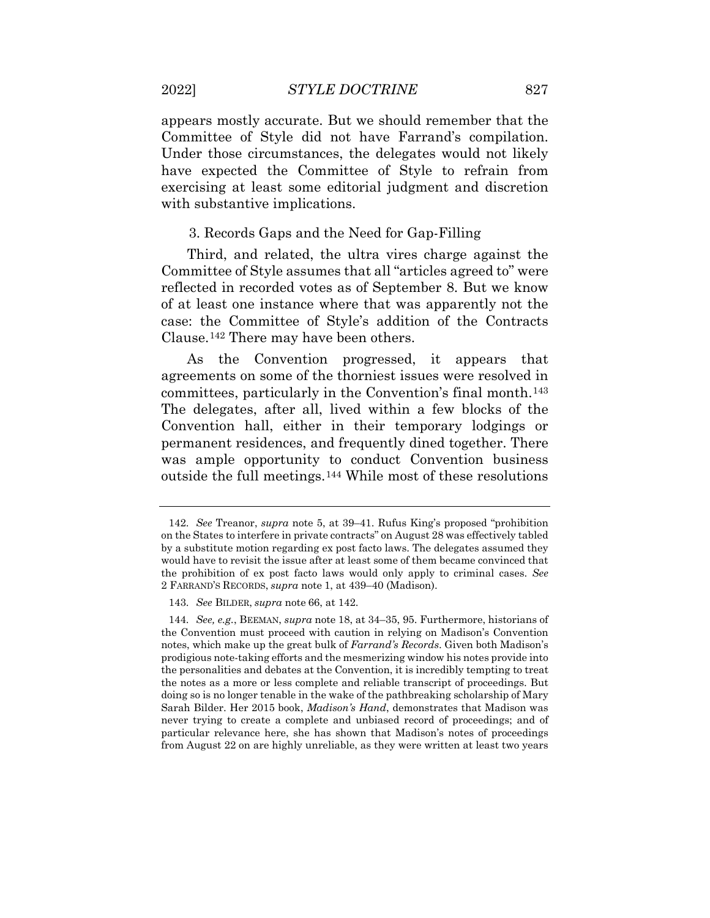appears mostly accurate. But we should remember that the Committee of Style did not have Farrand's compilation. Under those circumstances, the delegates would not likely have expected the Committee of Style to refrain from exercising at least some editorial judgment and discretion with substantive implications.

### 3. Records Gaps and the Need for Gap-Filling

Third, and related, the ultra vires charge against the Committee of Style assumes that all "articles agreed to" were reflected in recorded votes as of September 8. But we know of at least one instance where that was apparently not the case: the Committee of Style's addition of the Contracts Clause.[142] There may have been others.

As the Convention progressed, it appears that agreements on some of the thorniest issues were resolved in committees, particularly in the Convention's final month.[143] The delegates, after all, lived within a few blocks of the Convention hall, either in their temporary lodgings or permanent residences, and frequently dined together. There was ample opportunity to conduct Convention business outside the full meetings.[144] While most of these resolutions

---

142. *See* Treanor, *supra* note 5, at 39–41. Rufus King's proposed "prohibition on the States to interfere in private contracts" on August 28 was effectively tabled by a substitute motion regarding ex post facto laws. The delegates assumed they would have to revisit the issue after at least some of them became convinced that the prohibition of ex post facto laws would only apply to criminal cases. *See* 2 FARRAND'S RECORDS, *supra* note 1, at 439–40 (Madison).

143. *See* BILDER, *supra* note 66, at 142.

144. *See, e.g.*, BEEMAN, *supra* note 18, at 34–35, 95. Furthermore, historians of the Convention must proceed with caution in relying on Madison's Convention notes, which make up the great bulk of *Farrand's Records*. Given both Madison's prodigious note-taking efforts and the mesmerizing window his notes provide into the personalities and debates at the Convention, it is incredibly tempting to treat the notes as a more or less complete and reliable transcript of proceedings. But doing so is no longer tenable in the wake of the pathbreaking scholarship of Mary Sarah Bilder. Her 2015 book, *Madison's Hand*, demonstrates that Madison was never trying to create a complete and unbiased record of proceedings; and of particular relevance here, she has shown that Madison's notes of proceedings from August 22 on are highly unreliable, as they were written at least two years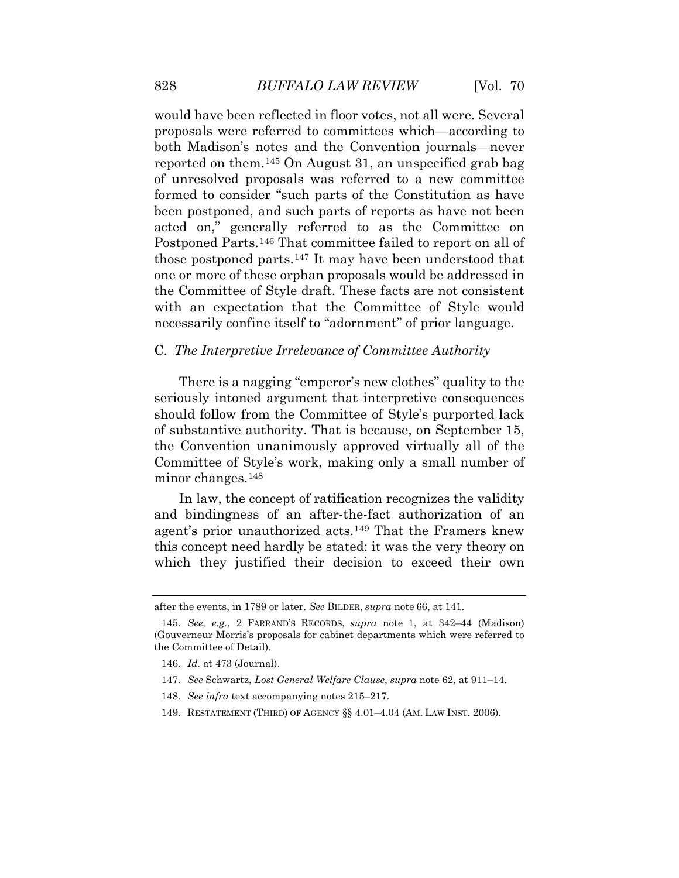would have been reflected in floor votes, not all were. Several proposals were referred to committees which—according to both Madison's notes and the Convention journals—never reported on them.[145] On August 31, an unspecified grab bag of unresolved proposals was referred to a new committee formed to consider "such parts of the Constitution as have been postponed, and such parts of reports as have not been acted on," generally referred to as the Committee on Postponed Parts.[146] That committee failed to report on all of those postponed parts.[147] It may have been understood that one or more of these orphan proposals would be addressed in the Committee of Style draft. These facts are not consistent with an expectation that the Committee of Style would necessarily confine itself to "adornment" of prior language.

### C. *The Interpretive Irrelevance of Committee Authority*

There is a nagging "emperor's new clothes" quality to the seriously intoned argument that interpretive consequences should follow from the Committee of Style's purported lack of substantive authority. That is because, on September 15, the Convention unanimously approved virtually all of the Committee of Style's work, making only a small number of minor changes.[148]

In law, the concept of ratification recognizes the validity and bindingness of an after-the-fact authorization of an agent's prior unauthorized acts.[149] That the Framers knew this concept need hardly be stated: it was the very theory on which they justified their decision to exceed their own

---

after the events, in 1789 or later. *See* BILDER, *supra* note 66, at 141.

145. *See, e.g.*, 2 FARRAND'S RECORDS, *supra* note 1, at 342–44 (Madison) (Gouverneur Morris's proposals for cabinet departments which were referred to the Committee of Detail).

146. *Id.* at 473 (Journal).

147. *See* Schwartz, *Lost General Welfare Clause*, *supra* note 62, at 911–14.

148. *See infra* text accompanying notes 215–217.

149. RESTATEMENT (THIRD) OF AGENCY §§ 4.01–4.04 (AM. LAW INST. 2006).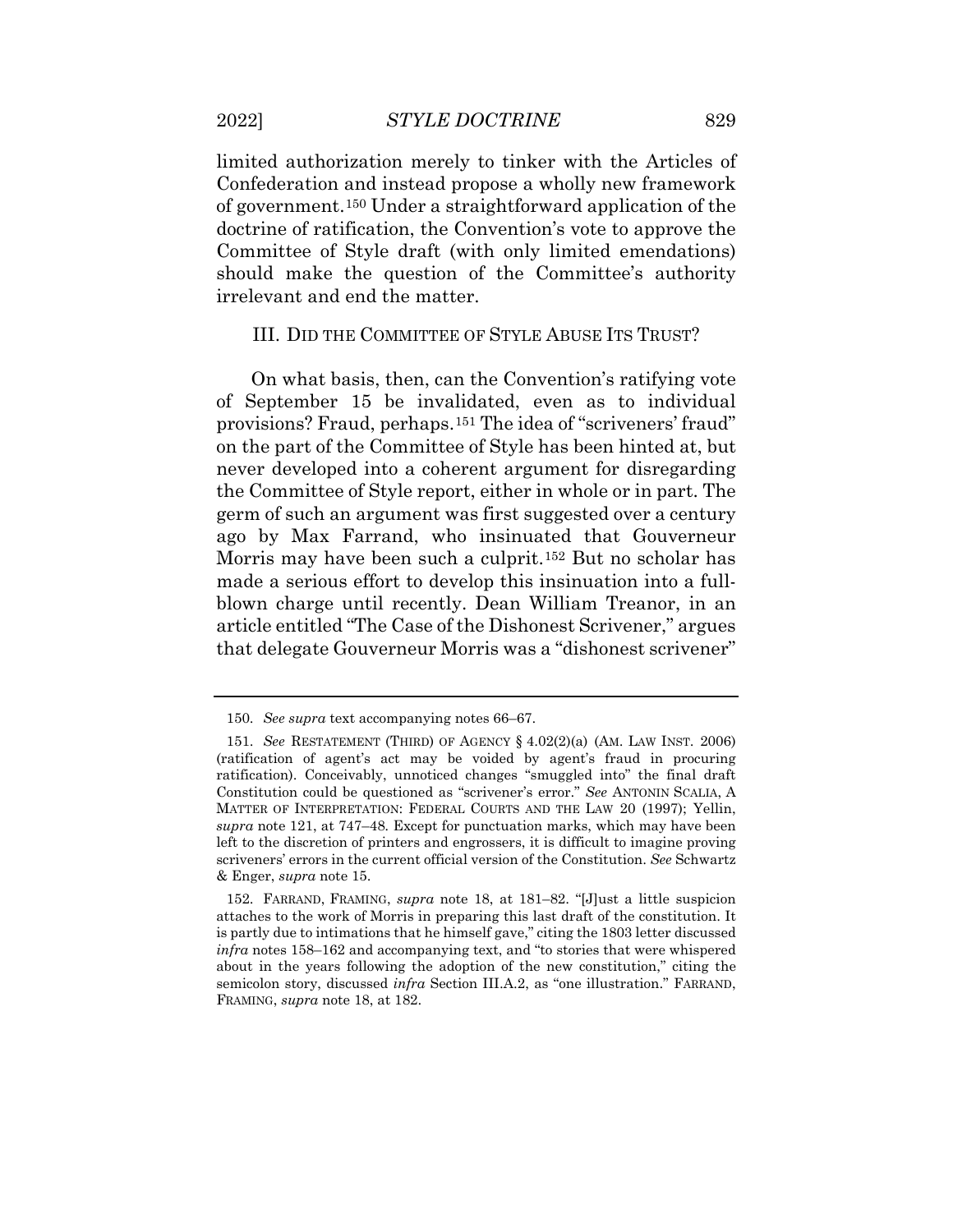limited authorization merely to tinker with the Articles of Confederation and instead propose a wholly new framework of government.[150] Under a straightforward application of the doctrine of ratification, the Convention's vote to approve the Committee of Style draft (with only limited emendations) should make the question of the Committee's authority irrelevant and end the matter.

## III. DID THE COMMITTEE OF STYLE ABUSE ITS TRUST?

On what basis, then, can the Convention's ratifying vote of September 15 be invalidated, even as to individual provisions? Fraud, perhaps.[151] The idea of "scriveners' fraud" on the part of the Committee of Style has been hinted at, but never developed into a coherent argument for disregarding the Committee of Style report, either in whole or in part. The germ of such an argument was first suggested over a century ago by Max Farrand, who insinuated that Gouverneur Morris may have been such a culprit.[152] But no scholar has made a serious effort to develop this insinuation into a full-blown charge until recently. Dean William Treanor, in an article entitled "The Case of the Dishonest Scrivener," argues that delegate Gouverneur Morris was a "dishonest scrivener"

---

150. *See supra* text accompanying notes 66–67.

151. *See* RESTATEMENT (THIRD) OF AGENCY § 4.02(2)(a) (AM. LAW INST. 2006) (ratification of agent's act may be voided by agent's fraud in procuring ratification). Conceivably, unnoticed changes "smuggled into" the final draft Constitution could be questioned as "scrivener's error." *See* ANTONIN SCALIA, A MATTER OF INTERPRETATION: FEDERAL COURTS AND THE LAW 20 (1997); Yellin, *supra* note 121, at 747–48. Except for punctuation marks, which may have been left to the discretion of printers and engrossers, it is difficult to imagine proving scriveners' errors in the current official version of the Constitution. *See* Schwartz & Enger, *supra* note 15.

152. FARRAND, FRAMING, *supra* note 18, at 181–82. "[J]ust a little suspicion attaches to the work of Morris in preparing this last draft of the constitution. It is partly due to intimations that he himself gave," citing the 1803 letter discussed *infra* notes 158–162 and accompanying text, and "to stories that were whispered about in the years following the adoption of the new constitution," citing the semicolon story, discussed *infra* Section III.A.2, as "one illustration." FARRAND, FRAMING, *supra* note 18, at 182.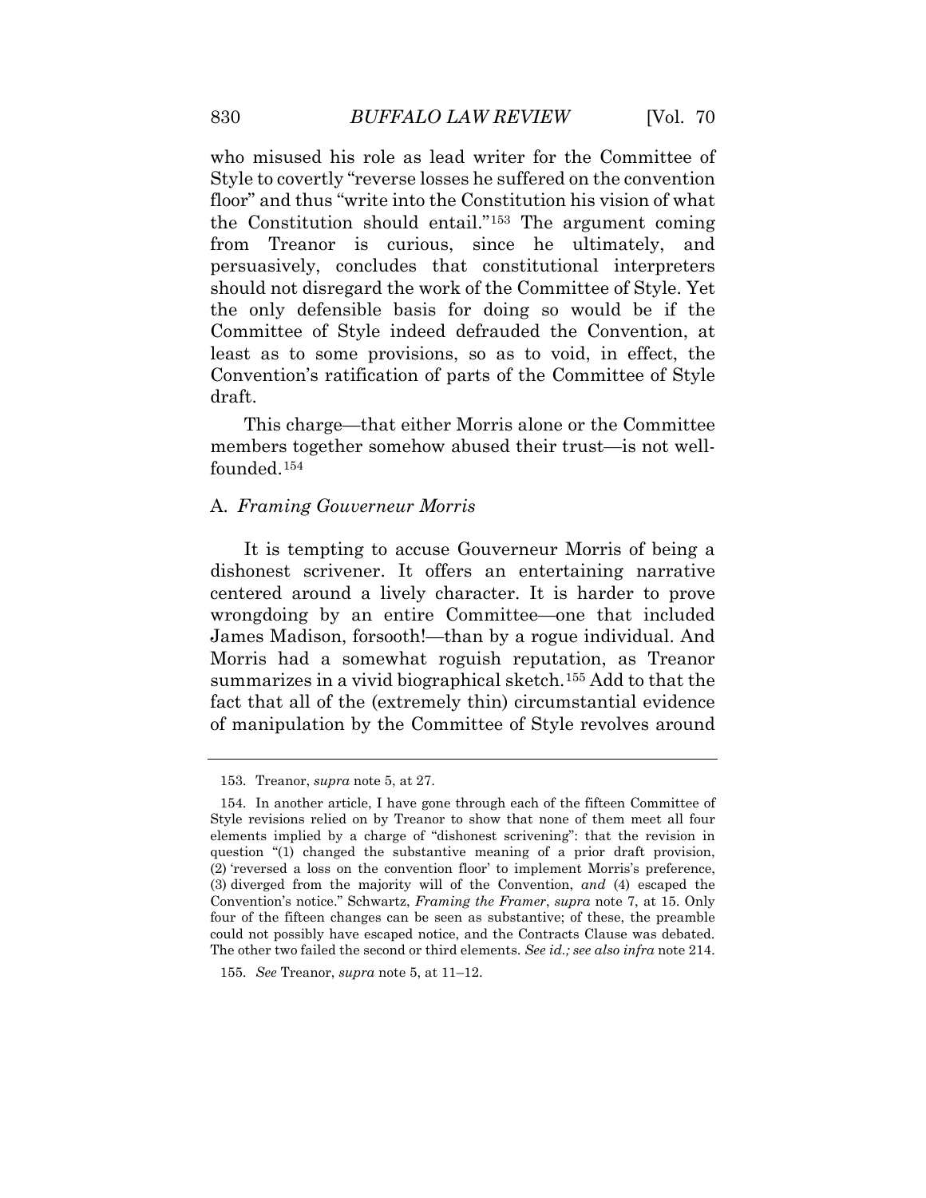who misused his role as lead writer for the Committee of Style to covertly "reverse losses he suffered on the convention floor" and thus "write into the Constitution his vision of what the Constitution should entail."[153] The argument coming from Treanor is curious, since he ultimately, and persuasively, concludes that constitutional interpreters should not disregard the work of the Committee of Style. Yet the only defensible basis for doing so would be if the Committee of Style indeed defrauded the Convention, at least as to some provisions, so as to void, in effect, the Convention's ratification of parts of the Committee of Style draft.

This charge—that either Morris alone or the Committee members together somehow abused their trust—is not well-founded.[154]

### A. *Framing Gouverneur Morris*

It is tempting to accuse Gouverneur Morris of being a dishonest scrivener. It offers an entertaining narrative centered around a lively character. It is harder to prove wrongdoing by an entire Committee—one that included James Madison, forsooth!—than by a rogue individual. And Morris had a somewhat roguish reputation, as Treanor summarizes in a vivid biographical sketch.[155] Add to that the fact that all of the (extremely thin) circumstantial evidence of manipulation by the Committee of Style revolves around

---

153. Treanor, *supra* note 5, at 27.

154. In another article, I have gone through each of the fifteen Committee of Style revisions relied on by Treanor to show that none of them meet all four elements implied by a charge of "dishonest scrivening": that the revision in question "(1) changed the substantive meaning of a prior draft provision, (2) 'reversed a loss on the convention floor' to implement Morris's preference, (3) diverged from the majority will of the Convention, *and* (4) escaped the Convention's notice." Schwartz, *Framing the Framer*, *supra* note 7, at 15. Only four of the fifteen changes can be seen as substantive; of these, the preamble could not possibly have escaped notice, and the Contracts Clause was debated. The other two failed the second or third elements. *See id.; see also infra* note 214.

155. *See* Treanor, *supra* note 5, at 11–12.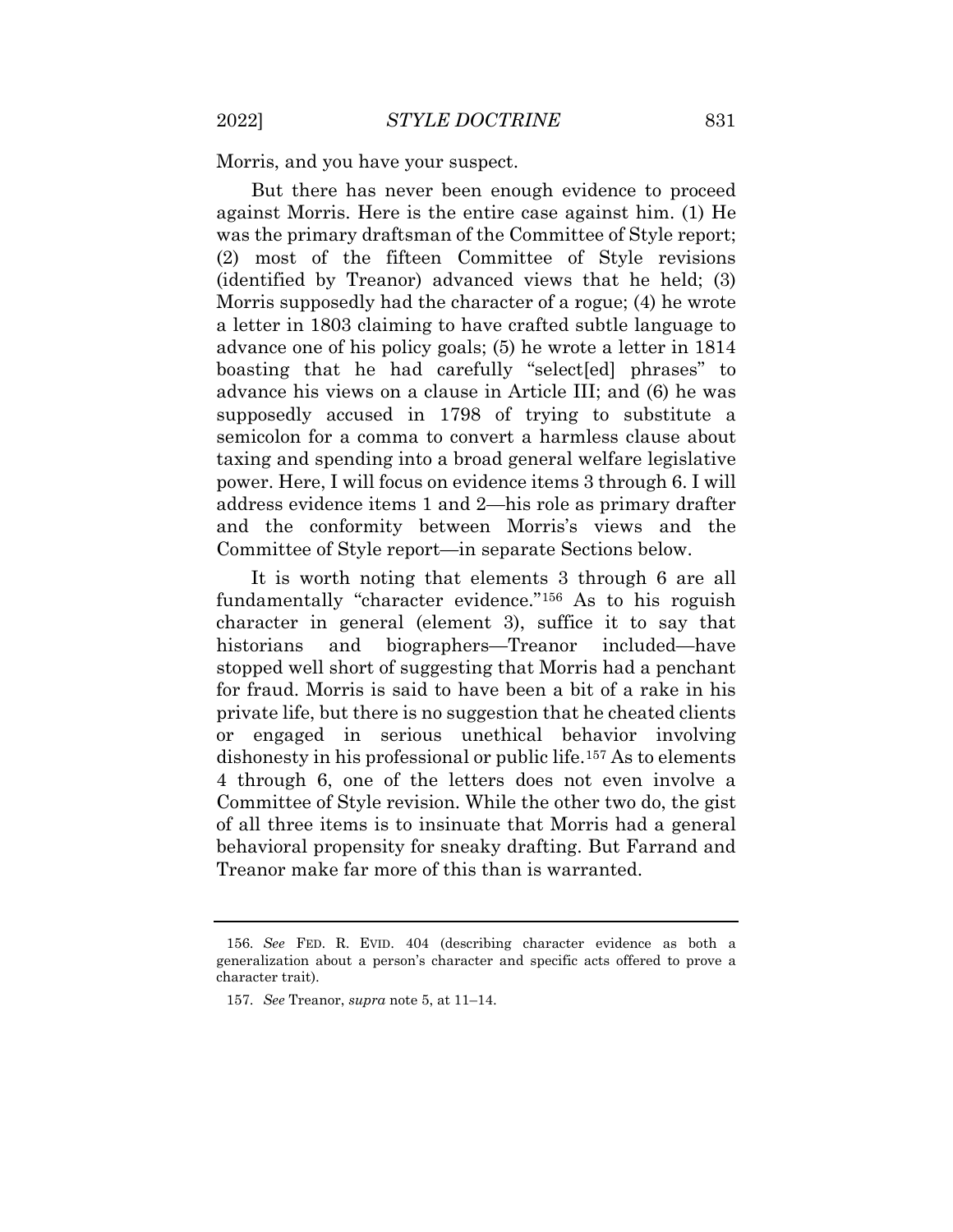Morris, and you have your suspect.

But there has never been enough evidence to proceed against Morris. Here is the entire case against him. (1) He was the primary draftsman of the Committee of Style report; (2) most of the fifteen Committee of Style revisions (identified by Treanor) advanced views that he held; (3) Morris supposedly had the character of a rogue; (4) he wrote a letter in 1803 claiming to have crafted subtle language to advance one of his policy goals; (5) he wrote a letter in 1814 boasting that he had carefully "select[ed] phrases" to advance his views on a clause in Article III; and (6) he was supposedly accused in 1798 of trying to substitute a semicolon for a comma to convert a harmless clause about taxing and spending into a broad general welfare legislative power. Here, I will focus on evidence items 3 through 6. I will address evidence items 1 and 2—his role as primary drafter and the conformity between Morris's views and the Committee of Style report—in separate Sections below.

It is worth noting that elements 3 through 6 are all fundamentally "character evidence."[156] As to his roguish character in general (element 3), suffice it to say that historians and biographers—Treanor included—have stopped well short of suggesting that Morris had a penchant for fraud. Morris is said to have been a bit of a rake in his private life, but there is no suggestion that he cheated clients or engaged in serious unethical behavior involving dishonesty in his professional or public life.[157] As to elements 4 through 6, one of the letters does not even involve a Committee of Style revision. While the other two do, the gist of all three items is to insinuate that Morris had a general behavioral propensity for sneaky drafting. But Farrand and Treanor make far more of this than is warranted.

---

156. *See* FED. R. EVID. 404 (describing character evidence as both a generalization about a person's character and specific acts offered to prove a character trait).

157. *See* Treanor, *supra* note 5, at 11–14.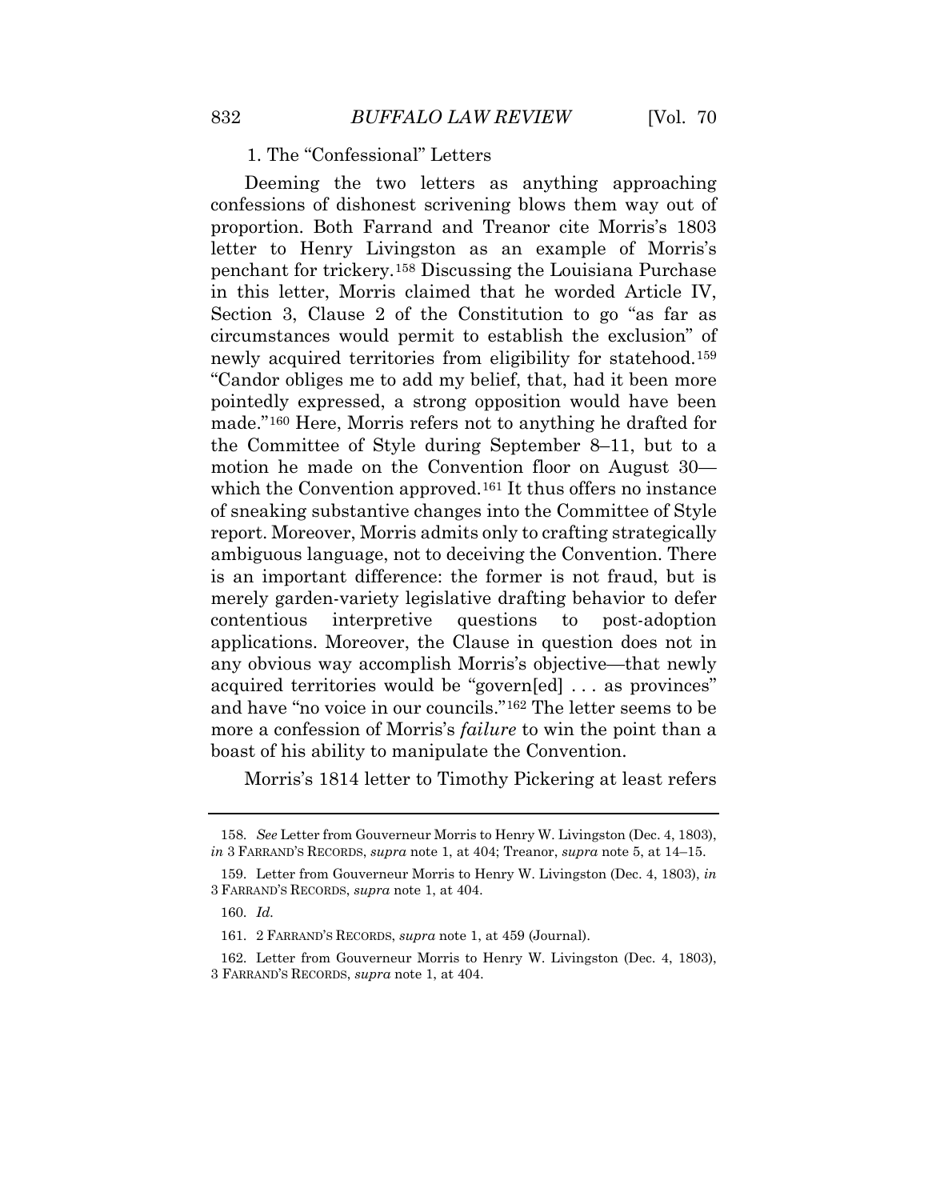### 1. The "Confessional" Letters

Deeming the two letters as anything approaching confessions of dishonest scrivening blows them way out of proportion. Both Farrand and Treanor cite Morris's 1803 letter to Henry Livingston as an example of Morris's penchant for trickery.[158] Discussing the Louisiana Purchase in this letter, Morris claimed that he worded Article IV, Section 3, Clause 2 of the Constitution to go "as far as circumstances would permit to establish the exclusion" of newly acquired territories from eligibility for statehood.[159] "Candor obliges me to add my belief, that, had it been more pointedly expressed, a strong opposition would have been made."[160] Here, Morris refers not to anything he drafted for the Committee of Style during September 8–11, but to a motion he made on the Convention floor on August 30—which the Convention approved.[161] It thus offers no instance of sneaking substantive changes into the Committee of Style report. Moreover, Morris admits only to crafting strategically ambiguous language, not to deceiving the Convention. There is an important difference: the former is not fraud, but is merely garden-variety legislative drafting behavior to defer contentious interpretive questions to post-adoption applications. Moreover, the Clause in question does not in any obvious way accomplish Morris's objective—that newly acquired territories would be "govern[ed] . . . as provinces" and have "no voice in our councils."[162] The letter seems to be more a confession of Morris's *failure* to win the point than a boast of his ability to manipulate the Convention.

Morris's 1814 letter to Timothy Pickering at least refers

---

158. *See* Letter from Gouverneur Morris to Henry W. Livingston (Dec. 4, 1803), *in* 3 FARRAND'S RECORDS, *supra* note 1, at 404; Treanor, *supra* note 5, at 14–15.

159. Letter from Gouverneur Morris to Henry W. Livingston (Dec. 4, 1803), *in* 3 FARRAND'S RECORDS, *supra* note 1, at 404.

160. *Id.*

161. 2 FARRAND'S RECORDS, *supra* note 1, at 459 (Journal).

162. Letter from Gouverneur Morris to Henry W. Livingston (Dec. 4, 1803), 3 FARRAND'S RECORDS, *supra* note 1, at 404.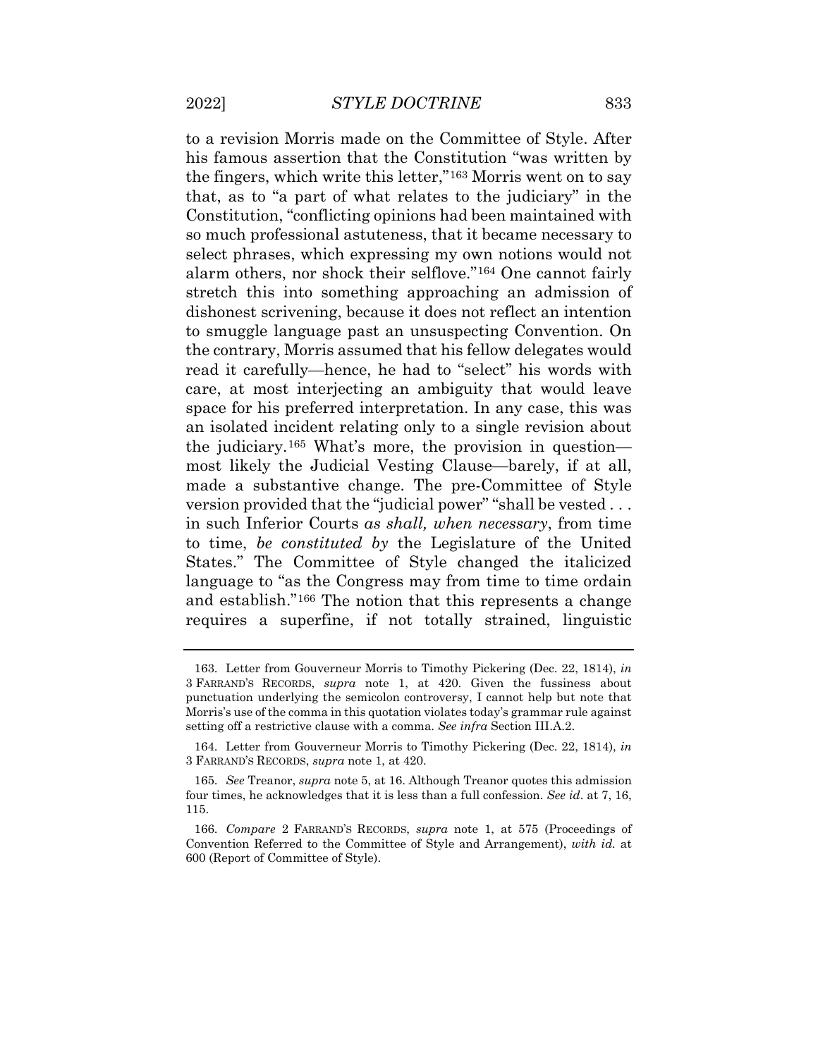to a revision Morris made on the Committee of Style. After his famous assertion that the Constitution "was written by the fingers, which write this letter,"[163] Morris went on to say that, as to "a part of what relates to the judiciary" in the Constitution, "conflicting opinions had been maintained with so much professional astuteness, that it became necessary to select phrases, which expressing my own notions would not alarm others, nor shock their selflove."[164] One cannot fairly stretch this into something approaching an admission of dishonest scrivening, because it does not reflect an intention to smuggle language past an unsuspecting Convention. On the contrary, Morris assumed that his fellow delegates would read it carefully—hence, he had to "select" his words with care, at most interjecting an ambiguity that would leave space for his preferred interpretation. In any case, this was an isolated incident relating only to a single revision about the judiciary.[165] What's more, the provision in question—most likely the Judicial Vesting Clause—barely, if at all, made a substantive change. The pre-Committee of Style version provided that the "judicial power" "shall be vested . . . in such Inferior Courts *as shall, when necessary*, from time to time, *be constituted by* the Legislature of the United States." The Committee of Style changed the italicized language to "as the Congress may from time to time ordain and establish."[166] The notion that this represents a change requires a superfine, if not totally strained, linguistic

---

163. Letter from Gouverneur Morris to Timothy Pickering (Dec. 22, 1814), *in* 3 FARRAND'S RECORDS, *supra* note 1, at 420. Given the fussiness about punctuation underlying the semicolon controversy, I cannot help but note that Morris's use of the comma in this quotation violates today's grammar rule against setting off a restrictive clause with a comma. *See infra* Section III.A.2.

164. Letter from Gouverneur Morris to Timothy Pickering (Dec. 22, 1814), *in* 3 FARRAND'S RECORDS, *supra* note 1, at 420.

165. *See* Treanor, *supra* note 5, at 16. Although Treanor quotes this admission four times, he acknowledges that it is less than a full confession. *See id*. at 7, 16, 115.

166. *Compare* 2 FARRAND'S RECORDS, *supra* note 1, at 575 (Proceedings of Convention Referred to the Committee of Style and Arrangement), *with id.* at 600 (Report of Committee of Style).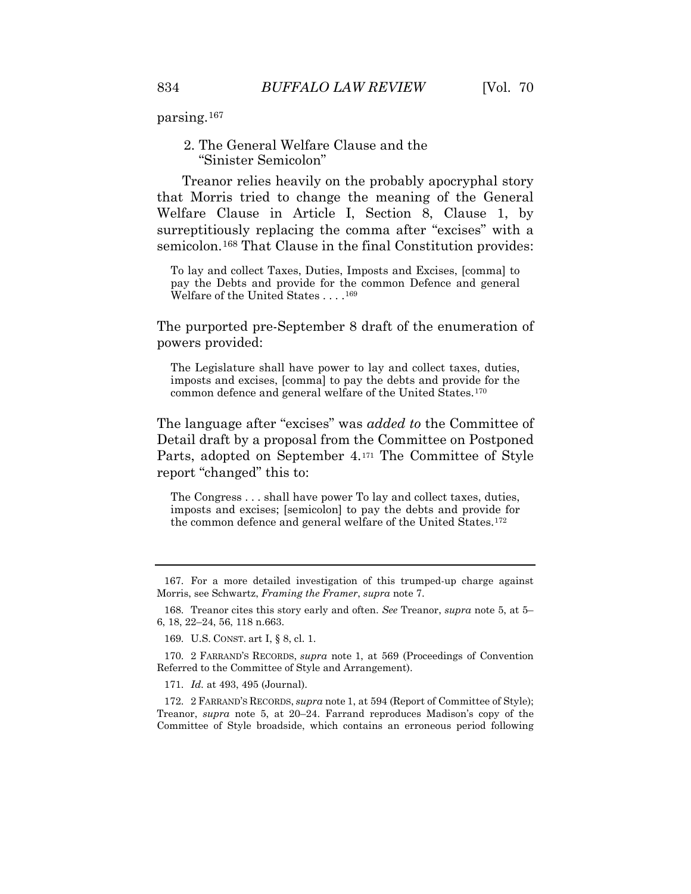parsing.[167]

### 2. The General Welfare Clause and the "Sinister Semicolon"

Treanor relies heavily on the probably apocryphal story that Morris tried to change the meaning of the General Welfare Clause in Article I, Section 8, Clause 1, by surreptitiously replacing the comma after "excises" with a semicolon.[168] That Clause in the final Constitution provides:

> To lay and collect Taxes, Duties, Imposts and Excises, [comma] to pay the Debts and provide for the common Defence and general Welfare of the United States . . . .[169]

The purported pre-September 8 draft of the enumeration of powers provided:

> The Legislature shall have power to lay and collect taxes, duties, imposts and excises, [comma] to pay the debts and provide for the common defence and general welfare of the United States.[170]

The language after "excises" was *added to* the Committee of Detail draft by a proposal from the Committee on Postponed Parts, adopted on September 4.[171] The Committee of Style report "changed" this to:

> The Congress . . . shall have power To lay and collect taxes, duties, imposts and excises; [semicolon] to pay the debts and provide for the common defence and general welfare of the United States.[172]

---

167. For a more detailed investigation of this trumped-up charge against Morris, see Schwartz, *Framing the Framer*, *supra* note 7.

168. Treanor cites this story early and often. *See* Treanor, *supra* note 5, at 5–6, 18, 22–24, 56, 118 n.663.

169. U.S. CONST. art I, § 8, cl. 1.

170. 2 FARRAND'S RECORDS, *supra* note 1, at 569 (Proceedings of Convention Referred to the Committee of Style and Arrangement).

171. *Id.* at 493, 495 (Journal).

172. 2 FARRAND'S RECORDS, *supra* note 1, at 594 (Report of Committee of Style); Treanor, *supra* note 5, at 20–24. Farrand reproduces Madison's copy of the Committee of Style broadside, which contains an erroneous period following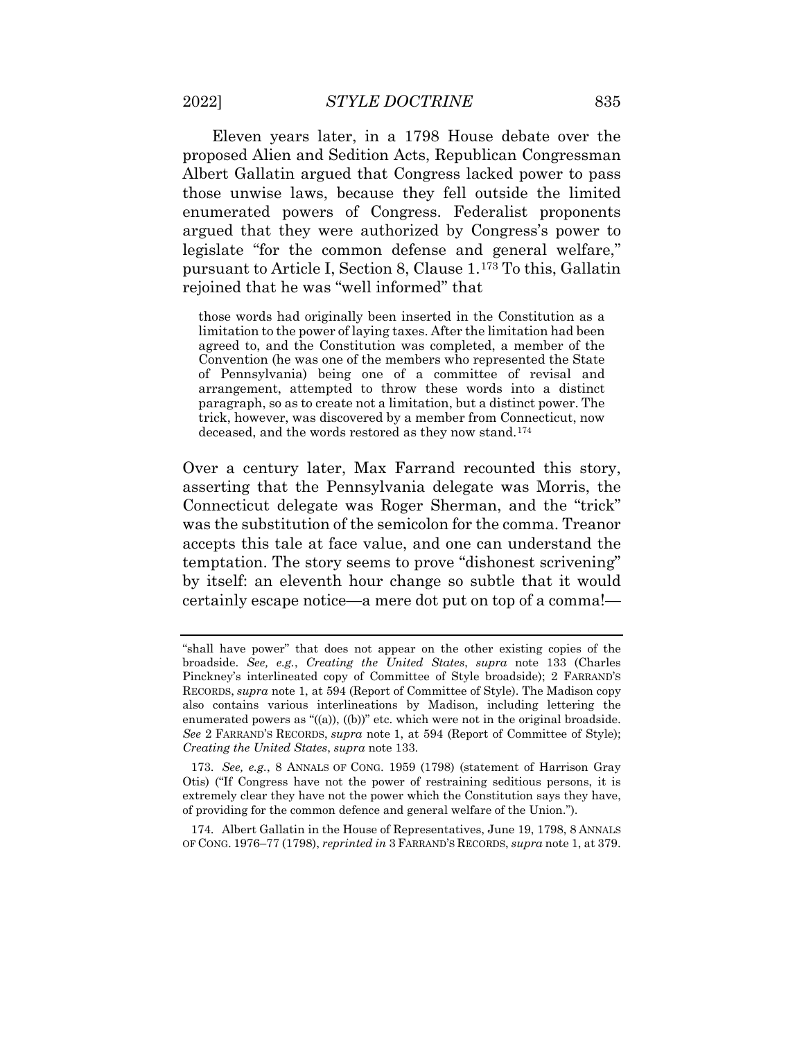Eleven years later, in a 1798 House debate over the proposed Alien and Sedition Acts, Republican Congressman Albert Gallatin argued that Congress lacked power to pass those unwise laws, because they fell outside the limited enumerated powers of Congress. Federalist proponents argued that they were authorized by Congress's power to legislate "for the common defense and general welfare," pursuant to Article I, Section 8, Clause 1.[173] To this, Gallatin rejoined that he was "well informed" that

> those words had originally been inserted in the Constitution as a limitation to the power of laying taxes. After the limitation had been agreed to, and the Constitution was completed, a member of the Convention (he was one of the members who represented the State of Pennsylvania) being one of a committee of revisal and arrangement, attempted to throw these words into a distinct paragraph, so as to create not a limitation, but a distinct power. The trick, however, was discovered by a member from Connecticut, now deceased, and the words restored as they now stand.[174]

Over a century later, Max Farrand recounted this story, asserting that the Pennsylvania delegate was Morris, the Connecticut delegate was Roger Sherman, and the "trick" was the substitution of the semicolon for the comma. Treanor accepts this tale at face value, and one can understand the temptation. The story seems to prove "dishonest scrivening" by itself: an eleventh hour change so subtle that it would certainly escape notice—a mere dot put on top of a comma!—

---

"shall have power" that does not appear on the other existing copies of the broadside. *See, e.g.*, *Creating the United States*, *supra* note 133 (Charles Pinckney's interlineated copy of Committee of Style broadside); 2 FARRAND'S RECORDS, *supra* note 1, at 594 (Report of Committee of Style). The Madison copy also contains various interlineations by Madison, including lettering the enumerated powers as "((a)), ((b))" etc. which were not in the original broadside. *See* 2 FARRAND'S RECORDS, *supra* note 1, at 594 (Report of Committee of Style); *Creating the United States*, *supra* note 133.

173. *See, e.g.*, 8 ANNALS OF CONG. 1959 (1798) (statement of Harrison Gray Otis) ("If Congress have not the power of restraining seditious persons, it is extremely clear they have not the power which the Constitution says they have, of providing for the common defence and general welfare of the Union.").

174. Albert Gallatin in the House of Representatives, June 19, 1798, 8 ANNALS OF CONG. 1976–77 (1798), *reprinted in* 3 FARRAND'S RECORDS, *supra* note 1, at 379.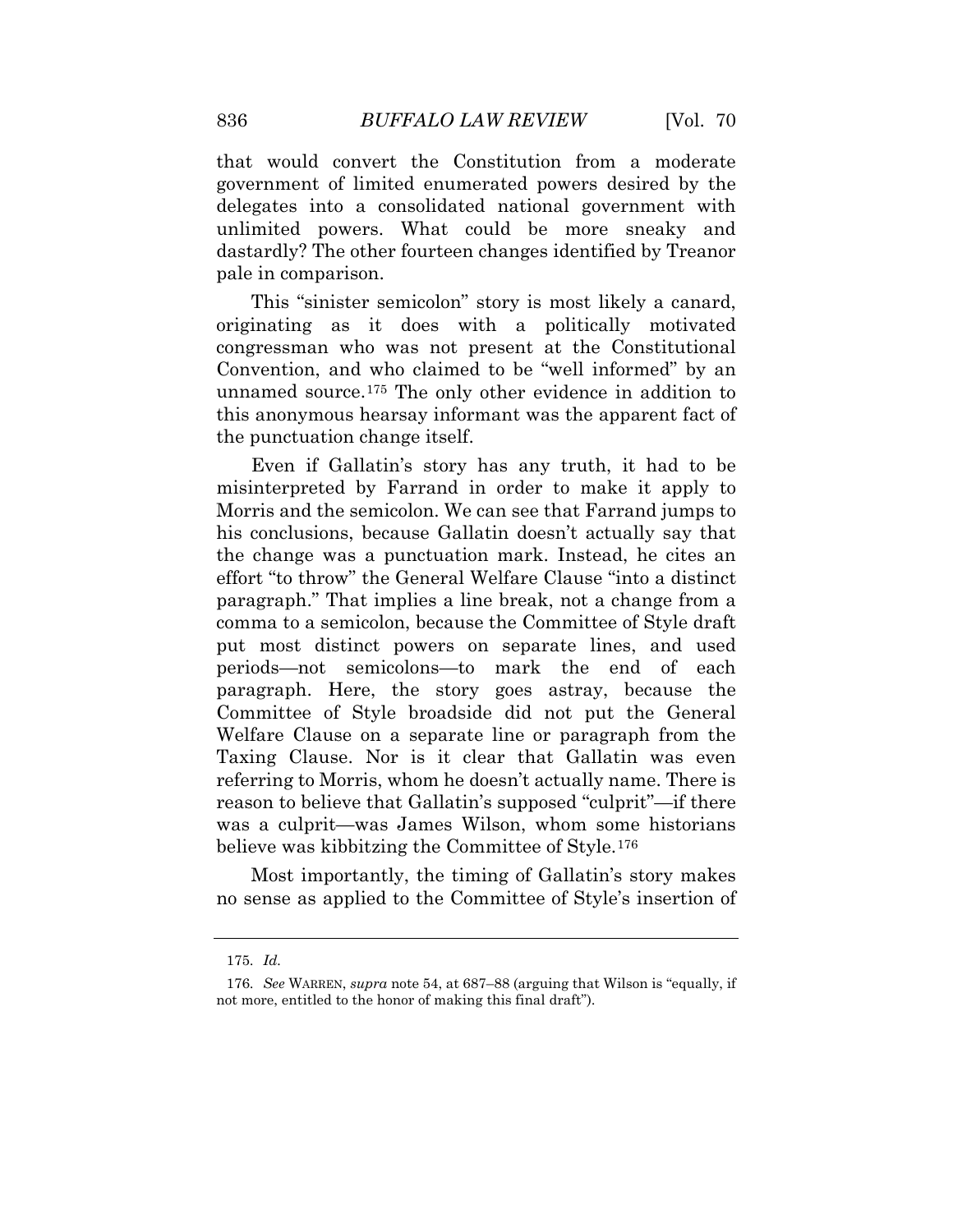that would convert the Constitution from a moderate government of limited enumerated powers desired by the delegates into a consolidated national government with unlimited powers. What could be more sneaky and dastardly? The other fourteen changes identified by Treanor pale in comparison.

This "sinister semicolon" story is most likely a canard, originating as it does with a politically motivated congressman who was not present at the Constitutional Convention, and who claimed to be "well informed" by an unnamed source.[175] The only other evidence in addition to this anonymous hearsay informant was the apparent fact of the punctuation change itself.

Even if Gallatin's story has any truth, it had to be misinterpreted by Farrand in order to make it apply to Morris and the semicolon. We can see that Farrand jumps to his conclusions, because Gallatin doesn't actually say that the change was a punctuation mark. Instead, he cites an effort "to throw" the General Welfare Clause "into a distinct paragraph." That implies a line break, not a change from a comma to a semicolon, because the Committee of Style draft put most distinct powers on separate lines, and used periods—not semicolons—to mark the end of each paragraph. Here, the story goes astray, because the Committee of Style broadside did not put the General Welfare Clause on a separate line or paragraph from the Taxing Clause. Nor is it clear that Gallatin was even referring to Morris, whom he doesn't actually name. There is reason to believe that Gallatin's supposed "culprit"—if there was a culprit—was James Wilson, whom some historians believe was kibbitzing the Committee of Style.[176]

Most importantly, the timing of Gallatin's story makes no sense as applied to the Committee of Style's insertion of

---

175. *Id.*

176. *See* WARREN, *supra* note 54, at 687–88 (arguing that Wilson is "equally, if not more, entitled to the honor of making this final draft").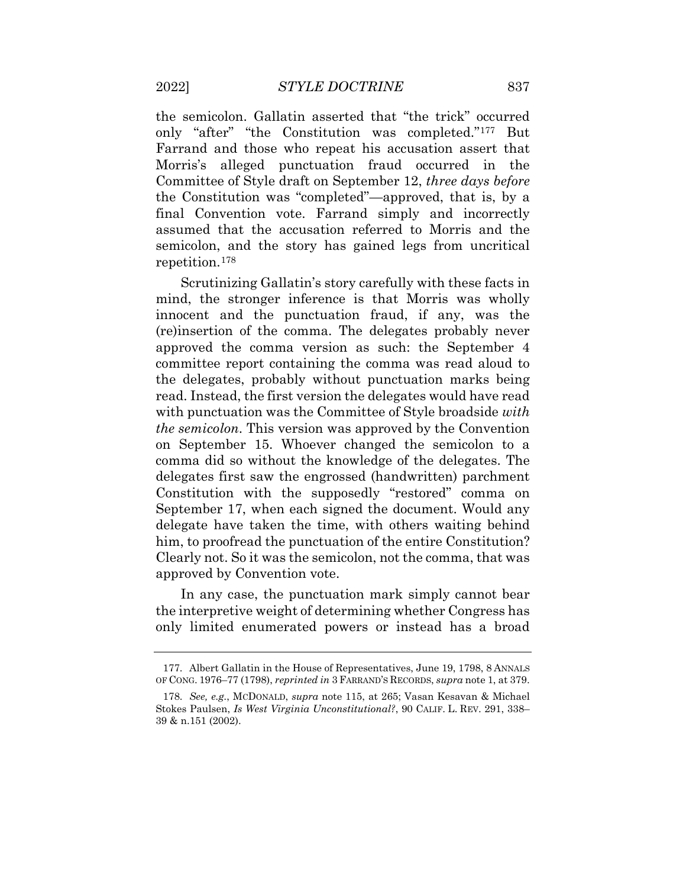the semicolon. Gallatin asserted that "the trick" occurred only "after" "the Constitution was completed."[177] But Farrand and those who repeat his accusation assert that Morris's alleged punctuation fraud occurred in the Committee of Style draft on September 12, *three days before* the Constitution was "completed"—approved, that is, by a final Convention vote. Farrand simply and incorrectly assumed that the accusation referred to Morris and the semicolon, and the story has gained legs from uncritical repetition.[178]

Scrutinizing Gallatin's story carefully with these facts in mind, the stronger inference is that Morris was wholly innocent and the punctuation fraud, if any, was the (re)insertion of the comma. The delegates probably never approved the comma version as such: the September 4 committee report containing the comma was read aloud to the delegates, probably without punctuation marks being read. Instead, the first version the delegates would have read with punctuation was the Committee of Style broadside *with the semicolon*. This version was approved by the Convention on September 15. Whoever changed the semicolon to a comma did so without the knowledge of the delegates. The delegates first saw the engrossed (handwritten) parchment Constitution with the supposedly "restored" comma on September 17, when each signed the document. Would any delegate have taken the time, with others waiting behind him, to proofread the punctuation of the entire Constitution? Clearly not. So it was the semicolon, not the comma, that was approved by Convention vote.

In any case, the punctuation mark simply cannot bear the interpretive weight of determining whether Congress has only limited enumerated powers or instead has a broad

---

177. Albert Gallatin in the House of Representatives, June 19, 1798, 8 ANNALS OF CONG. 1976–77 (1798), *reprinted in* 3 FARRAND'S RECORDS, *supra* note 1, at 379.

178. *See, e.g.*, MCDONALD, *supra* note 115, at 265; Vasan Kesavan & Michael Stokes Paulsen, *Is West Virginia Unconstitutional?*, 90 CALIF. L. REV. 291, 338–39 & n.151 (2002).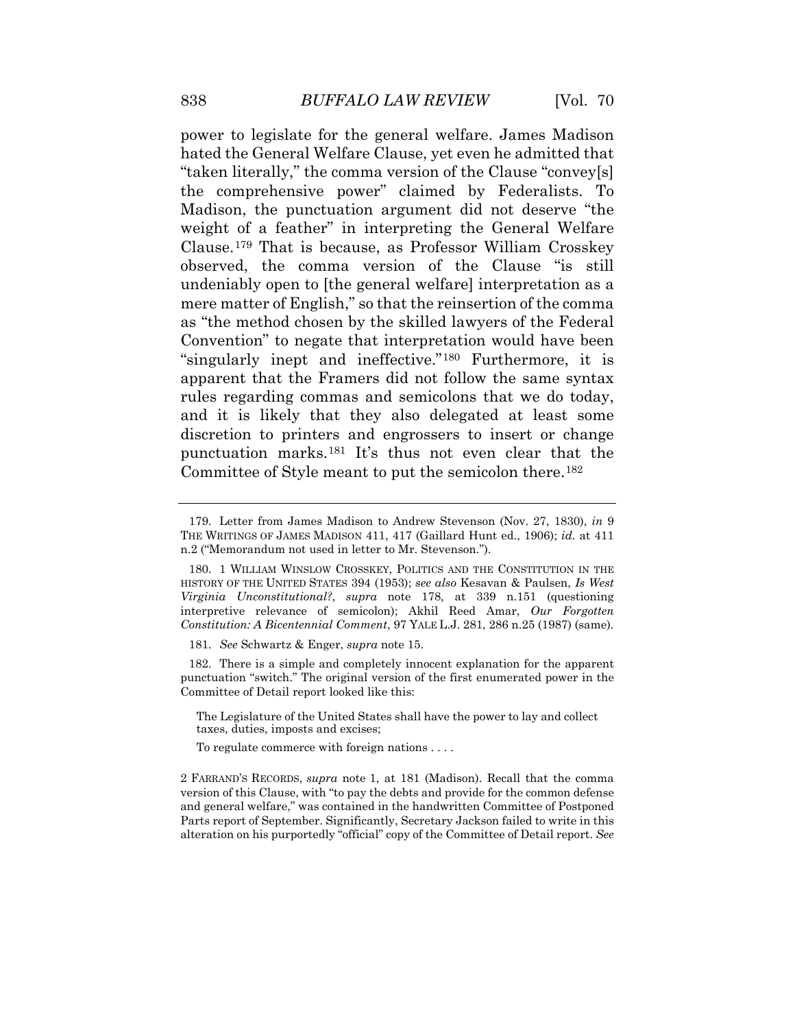power to legislate for the general welfare. James Madison hated the General Welfare Clause, yet even he admitted that "taken literally," the comma version of the Clause "convey[s] the comprehensive power" claimed by Federalists. To Madison, the punctuation argument did not deserve "the weight of a feather" in interpreting the General Welfare Clause.[179] That is because, as Professor William Crosskey observed, the comma version of the Clause "is still undeniably open to [the general welfare] interpretation as a mere matter of English," so that the reinsertion of the comma as "the method chosen by the skilled lawyers of the Federal Convention" to negate that interpretation would have been "singularly inept and ineffective."[180] Furthermore, it is apparent that the Framers did not follow the same syntax rules regarding commas and semicolons that we do today, and it is likely that they also delegated at least some discretion to printers and engrossers to insert or change punctuation marks.[181] It's thus not even clear that the Committee of Style meant to put the semicolon there.[182]

---

179. Letter from James Madison to Andrew Stevenson (Nov. 27, 1830), *in* 9 THE WRITINGS OF JAMES MADISON 411, 417 (Gaillard Hunt ed., 1906); *id.* at 411 n.2 ("Memorandum not used in letter to Mr. Stevenson.").

180. 1 WILLIAM WINSLOW CROSSKEY, POLITICS AND THE CONSTITUTION IN THE HISTORY OF THE UNITED STATES 394 (1953); *see also* Kesavan & Paulsen, *Is West Virginia Unconstitutional?*, *supra* note 178, at 339 n.151 (questioning interpretive relevance of semicolon); Akhil Reed Amar, *Our Forgotten Constitution: A Bicentennial Comment*, 97 YALE L.J. 281, 286 n.25 (1987) (same).

181. *See* Schwartz & Enger, *supra* note 15.

182. There is a simple and completely innocent explanation for the apparent punctuation "switch." The original version of the first enumerated power in the Committee of Detail report looked like this:

> The Legislature of the United States shall have the power to lay and collect taxes, duties, imposts and excises;
>
> To regulate commerce with foreign nations . . . .

2 FARRAND'S RECORDS, *supra* note 1, at 181 (Madison). Recall that the comma version of this Clause, with "to pay the debts and provide for the common defense and general welfare," was contained in the handwritten Committee of Postponed Parts report of September. Significantly, Secretary Jackson failed to write in this alteration on his purportedly "official" copy of the Committee of Detail report. *See*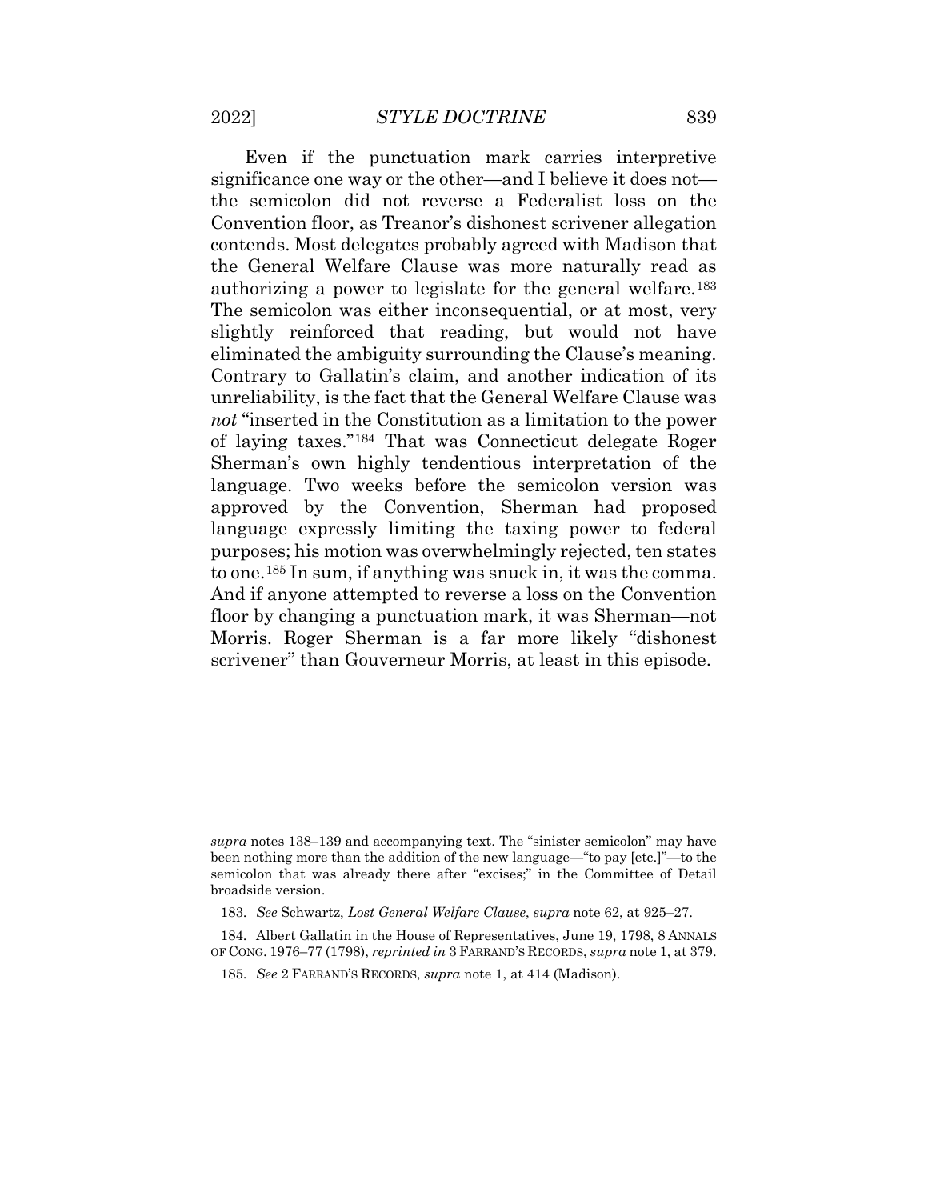Even if the punctuation mark carries interpretive significance one way or the other—and I believe it does not—the semicolon did not reverse a Federalist loss on the Convention floor, as Treanor's dishonest scrivener allegation contends. Most delegates probably agreed with Madison that the General Welfare Clause was more naturally read as authorizing a power to legislate for the general welfare.[183] The semicolon was either inconsequential, or at most, very slightly reinforced that reading, but would not have eliminated the ambiguity surrounding the Clause's meaning. Contrary to Gallatin's claim, and another indication of its unreliability, is the fact that the General Welfare Clause was *not* "inserted in the Constitution as a limitation to the power of laying taxes."[184] That was Connecticut delegate Roger Sherman's own highly tendentious interpretation of the language. Two weeks before the semicolon version was approved by the Convention, Sherman had proposed language expressly limiting the taxing power to federal purposes; his motion was overwhelmingly rejected, ten states to one.[185] In sum, if anything was snuck in, it was the comma. And if anyone attempted to reverse a loss on the Convention floor by changing a punctuation mark, it was Sherman—not Morris. Roger Sherman is a far more likely "dishonest scrivener" than Gouverneur Morris, at least in this episode.

---

*supra* notes 138–139 and accompanying text. The "sinister semicolon" may have been nothing more than the addition of the new language—"to pay [etc.]"—to the semicolon that was already there after "excises;" in the Committee of Detail broadside version.

183. *See* Schwartz, *Lost General Welfare Clause*, *supra* note 62, at 925–27.

184. Albert Gallatin in the House of Representatives, June 19, 1798, 8 ANNALS OF CONG. 1976–77 (1798), *reprinted in* 3 FARRAND'S RECORDS, *supra* note 1, at 379.

185. *See* 2 FARRAND'S RECORDS, *supra* note 1, at 414 (Madison).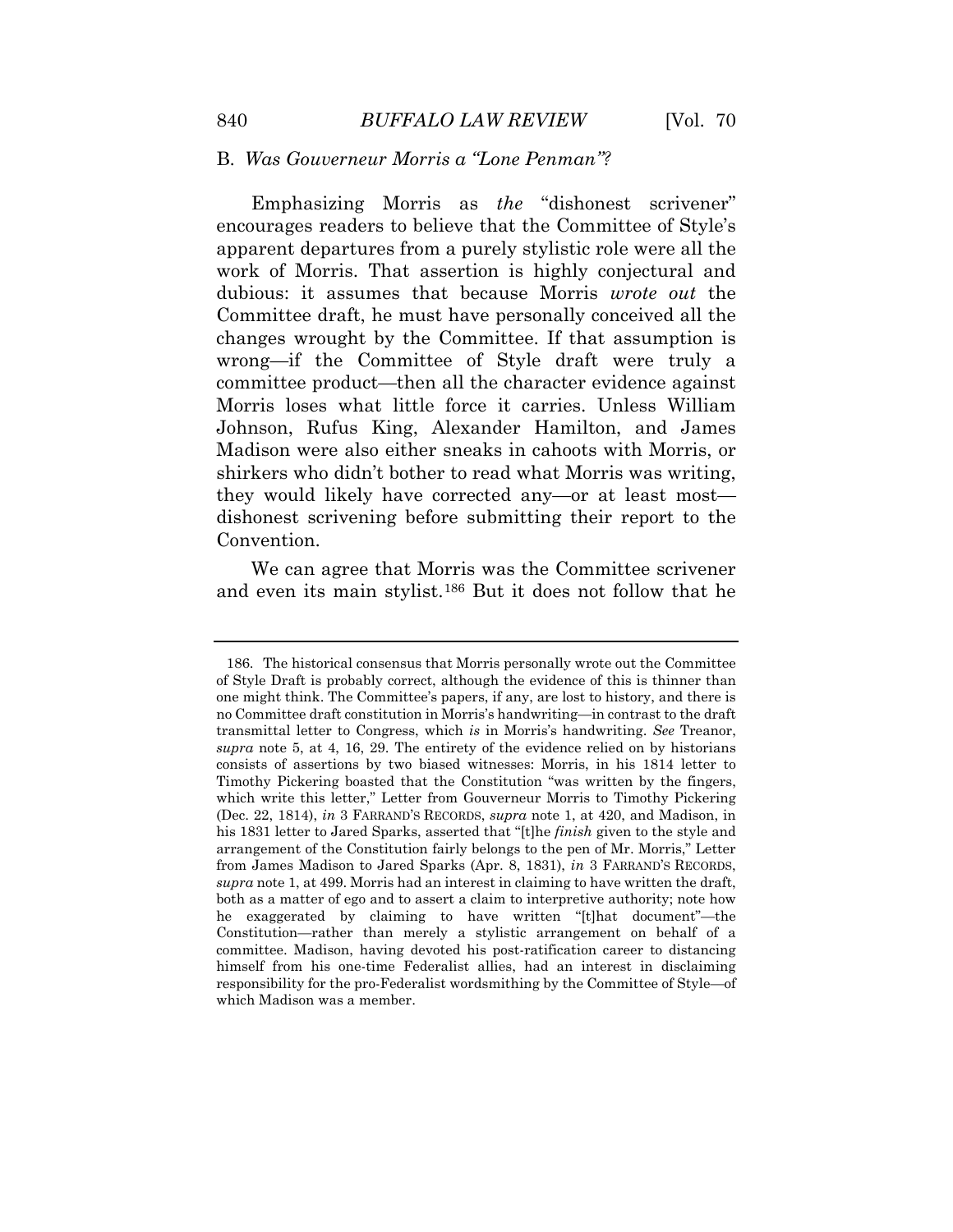### B. *Was Gouverneur Morris a "Lone Penman"?*

Emphasizing Morris as *the* "dishonest scrivener" encourages readers to believe that the Committee of Style's apparent departures from a purely stylistic role were all the work of Morris. That assertion is highly conjectural and dubious: it assumes that because Morris *wrote out* the Committee draft, he must have personally conceived all the changes wrought by the Committee. If that assumption is wrong—if the Committee of Style draft were truly a committee product—then all the character evidence against Morris loses what little force it carries. Unless William Johnson, Rufus King, Alexander Hamilton, and James Madison were also either sneaks in cahoots with Morris, or shirkers who didn't bother to read what Morris was writing, they would likely have corrected any—or at least most—dishonest scrivening before submitting their report to the Convention.

We can agree that Morris was the Committee scrivener and even its main stylist.[186] But it does not follow that he

---

186. The historical consensus that Morris personally wrote out the Committee of Style Draft is probably correct, although the evidence of this is thinner than one might think. The Committee's papers, if any, are lost to history, and there is no Committee draft constitution in Morris's handwriting—in contrast to the draft transmittal letter to Congress, which *is* in Morris's handwriting. *See* Treanor, *supra* note 5, at 4, 16, 29. The entirety of the evidence relied on by historians consists of assertions by two biased witnesses: Morris, in his 1814 letter to Timothy Pickering boasted that the Constitution "was written by the fingers, which write this letter," Letter from Gouverneur Morris to Timothy Pickering (Dec. 22, 1814), *in* 3 FARRAND'S RECORDS, *supra* note 1, at 420, and Madison, in his 1831 letter to Jared Sparks, asserted that "[t]he *finish* given to the style and arrangement of the Constitution fairly belongs to the pen of Mr. Morris," Letter from James Madison to Jared Sparks (Apr. 8, 1831), *in* 3 FARRAND'S RECORDS, *supra* note 1, at 499. Morris had an interest in claiming to have written the draft, both as a matter of ego and to assert a claim to interpretive authority; note how he exaggerated by claiming to have written "[t]hat document"—the Constitution—rather than merely a stylistic arrangement on behalf of a committee. Madison, having devoted his post-ratification career to distancing himself from his one-time Federalist allies, had an interest in disclaiming responsibility for the pro-Federalist wordsmithing by the Committee of Style—of which Madison was a member.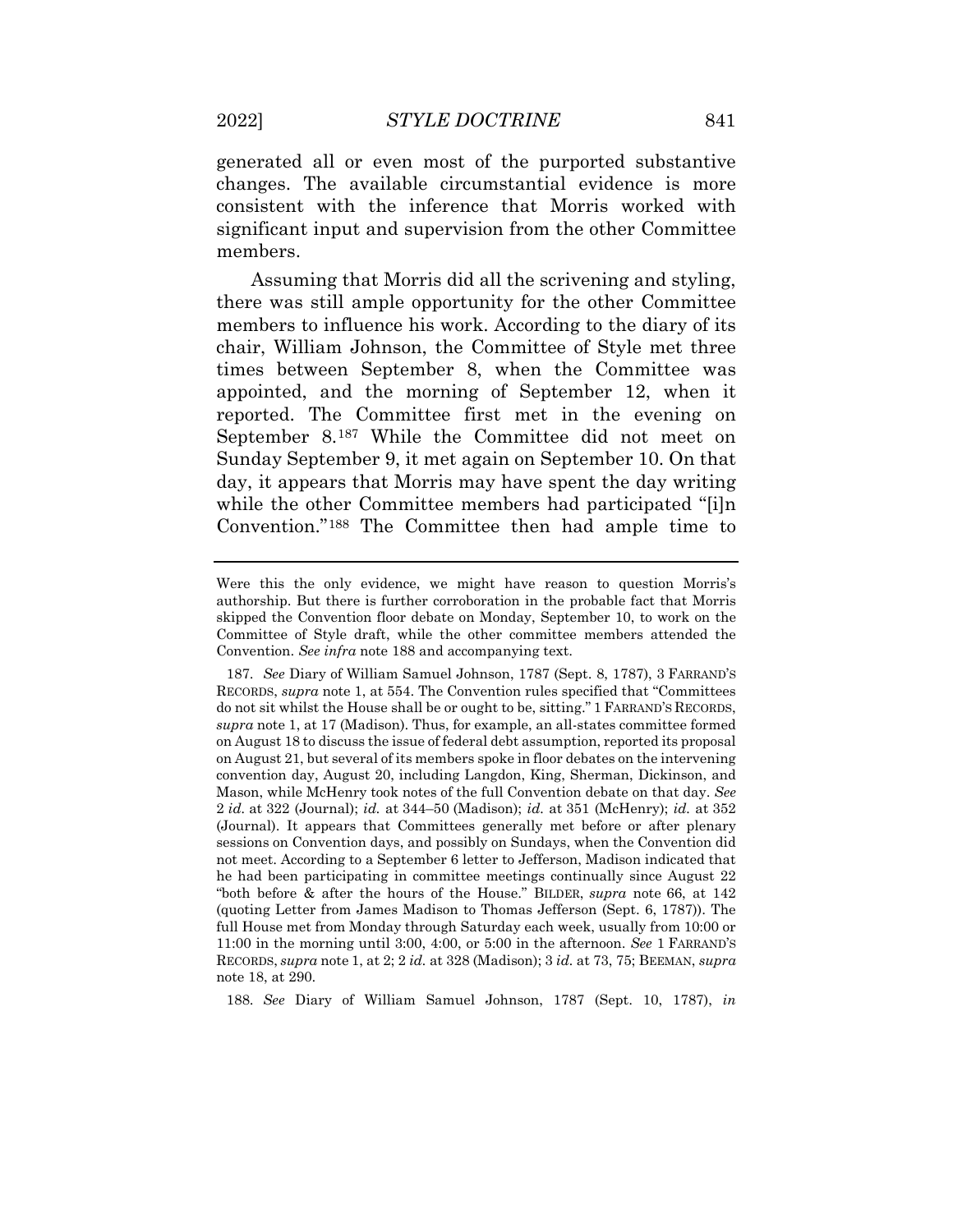generated all or even most of the purported substantive changes. The available circumstantial evidence is more consistent with the inference that Morris worked with significant input and supervision from the other Committee members.

Assuming that Morris did all the scrivening and styling, there was still ample opportunity for the other Committee members to influence his work. According to the diary of its chair, William Johnson, the Committee of Style met three times between September 8, when the Committee was appointed, and the morning of September 12, when it reported. The Committee first met in the evening on September 8.[187] While the Committee did not meet on Sunday September 9, it met again on September 10. On that day, it appears that Morris may have spent the day writing while the other Committee members had participated "[i]n Convention."[188] The Committee then had ample time to

---

Were this the only evidence, we might have reason to question Morris's authorship. But there is further corroboration in the probable fact that Morris skipped the Convention floor debate on Monday, September 10, to work on the Committee of Style draft, while the other committee members attended the Convention. *See infra* note 188 and accompanying text.

187. *See* Diary of William Samuel Johnson, 1787 (Sept. 8, 1787), 3 FARRAND'S RECORDS, *supra* note 1, at 554. The Convention rules specified that "Committees do not sit whilst the House shall be or ought to be, sitting." 1 FARRAND'S RECORDS, *supra* note 1, at 17 (Madison). Thus, for example, an all-states committee formed on August 18 to discuss the issue of federal debt assumption, reported its proposal on August 21, but several of its members spoke in floor debates on the intervening convention day, August 20, including Langdon, King, Sherman, Dickinson, and Mason, while McHenry took notes of the full Convention debate on that day. *See* 2 *id.* at 322 (Journal); *id.* at 344–50 (Madison); *id.* at 351 (McHenry); *id.* at 352 (Journal). It appears that Committees generally met before or after plenary sessions on Convention days, and possibly on Sundays, when the Convention did not meet. According to a September 6 letter to Jefferson, Madison indicated that he had been participating in committee meetings continually since August 22 "both before & after the hours of the House." BILDER, *supra* note 66, at 142 (quoting Letter from James Madison to Thomas Jefferson (Sept. 6, 1787)). The full House met from Monday through Saturday each week, usually from 10:00 or 11:00 in the morning until 3:00, 4:00, or 5:00 in the afternoon. *See* 1 FARRAND'S RECORDS, *supra* note 1, at 2; 2 *id.* at 328 (Madison); 3 *id.* at 73, 75; BEEMAN, *supra* note 18, at 290.

188. *See* Diary of William Samuel Johnson, 1787 (Sept. 10, 1787), *in*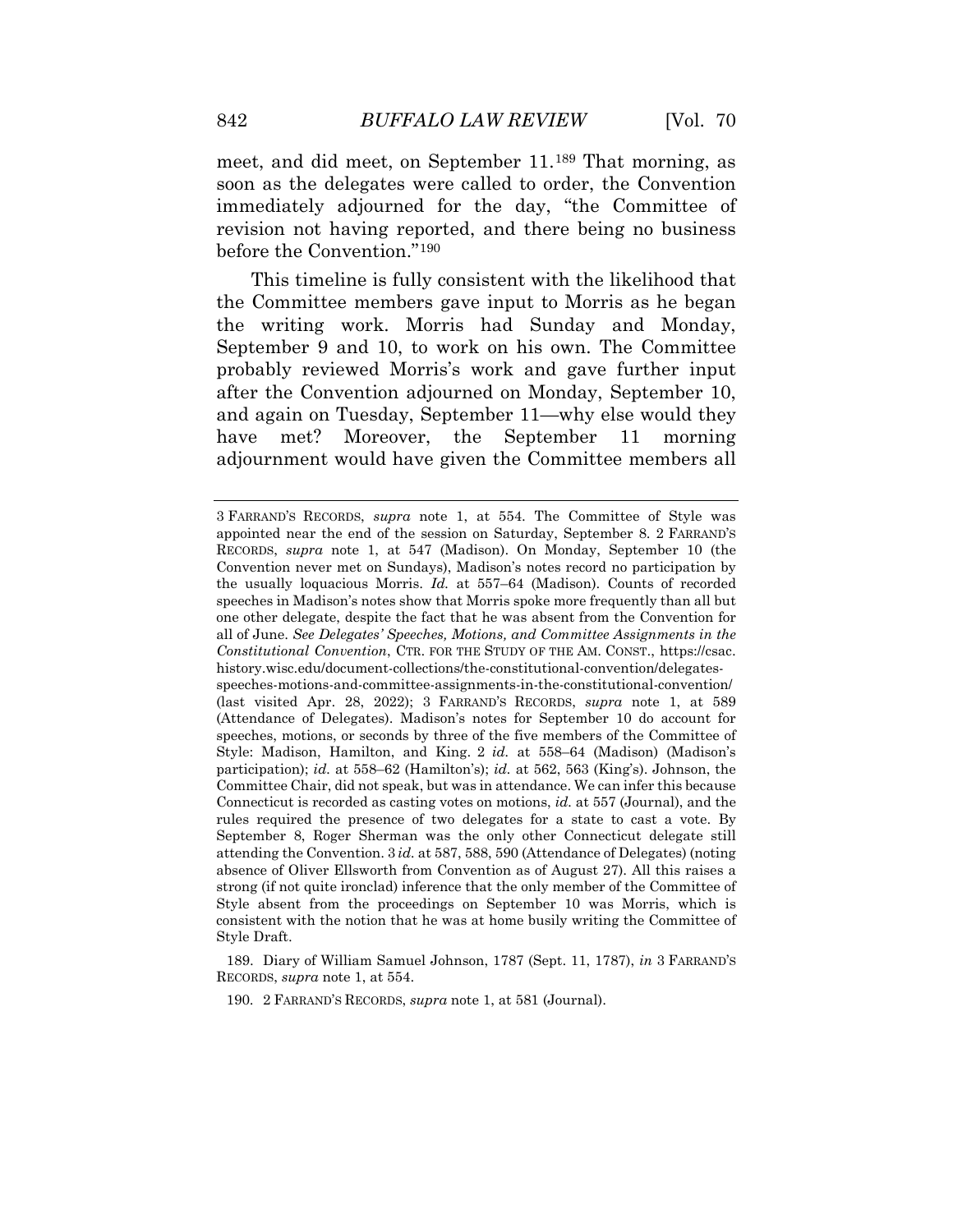meet, and did meet, on September 11.[189] That morning, as soon as the delegates were called to order, the Convention immediately adjourned for the day, "the Committee of revision not having reported, and there being no business before the Convention."[190]

This timeline is fully consistent with the likelihood that the Committee members gave input to Morris as he began the writing work. Morris had Sunday and Monday, September 9 and 10, to work on his own. The Committee probably reviewed Morris's work and gave further input after the Convention adjourned on Monday, September 10, and again on Tuesday, September 11—why else would they have met? Moreover, the September 11 morning adjournment would have given the Committee members all

---

3 FARRAND'S RECORDS, *supra* note 1, at 554. The Committee of Style was appointed near the end of the session on Saturday, September 8. 2 FARRAND'S RECORDS, *supra* note 1, at 547 (Madison). On Monday, September 10 (the Convention never met on Sundays), Madison's notes record no participation by the usually loquacious Morris. *Id.* at 557–64 (Madison). Counts of recorded speeches in Madison's notes show that Morris spoke more frequently than all but one other delegate, despite the fact that he was absent from the Convention for all of June. *See Delegates' Speeches, Motions, and Committee Assignments in the Constitutional Convention*, CTR. FOR THE STUDY OF THE AM. CONST., https://csac.history.wisc.edu/document-collections/the-constitutional-convention/delegates-speeches-motions-and-committee-assignments-in-the-constitutional-convention/ (last visited Apr. 28, 2022); 3 FARRAND'S RECORDS, *supra* note 1, at 589 (Attendance of Delegates). Madison's notes for September 10 do account for speeches, motions, or seconds by three of the five members of the Committee of Style: Madison, Hamilton, and King. 2 *id.* at 558–64 (Madison) (Madison's participation); *id.* at 558–62 (Hamilton's); *id.* at 562, 563 (King's). Johnson, the Committee Chair, did not speak, but was in attendance. We can infer this because Connecticut is recorded as casting votes on motions, *id.* at 557 (Journal), and the rules required the presence of two delegates for a state to cast a vote. By September 8, Roger Sherman was the only other Connecticut delegate still attending the Convention. 3 *id.* at 587, 588, 590 (Attendance of Delegates) (noting absence of Oliver Ellsworth from Convention as of August 27). All this raises a strong (if not quite ironclad) inference that the only member of the Committee of Style absent from the proceedings on September 10 was Morris, which is consistent with the notion that he was at home busily writing the Committee of Style Draft.

189. Diary of William Samuel Johnson, 1787 (Sept. 11, 1787), *in* 3 FARRAND'S RECORDS, *supra* note 1, at 554.

190. 2 FARRAND'S RECORDS, *supra* note 1, at 581 (Journal).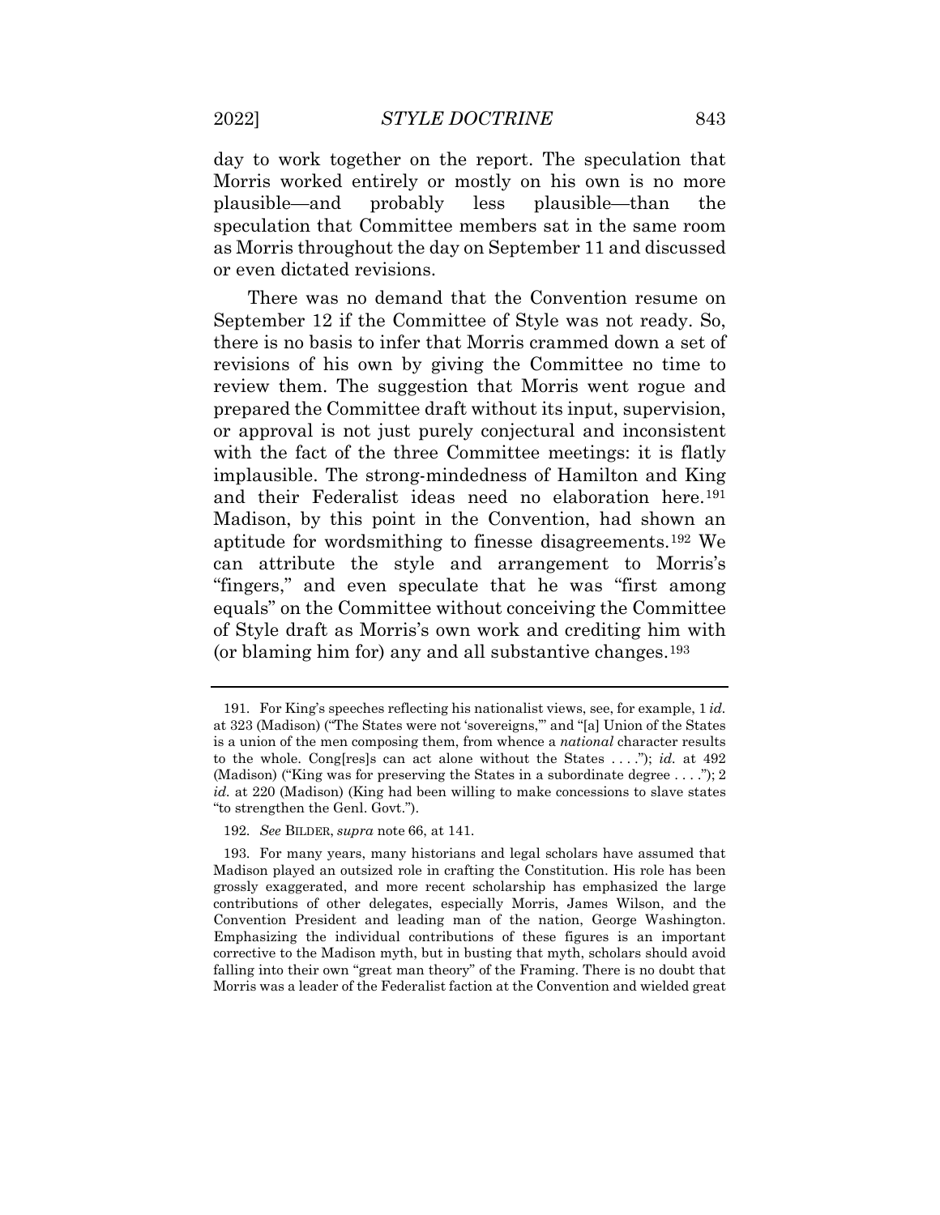day to work together on the report. The speculation that Morris worked entirely or mostly on his own is no more plausible—and probably less plausible—than the speculation that Committee members sat in the same room as Morris throughout the day on September 11 and discussed or even dictated revisions.

There was no demand that the Convention resume on September 12 if the Committee of Style was not ready. So, there is no basis to infer that Morris crammed down a set of revisions of his own by giving the Committee no time to review them. The suggestion that Morris went rogue and prepared the Committee draft without its input, supervision, or approval is not just purely conjectural and inconsistent with the fact of the three Committee meetings: it is flatly implausible. The strong-mindedness of Hamilton and King and their Federalist ideas need no elaboration here.[191] Madison, by this point in the Convention, had shown an aptitude for wordsmithing to finesse disagreements.[192] We can attribute the style and arrangement to Morris's "fingers," and even speculate that he was "first among equals" on the Committee without conceiving the Committee of Style draft as Morris's own work and crediting him with (or blaming him for) any and all substantive changes.[193]

---

191. For King's speeches reflecting his nationalist views, see, for example, 1 *id.* at 323 (Madison) ("The States were not 'sovereigns,'" and "[a] Union of the States is a union of the men composing them, from whence a *national* character results to the whole. Cong[res]s can act alone without the States . . . ."); *id.* at 492 (Madison) ("King was for preserving the States in a subordinate degree . . . ."); 2 *id.* at 220 (Madison) (King had been willing to make concessions to slave states "to strengthen the Genl. Govt.").

192. *See* BILDER, *supra* note 66, at 141.

193. For many years, many historians and legal scholars have assumed that Madison played an outsized role in crafting the Constitution. His role has been grossly exaggerated, and more recent scholarship has emphasized the large contributions of other delegates, especially Morris, James Wilson, and the Convention President and leading man of the nation, George Washington. Emphasizing the individual contributions of these figures is an important corrective to the Madison myth, but in busting that myth, scholars should avoid falling into their own "great man theory" of the Framing. There is no doubt that Morris was a leader of the Federalist faction at the Convention and wielded great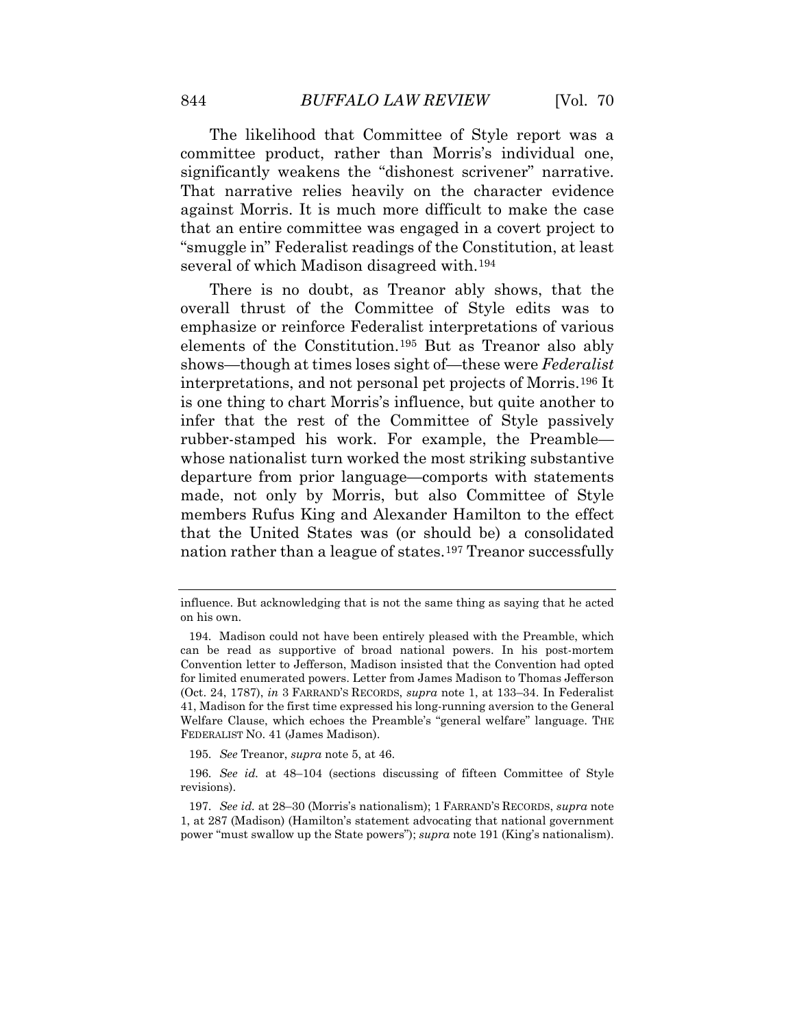The likelihood that Committee of Style report was a committee product, rather than Morris's individual one, significantly weakens the "dishonest scrivener" narrative. That narrative relies heavily on the character evidence against Morris. It is much more difficult to make the case that an entire committee was engaged in a covert project to "smuggle in" Federalist readings of the Constitution, at least several of which Madison disagreed with.[194]

There is no doubt, as Treanor ably shows, that the overall thrust of the Committee of Style edits was to emphasize or reinforce Federalist interpretations of various elements of the Constitution.[195] But as Treanor also ably shows—though at times loses sight of—these were *Federalist* interpretations, and not personal pet projects of Morris.[196] It is one thing to chart Morris's influence, but quite another to infer that the rest of the Committee of Style passively rubber-stamped his work. For example, the Preamble—whose nationalist turn worked the most striking substantive departure from prior language—comports with statements made, not only by Morris, but also Committee of Style members Rufus King and Alexander Hamilton to the effect that the United States was (or should be) a consolidated nation rather than a league of states.[197] Treanor successfully

---

influence. But acknowledging that is not the same thing as saying that he acted on his own.

194. Madison could not have been entirely pleased with the Preamble, which can be read as supportive of broad national powers. In his post-mortem Convention letter to Jefferson, Madison insisted that the Convention had opted for limited enumerated powers. Letter from James Madison to Thomas Jefferson (Oct. 24, 1787), *in* 3 FARRAND'S RECORDS, *supra* note 1, at 133–34. In Federalist 41, Madison for the first time expressed his long-running aversion to the General Welfare Clause, which echoes the Preamble's "general welfare" language. THE FEDERALIST NO. 41 (James Madison).

195. *See* Treanor, *supra* note 5, at 46.

196. *See id.* at 48–104 (sections discussing of fifteen Committee of Style revisions).

197. *See id.* at 28–30 (Morris's nationalism); 1 FARRAND'S RECORDS, *supra* note 1, at 287 (Madison) (Hamilton's statement advocating that national government power "must swallow up the State powers"); *supra* note 191 (King's nationalism).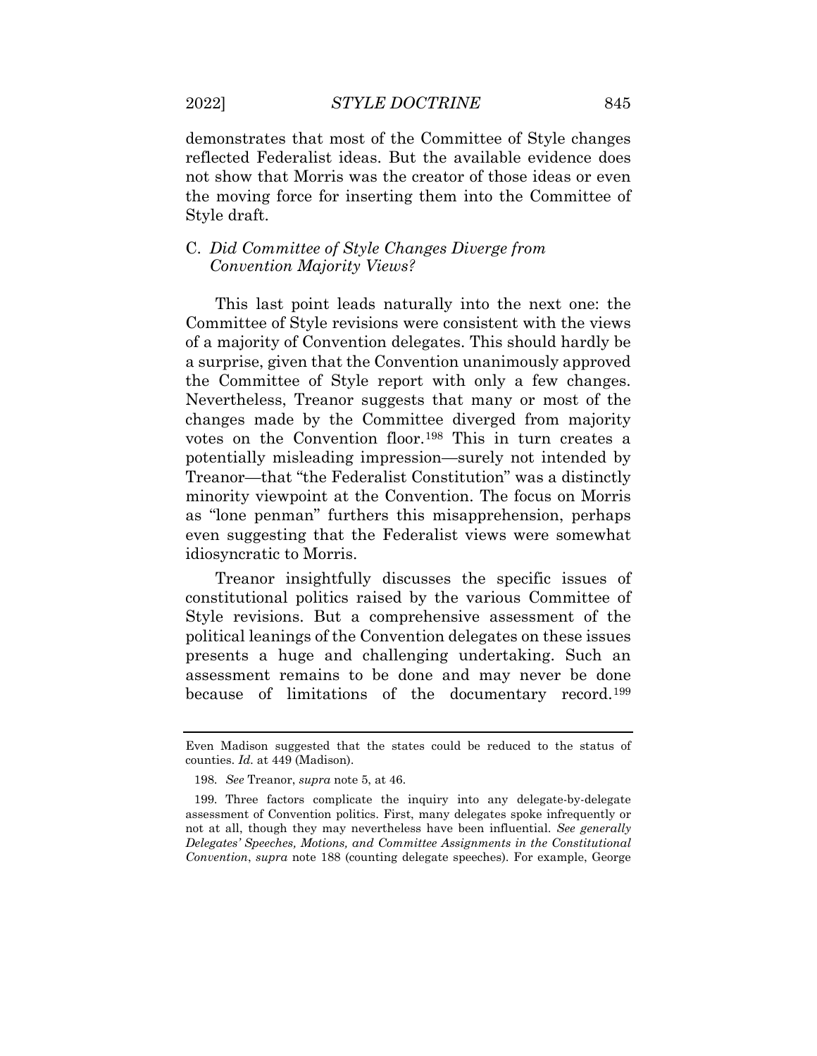demonstrates that most of the Committee of Style changes reflected Federalist ideas. But the available evidence does not show that Morris was the creator of those ideas or even the moving force for inserting them into the Committee of Style draft.

### C. *Did Committee of Style Changes Diverge from Convention Majority Views?*

This last point leads naturally into the next one: the Committee of Style revisions were consistent with the views of a majority of Convention delegates. This should hardly be a surprise, given that the Convention unanimously approved the Committee of Style report with only a few changes. Nevertheless, Treanor suggests that many or most of the changes made by the Committee diverged from majority votes on the Convention floor.[198] This in turn creates a potentially misleading impression—surely not intended by Treanor—that "the Federalist Constitution" was a distinctly minority viewpoint at the Convention. The focus on Morris as "lone penman" furthers this misapprehension, perhaps even suggesting that the Federalist views were somewhat idiosyncratic to Morris.

Treanor insightfully discusses the specific issues of constitutional politics raised by the various Committee of Style revisions. But a comprehensive assessment of the political leanings of the Convention delegates on these issues presents a huge and challenging undertaking. Such an assessment remains to be done and may never be done because of limitations of the documentary record.[199]

---

Even Madison suggested that the states could be reduced to the status of counties. *Id.* at 449 (Madison).

198. *See* Treanor, *supra* note 5, at 46.

199. Three factors complicate the inquiry into any delegate-by-delegate assessment of Convention politics. First, many delegates spoke infrequently or not at all, though they may nevertheless have been influential. *See generally Delegates' Speeches, Motions, and Committee Assignments in the Constitutional Convention*, *supra* note 188 (counting delegate speeches). For example, George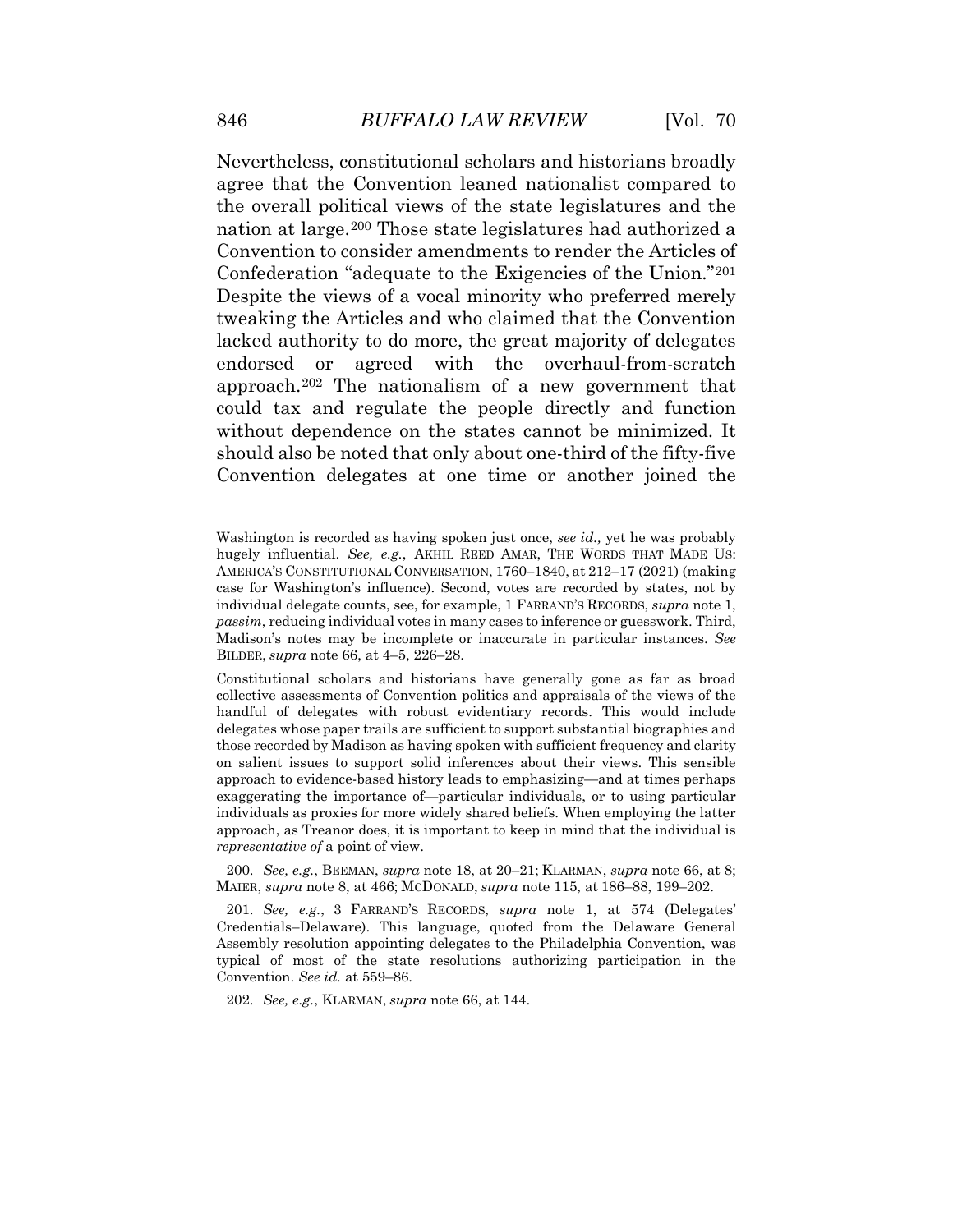Nevertheless, constitutional scholars and historians broadly agree that the Convention leaned nationalist compared to the overall political views of the state legislatures and the nation at large.[200] Those state legislatures had authorized a Convention to consider amendments to render the Articles of Confederation "adequate to the Exigencies of the Union."[201] Despite the views of a vocal minority who preferred merely tweaking the Articles and who claimed that the Convention lacked authority to do more, the great majority of delegates endorsed or agreed with the overhaul-from-scratch approach.[202] The nationalism of a new government that could tax and regulate the people directly and function without dependence on the states cannot be minimized. It should also be noted that only about one-third of the fifty-five Convention delegates at one time or another joined the

---

Washington is recorded as having spoken just once, *see id.,* yet he was probably hugely influential. *See, e.g.*, AKHIL REED AMAR, THE WORDS THAT MADE US: AMERICA'S CONSTITUTIONAL CONVERSATION, 1760–1840, at 212–17 (2021) (making case for Washington's influence). Second, votes are recorded by states, not by individual delegate counts, see, for example, 1 FARRAND'S RECORDS, *supra* note 1, *passim*, reducing individual votes in many cases to inference or guesswork. Third, Madison's notes may be incomplete or inaccurate in particular instances. *See* BILDER, *supra* note 66, at 4–5, 226–28.

Constitutional scholars and historians have generally gone as far as broad collective assessments of Convention politics and appraisals of the views of the handful of delegates with robust evidentiary records. This would include delegates whose paper trails are sufficient to support substantial biographies and those recorded by Madison as having spoken with sufficient frequency and clarity on salient issues to support solid inferences about their views. This sensible approach to evidence-based history leads to emphasizing—and at times perhaps exaggerating the importance of—particular individuals, or to using particular individuals as proxies for more widely shared beliefs. When employing the latter approach, as Treanor does, it is important to keep in mind that the individual is *representative of* a point of view.

200. *See, e.g.*, BEEMAN, *supra* note 18, at 20–21; KLARMAN, *supra* note 66, at 8; MAIER, *supra* note 8, at 466; MCDONALD, *supra* note 115, at 186–88, 199–202.

201. *See, e.g.*, 3 FARRAND'S RECORDS, *supra* note 1, at 574 (Delegates' Credentials–Delaware). This language, quoted from the Delaware General Assembly resolution appointing delegates to the Philadelphia Convention, was typical of most of the state resolutions authorizing participation in the Convention. *See id.* at 559–86.

202. *See, e.g.*, KLARMAN, *supra* note 66, at 144.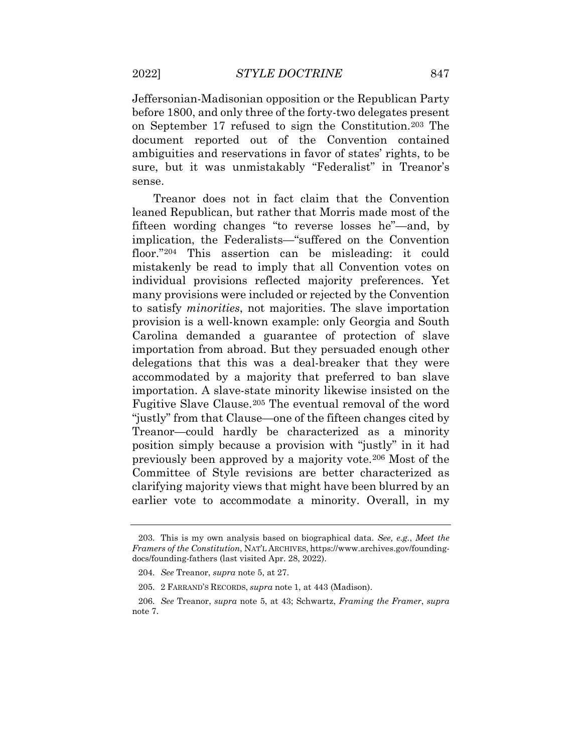Jeffersonian-Madisonian opposition or the Republican Party before 1800, and only three of the forty-two delegates present on September 17 refused to sign the Constitution.[203] The document reported out of the Convention contained ambiguities and reservations in favor of states' rights, to be sure, but it was unmistakably "Federalist" in Treanor's sense.

Treanor does not in fact claim that the Convention leaned Republican, but rather that Morris made most of the fifteen wording changes "to reverse losses he"—and, by implication, the Federalists—"suffered on the Convention floor."[204] This assertion can be misleading: it could mistakenly be read to imply that all Convention votes on individual provisions reflected majority preferences. Yet many provisions were included or rejected by the Convention to satisfy *minorities*, not majorities. The slave importation provision is a well-known example: only Georgia and South Carolina demanded a guarantee of protection of slave importation from abroad. But they persuaded enough other delegations that this was a deal-breaker that they were accommodated by a majority that preferred to ban slave importation. A slave-state minority likewise insisted on the Fugitive Slave Clause.[205] The eventual removal of the word "justly" from that Clause—one of the fifteen changes cited by Treanor—could hardly be characterized as a minority position simply because a provision with "justly" in it had previously been approved by a majority vote.[206] Most of the Committee of Style revisions are better characterized as clarifying majority views that might have been blurred by an earlier vote to accommodate a minority. Overall, in my

---

203. This is my own analysis based on biographical data. *See, e.g.*, *Meet the Framers of the Constitution*, NAT'L ARCHIVES, https://www.archives.gov/founding-docs/founding-fathers (last visited Apr. 28, 2022).

204. *See* Treanor, *supra* note 5, at 27.

205. 2 FARRAND'S RECORDS, *supra* note 1, at 443 (Madison).

206. *See* Treanor, *supra* note 5, at 43; Schwartz, *Framing the Framer*, *supra* note 7.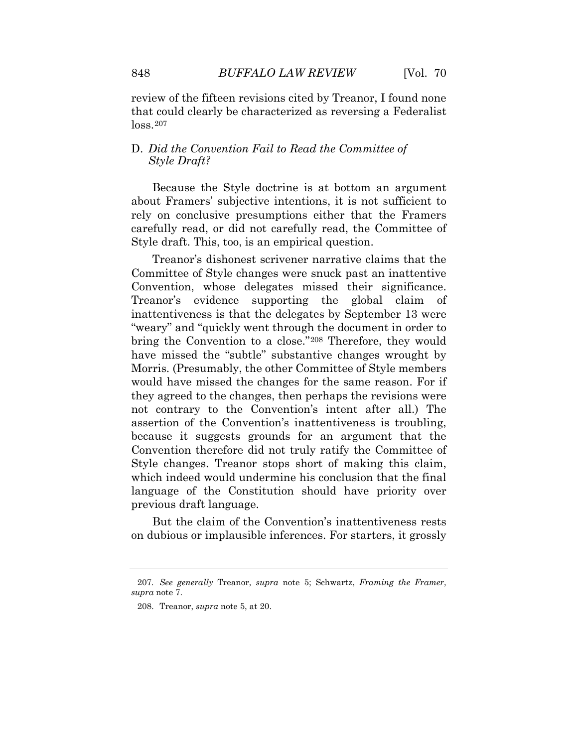review of the fifteen revisions cited by Treanor, I found none that could clearly be characterized as reversing a Federalist loss.[207]

### D. *Did the Convention Fail to Read the Committee of Style Draft?*

Because the Style doctrine is at bottom an argument about Framers' subjective intentions, it is not sufficient to rely on conclusive presumptions either that the Framers carefully read, or did not carefully read, the Committee of Style draft. This, too, is an empirical question.

Treanor's dishonest scrivener narrative claims that the Committee of Style changes were snuck past an inattentive Convention, whose delegates missed their significance. Treanor's evidence supporting the global claim of inattentiveness is that the delegates by September 13 were "weary" and "quickly went through the document in order to bring the Convention to a close."[208] Therefore, they would have missed the "subtle" substantive changes wrought by Morris. (Presumably, the other Committee of Style members would have missed the changes for the same reason. For if they agreed to the changes, then perhaps the revisions were not contrary to the Convention's intent after all.) The assertion of the Convention's inattentiveness is troubling, because it suggests grounds for an argument that the Convention therefore did not truly ratify the Committee of Style changes. Treanor stops short of making this claim, which indeed would undermine his conclusion that the final language of the Constitution should have priority over previous draft language.

But the claim of the Convention's inattentiveness rests on dubious or implausible inferences. For starters, it grossly

---

207. *See generally* Treanor, *supra* note 5; Schwartz, *Framing the Framer*, *supra* note 7.

208. Treanor, *supra* note 5, at 20.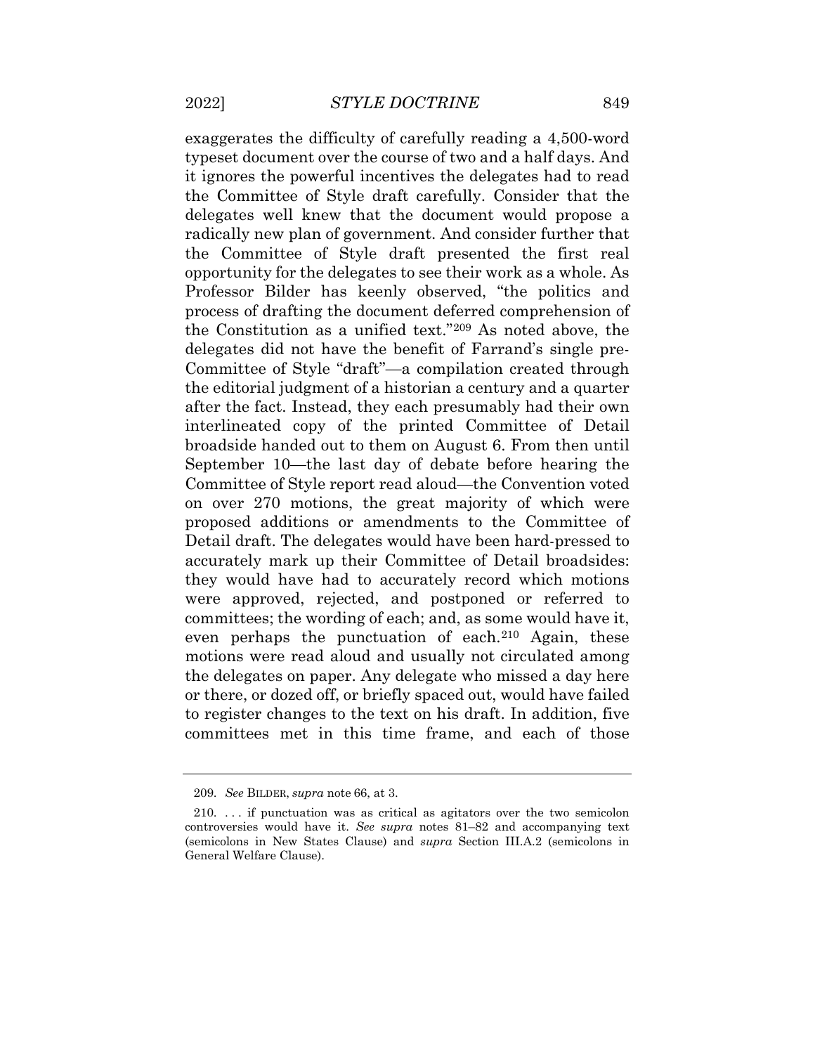exaggerates the difficulty of carefully reading a 4,500-word typeset document over the course of two and a half days. And it ignores the powerful incentives the delegates had to read the Committee of Style draft carefully. Consider that the delegates well knew that the document would propose a radically new plan of government. And consider further that the Committee of Style draft presented the first real opportunity for the delegates to see their work as a whole. As Professor Bilder has keenly observed, "the politics and process of drafting the document deferred comprehension of the Constitution as a unified text."[209] As noted above, the delegates did not have the benefit of Farrand's single pre-Committee of Style "draft"—a compilation created through the editorial judgment of a historian a century and a quarter after the fact. Instead, they each presumably had their own interlineated copy of the printed Committee of Detail broadside handed out to them on August 6. From then until September 10—the last day of debate before hearing the Committee of Style report read aloud—the Convention voted on over 270 motions, the great majority of which were proposed additions or amendments to the Committee of Detail draft. The delegates would have been hard-pressed to accurately mark up their Committee of Detail broadsides: they would have had to accurately record which motions were approved, rejected, and postponed or referred to committees; the wording of each; and, as some would have it, even perhaps the punctuation of each.[210] Again, these motions were read aloud and usually not circulated among the delegates on paper. Any delegate who missed a day here or there, or dozed off, or briefly spaced out, would have failed to register changes to the text on his draft. In addition, five committees met in this time frame, and each of those

---

209. *See* BILDER, *supra* note 66, at 3.

210. . . . if punctuation was as critical as agitators over the two semicolon controversies would have it. *See supra* notes 81–82 and accompanying text (semicolons in New States Clause) and *supra* Section III.A.2 (semicolons in General Welfare Clause).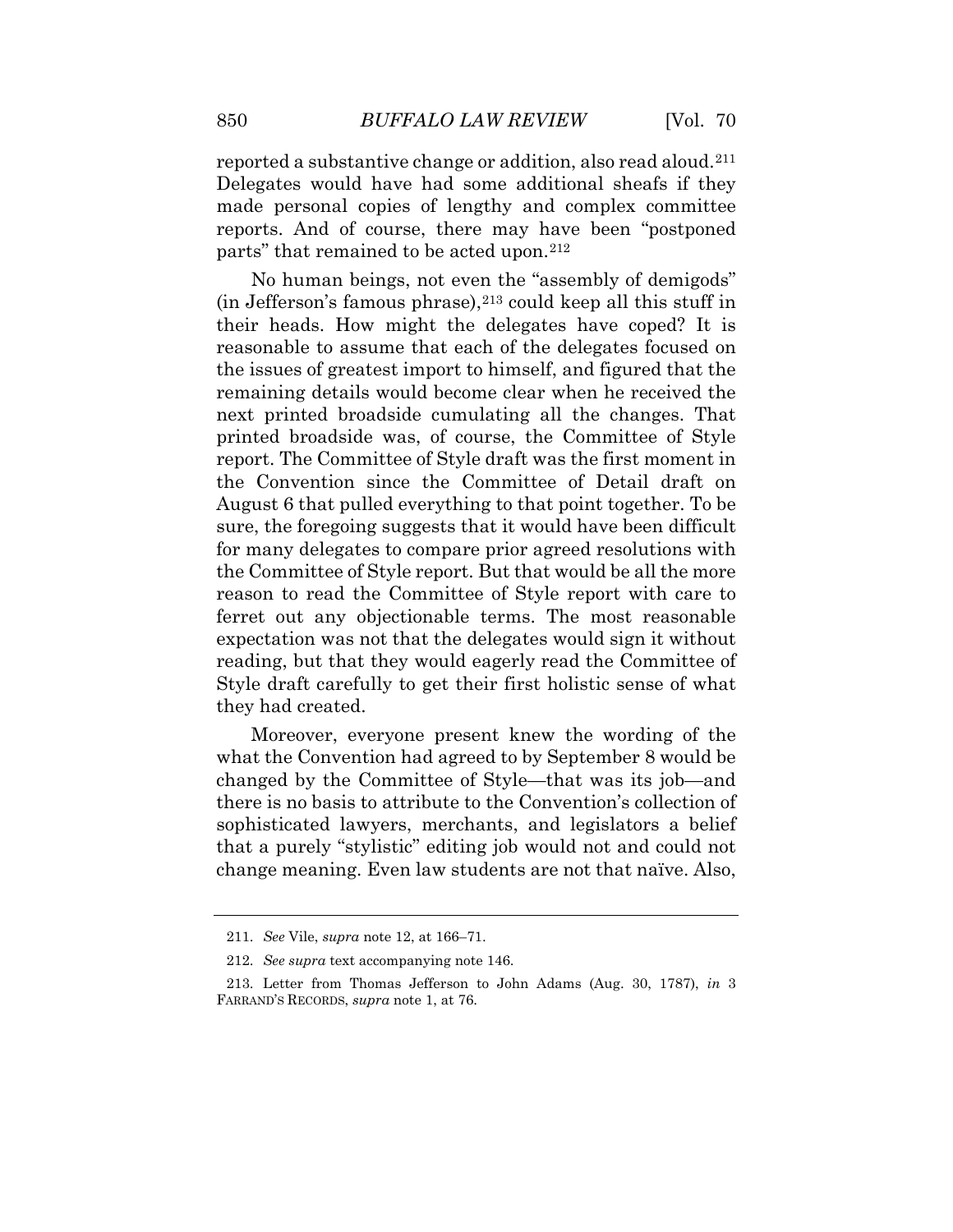reported a substantive change or addition, also read aloud.[211] Delegates would have had some additional sheafs if they made personal copies of lengthy and complex committee reports. And of course, there may have been "postponed parts" that remained to be acted upon.[212]

No human beings, not even the "assembly of demigods" (in Jefferson's famous phrase),[213] could keep all this stuff in their heads. How might the delegates have coped? It is reasonable to assume that each of the delegates focused on the issues of greatest import to himself, and figured that the remaining details would become clear when he received the next printed broadside cumulating all the changes. That printed broadside was, of course, the Committee of Style report. The Committee of Style draft was the first moment in the Convention since the Committee of Detail draft on August 6 that pulled everything to that point together. To be sure, the foregoing suggests that it would have been difficult for many delegates to compare prior agreed resolutions with the Committee of Style report. But that would be all the more reason to read the Committee of Style report with care to ferret out any objectionable terms. The most reasonable expectation was not that the delegates would sign it without reading, but that they would eagerly read the Committee of Style draft carefully to get their first holistic sense of what they had created.

Moreover, everyone present knew the wording of the what the Convention had agreed to by September 8 would be changed by the Committee of Style—that was its job—and there is no basis to attribute to the Convention's collection of sophisticated lawyers, merchants, and legislators a belief that a purely "stylistic" editing job would not and could not change meaning. Even law students are not that naïve. Also,

---

211. *See* Vile, *supra* note 12, at 166–71.

212. *See supra* text accompanying note 146.

213. Letter from Thomas Jefferson to John Adams (Aug. 30, 1787), *in* 3 FARRAND'S RECORDS, *supra* note 1, at 76.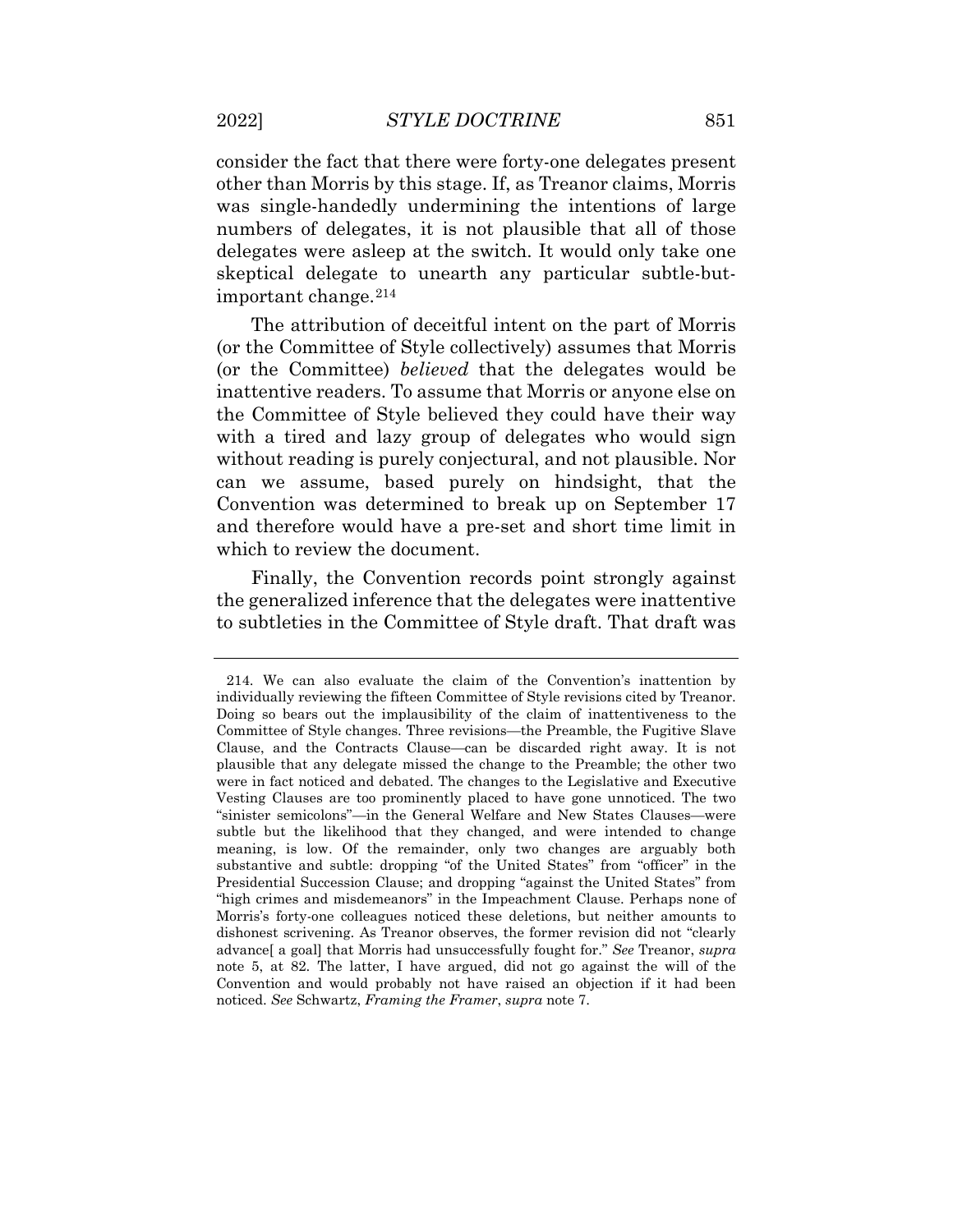consider the fact that there were forty-one delegates present other than Morris by this stage. If, as Treanor claims, Morris was single-handedly undermining the intentions of large numbers of delegates, it is not plausible that all of those delegates were asleep at the switch. It would only take one skeptical delegate to unearth any particular subtle-but-important change.[214]

The attribution of deceitful intent on the part of Morris (or the Committee of Style collectively) assumes that Morris (or the Committee) *believed* that the delegates would be inattentive readers. To assume that Morris or anyone else on the Committee of Style believed they could have their way with a tired and lazy group of delegates who would sign without reading is purely conjectural, and not plausible. Nor can we assume, based purely on hindsight, that the Convention was determined to break up on September 17 and therefore would have a pre-set and short time limit in which to review the document.

Finally, the Convention records point strongly against the generalized inference that the delegates were inattentive to subtleties in the Committee of Style draft. That draft was

---

214. We can also evaluate the claim of the Convention's inattention by individually reviewing the fifteen Committee of Style revisions cited by Treanor. Doing so bears out the implausibility of the claim of inattentiveness to the Committee of Style changes. Three revisions—the Preamble, the Fugitive Slave Clause, and the Contracts Clause—can be discarded right away. It is not plausible that any delegate missed the change to the Preamble; the other two were in fact noticed and debated. The changes to the Legislative and Executive Vesting Clauses are too prominently placed to have gone unnoticed. The two "sinister semicolons"—in the General Welfare and New States Clauses—were subtle but the likelihood that they changed, and were intended to change meaning, is low. Of the remainder, only two changes are arguably both substantive and subtle: dropping "of the United States" from "officer" in the Presidential Succession Clause; and dropping "against the United States" from "high crimes and misdemeanors" in the Impeachment Clause. Perhaps none of Morris's forty-one colleagues noticed these deletions, but neither amounts to dishonest scrivening. As Treanor observes, the former revision did not "clearly advance[ a goal] that Morris had unsuccessfully fought for." *See* Treanor, *supra* note 5, at 82. The latter, I have argued, did not go against the will of the Convention and would probably not have raised an objection if it had been noticed. *See* Schwartz, *Framing the Framer*, *supra* note 7.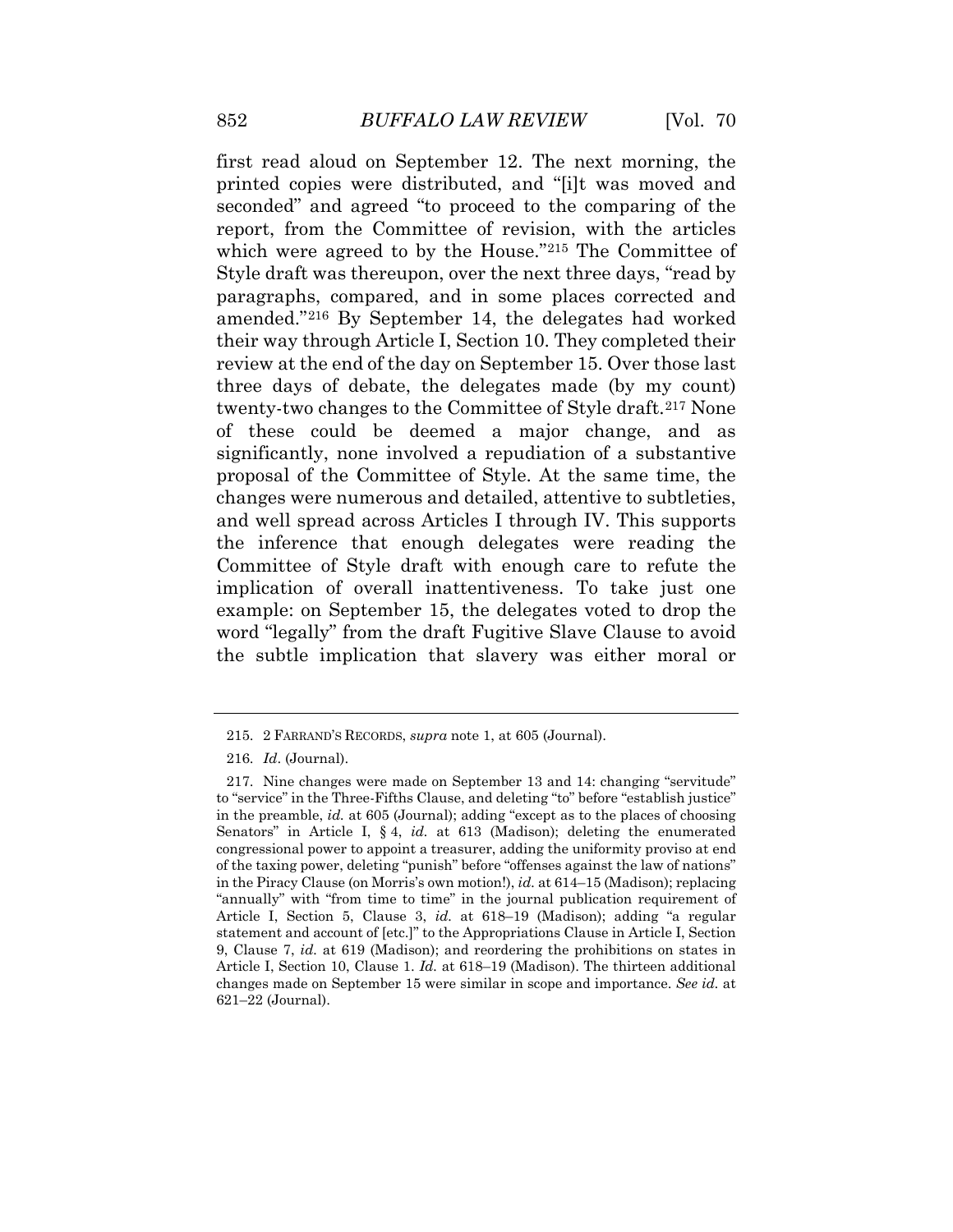first read aloud on September 12. The next morning, the printed copies were distributed, and "[i]t was moved and seconded" and agreed "to proceed to the comparing of the report, from the Committee of revision, with the articles which were agreed to by the House."[215] The Committee of Style draft was thereupon, over the next three days, "read by paragraphs, compared, and in some places corrected and amended."[216] By September 14, the delegates had worked their way through Article I, Section 10. They completed their review at the end of the day on September 15. Over those last three days of debate, the delegates made (by my count) twenty-two changes to the Committee of Style draft.[217] None of these could be deemed a major change, and as significantly, none involved a repudiation of a substantive proposal of the Committee of Style. At the same time, the changes were numerous and detailed, attentive to subtleties, and well spread across Articles I through IV. This supports the inference that enough delegates were reading the Committee of Style draft with enough care to refute the implication of overall inattentiveness. To take just one example: on September 15, the delegates voted to drop the word "legally" from the draft Fugitive Slave Clause to avoid the subtle implication that slavery was either moral or

---

215. 2 FARRAND'S RECORDS, *supra* note 1, at 605 (Journal).

216. *Id*. (Journal).

217. Nine changes were made on September 13 and 14: changing "servitude" to "service" in the Three-Fifths Clause, and deleting "to" before "establish justice" in the preamble, *id.* at 605 (Journal); adding "except as to the places of choosing Senators" in Article I, § 4, *id.* at 613 (Madison); deleting the enumerated congressional power to appoint a treasurer, adding the uniformity proviso at end of the taxing power, deleting "punish" before "offenses against the law of nations" in the Piracy Clause (on Morris's own motion!), *id.* at 614–15 (Madison); replacing "annually" with "from time to time" in the journal publication requirement of Article I, Section 5, Clause 3, *id.* at 618–19 (Madison); adding "a regular statement and account of [etc.]" to the Appropriations Clause in Article I, Section 9, Clause 7, *id.* at 619 (Madison); and reordering the prohibitions on states in Article I, Section 10, Clause 1. *Id.* at 618–19 (Madison). The thirteen additional changes made on September 15 were similar in scope and importance. *See id.* at 621–22 (Journal).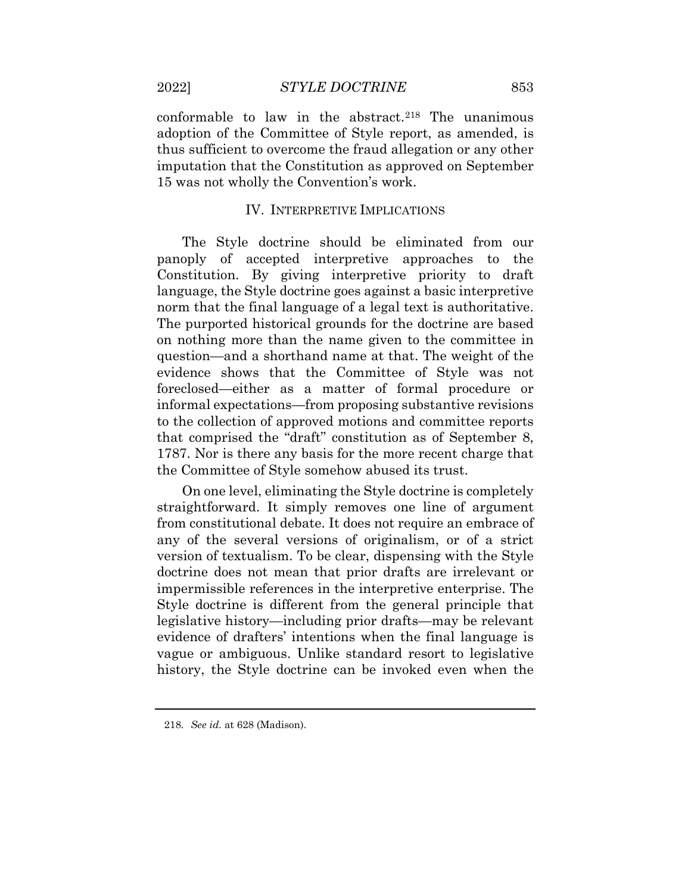conformable to law in the abstract.[218] The unanimous adoption of the Committee of Style report, as amended, is thus sufficient to overcome the fraud allegation or any other imputation that the Constitution as approved on September 15 was not wholly the Convention's work.

## IV. INTERPRETIVE IMPLICATIONS

The Style doctrine should be eliminated from our panoply of accepted interpretive approaches to the Constitution. By giving interpretive priority to draft language, the Style doctrine goes against a basic interpretive norm that the final language of a legal text is authoritative. The purported historical grounds for the doctrine are based on nothing more than the name given to the committee in question—and a shorthand name at that. The weight of the evidence shows that the Committee of Style was not foreclosed—either as a matter of formal procedure or informal expectations—from proposing substantive revisions to the collection of approved motions and committee reports that comprised the "draft" constitution as of September 8, 1787. Nor is there any basis for the more recent charge that the Committee of Style somehow abused its trust.

On one level, eliminating the Style doctrine is completely straightforward. It simply removes one line of argument from constitutional debate. It does not require an embrace of any of the several versions of originalism, or of a strict version of textualism. To be clear, dispensing with the Style doctrine does not mean that prior drafts are irrelevant or impermissible references in the interpretive enterprise. The Style doctrine is different from the general principle that legislative history—including prior drafts—may be relevant evidence of drafters' intentions when the final language is vague or ambiguous. Unlike standard resort to legislative history, the Style doctrine can be invoked even when the

---

218. *See id.* at 628 (Madison).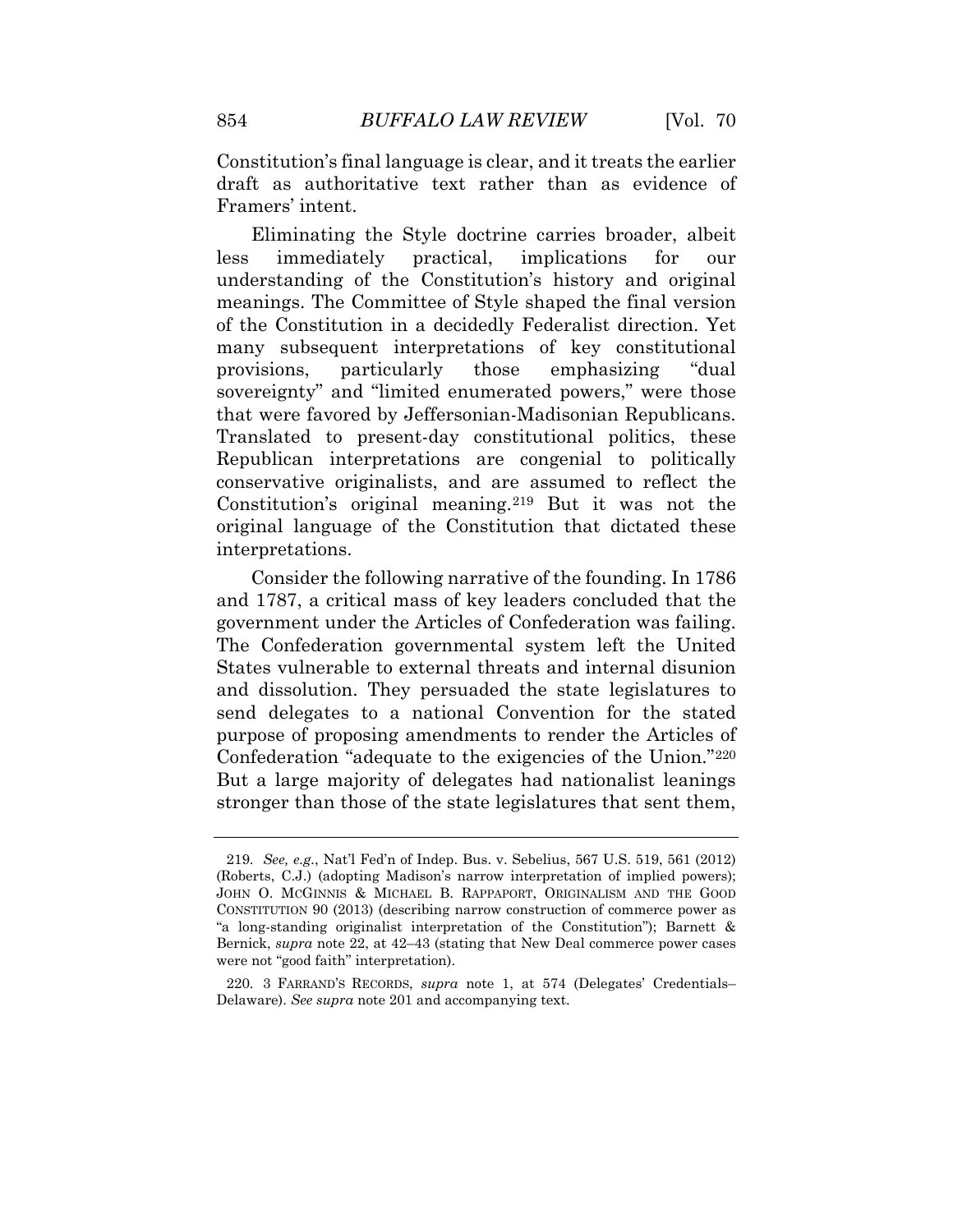Constitution's final language is clear, and it treats the earlier draft as authoritative text rather than as evidence of Framers' intent.

Eliminating the Style doctrine carries broader, albeit less immediately practical, implications for our understanding of the Constitution's history and original meanings. The Committee of Style shaped the final version of the Constitution in a decidedly Federalist direction. Yet many subsequent interpretations of key constitutional provisions, particularly those emphasizing "dual sovereignty" and "limited enumerated powers," were those that were favored by Jeffersonian-Madisonian Republicans. Translated to present-day constitutional politics, these Republican interpretations are congenial to politically conservative originalists, and are assumed to reflect the Constitution's original meaning.[219] But it was not the original language of the Constitution that dictated these interpretations.

Consider the following narrative of the founding. In 1786 and 1787, a critical mass of key leaders concluded that the government under the Articles of Confederation was failing. The Confederation governmental system left the United States vulnerable to external threats and internal disunion and dissolution. They persuaded the state legislatures to send delegates to a national Convention for the stated purpose of proposing amendments to render the Articles of Confederation "adequate to the exigencies of the Union."[220] But a large majority of delegates had nationalist leanings stronger than those of the state legislatures that sent them,

---

219. *See, e.g.*, Nat'l Fed'n of Indep. Bus. v. Sebelius, 567 U.S. 519, 561 (2012) (Roberts, C.J.) (adopting Madison's narrow interpretation of implied powers); JOHN O. MCGINNIS & MICHAEL B. RAPPAPORT, ORIGINALISM AND THE GOOD CONSTITUTION 90 (2013) (describing narrow construction of commerce power as "a long-standing originalist interpretation of the Constitution"); Barnett & Bernick, *supra* note 22, at 42–43 (stating that New Deal commerce power cases were not "good faith" interpretation).

220. 3 FARRAND'S RECORDS, *supra* note 1, at 574 (Delegates' Credentials–Delaware). *See supra* note 201 and accompanying text.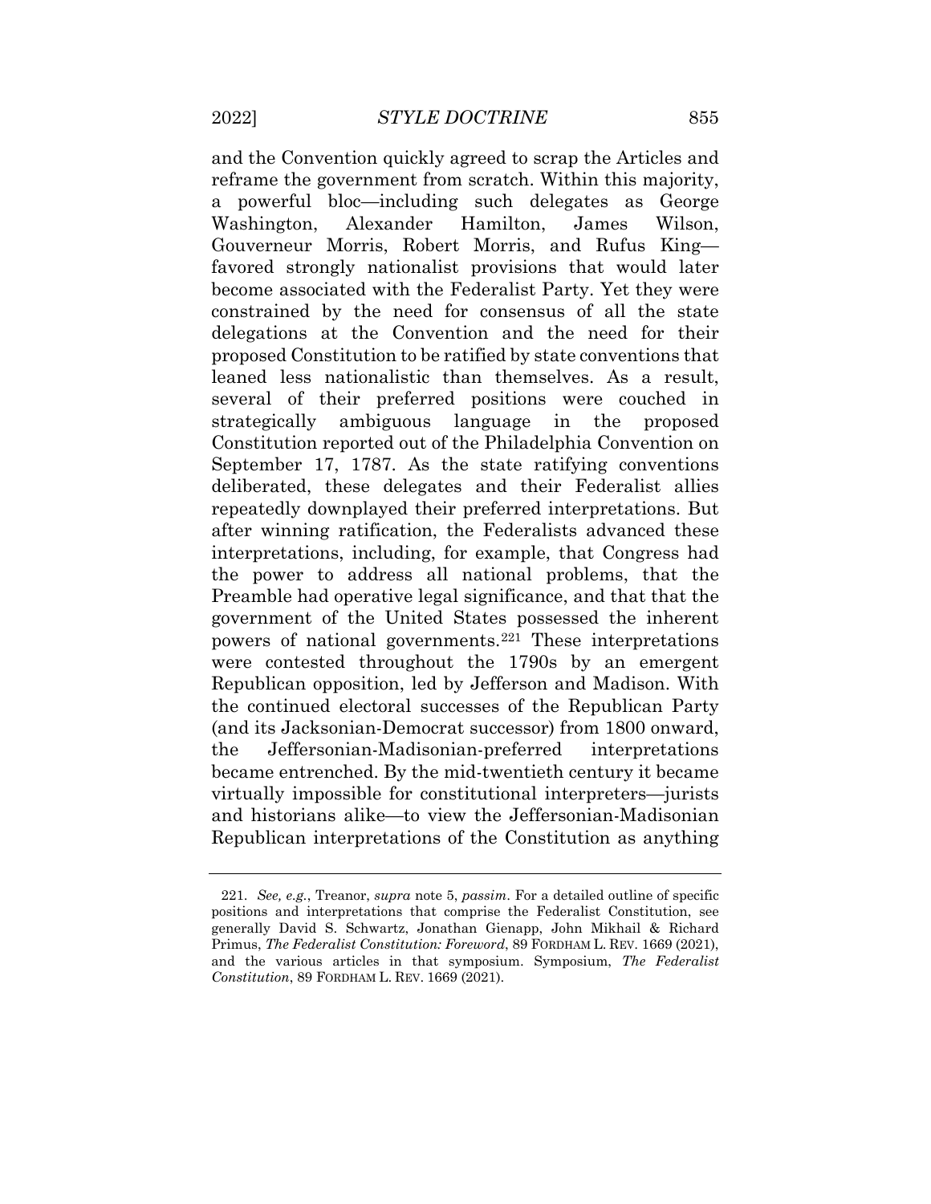and the Convention quickly agreed to scrap the Articles and reframe the government from scratch. Within this majority, a powerful bloc—including such delegates as George Washington, Alexander Hamilton, James Wilson, Gouverneur Morris, Robert Morris, and Rufus King—favored strongly nationalist provisions that would later become associated with the Federalist Party. Yet they were constrained by the need for consensus of all the state delegations at the Convention and the need for their proposed Constitution to be ratified by state conventions that leaned less nationalistic than themselves. As a result, several of their preferred positions were couched in strategically ambiguous language in the proposed Constitution reported out of the Philadelphia Convention on September 17, 1787. As the state ratifying conventions deliberated, these delegates and their Federalist allies repeatedly downplayed their preferred interpretations. But after winning ratification, the Federalists advanced these interpretations, including, for example, that Congress had the power to address all national problems, that the Preamble had operative legal significance, and that that the government of the United States possessed the inherent powers of national governments.[221] These interpretations were contested throughout the 1790s by an emergent Republican opposition, led by Jefferson and Madison. With the continued electoral successes of the Republican Party (and its Jacksonian-Democrat successor) from 1800 onward, the Jeffersonian-Madisonian-preferred interpretations became entrenched. By the mid-twentieth century it became virtually impossible for constitutional interpreters—jurists and historians alike—to view the Jeffersonian-Madisonian Republican interpretations of the Constitution as anything

---

221. *See, e.g.*, Treanor, *supra* note 5, *passim*. For a detailed outline of specific positions and interpretations that comprise the Federalist Constitution, see generally David S. Schwartz, Jonathan Gienapp, John Mikhail & Richard Primus, *The Federalist Constitution: Foreword*, 89 FORDHAM L. REV. 1669 (2021), and the various articles in that symposium. Symposium, *The Federalist Constitution*, 89 FORDHAM L. REV. 1669 (2021).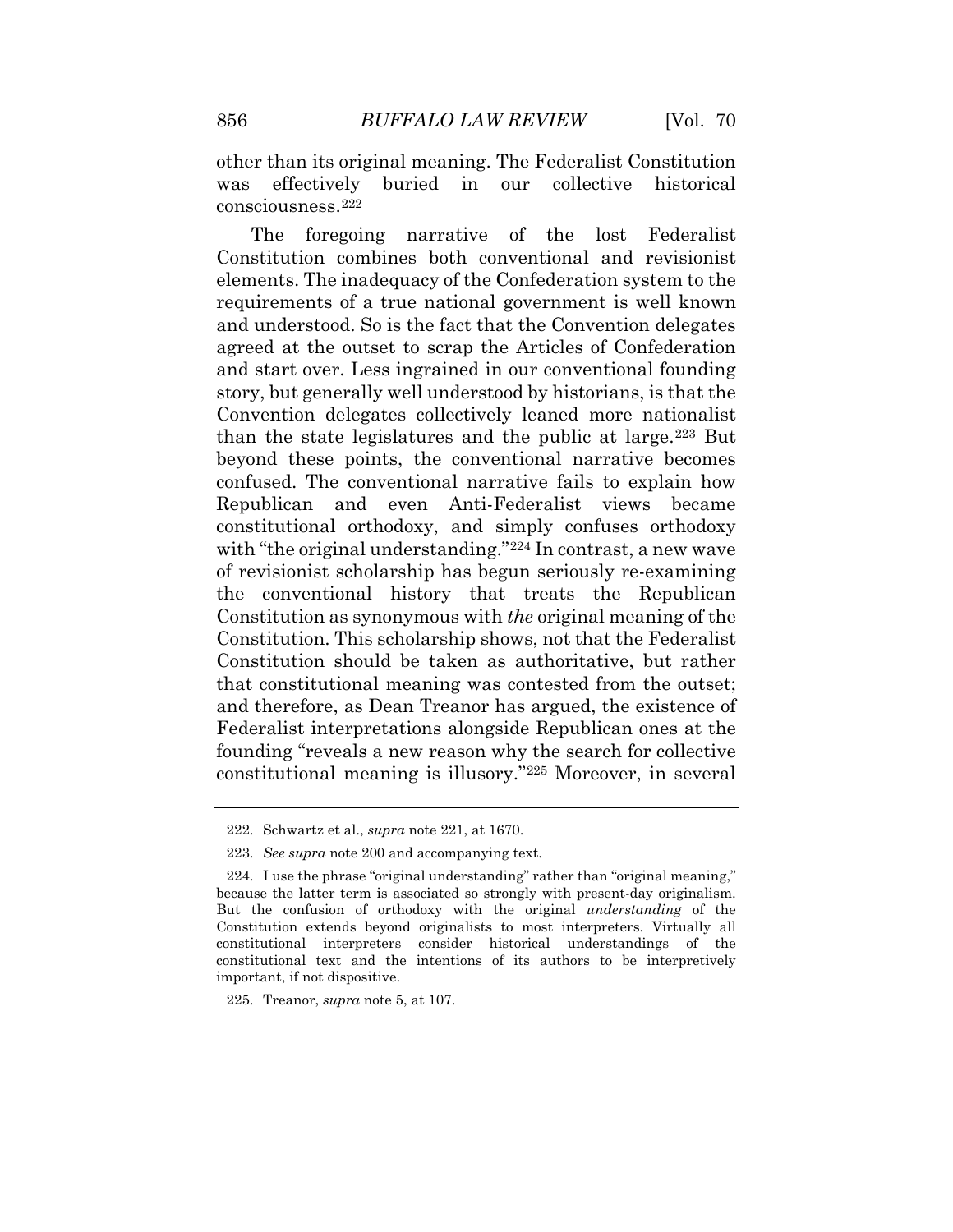other than its original meaning. The Federalist Constitution was effectively buried in our collective historical consciousness.[222]

The foregoing narrative of the lost Federalist Constitution combines both conventional and revisionist elements. The inadequacy of the Confederation system to the requirements of a true national government is well known and understood. So is the fact that the Convention delegates agreed at the outset to scrap the Articles of Confederation and start over. Less ingrained in our conventional founding story, but generally well understood by historians, is that the Convention delegates collectively leaned more nationalist than the state legislatures and the public at large.[223] But beyond these points, the conventional narrative becomes confused. The conventional narrative fails to explain how Republican and even Anti-Federalist views became constitutional orthodoxy, and simply confuses orthodoxy with "the original understanding."[224] In contrast, a new wave of revisionist scholarship has begun seriously re-examining the conventional history that treats the Republican Constitution as synonymous with *the* original meaning of the Constitution. This scholarship shows, not that the Federalist Constitution should be taken as authoritative, but rather that constitutional meaning was contested from the outset; and therefore, as Dean Treanor has argued, the existence of Federalist interpretations alongside Republican ones at the founding "reveals a new reason why the search for collective constitutional meaning is illusory."[225] Moreover, in several

---

222. Schwartz et al., *supra* note 221, at 1670.

223. *See supra* note 200 and accompanying text.

224. I use the phrase "original understanding" rather than "original meaning," because the latter term is associated so strongly with present-day originalism. But the confusion of orthodoxy with the original *understanding* of the Constitution extends beyond originalists to most interpreters. Virtually all constitutional interpreters consider historical understandings of the constitutional text and the intentions of its authors to be interpretively important, if not dispositive.

225. Treanor, *supra* note 5, at 107.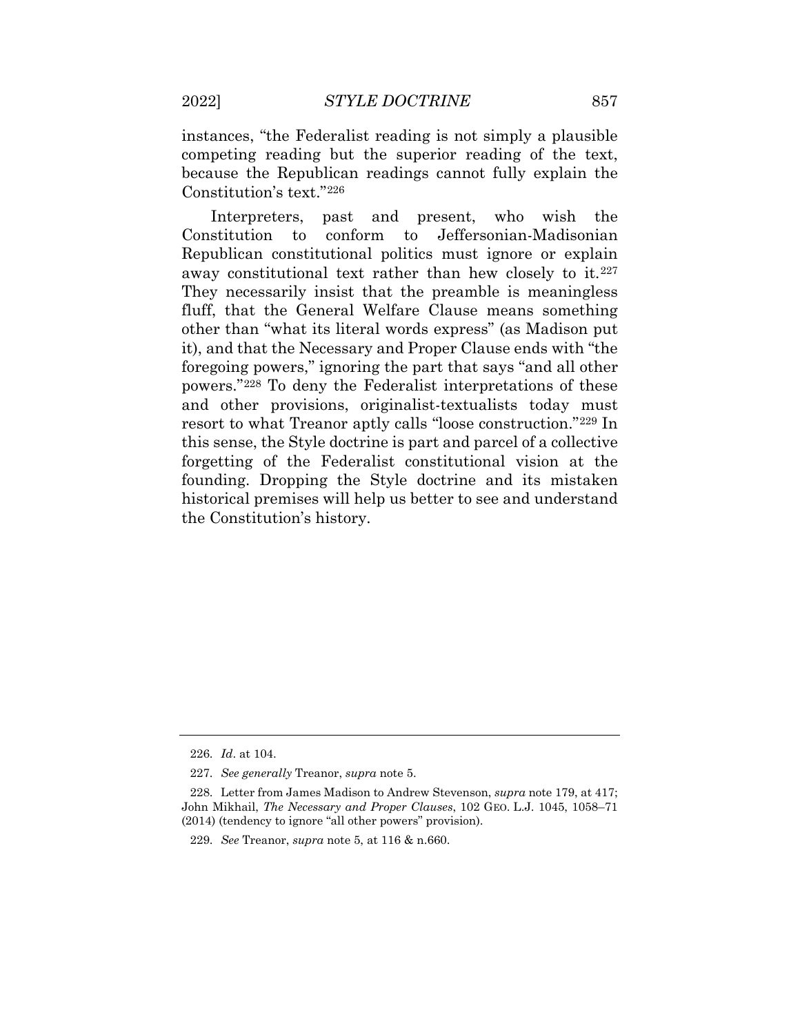instances, "the Federalist reading is not simply a plausible competing reading but the superior reading of the text, because the Republican readings cannot fully explain the Constitution's text."[226]

Interpreters, past and present, who wish the Constitution to conform to Jeffersonian-Madisonian Republican constitutional politics must ignore or explain away constitutional text rather than hew closely to it.[227] They necessarily insist that the preamble is meaningless fluff, that the General Welfare Clause means something other than "what its literal words express" (as Madison put it), and that the Necessary and Proper Clause ends with "the foregoing powers," ignoring the part that says "and all other powers."[228] To deny the Federalist interpretations of these and other provisions, originalist-textualists today must resort to what Treanor aptly calls "loose construction."[229] In this sense, the Style doctrine is part and parcel of a collective forgetting of the Federalist constitutional vision at the founding. Dropping the Style doctrine and its mistaken historical premises will help us better to see and understand the Constitution's history.

---

226. *Id*. at 104.

227. *See generally* Treanor, *supra* note 5.

228. Letter from James Madison to Andrew Stevenson, *supra* note 179, at 417; John Mikhail, *The Necessary and Proper Clauses*, 102 GEO. L.J. 1045, 1058–71 (2014) (tendency to ignore "all other powers" provision).

229. *See* Treanor, *supra* note 5, at 116 & n.660.